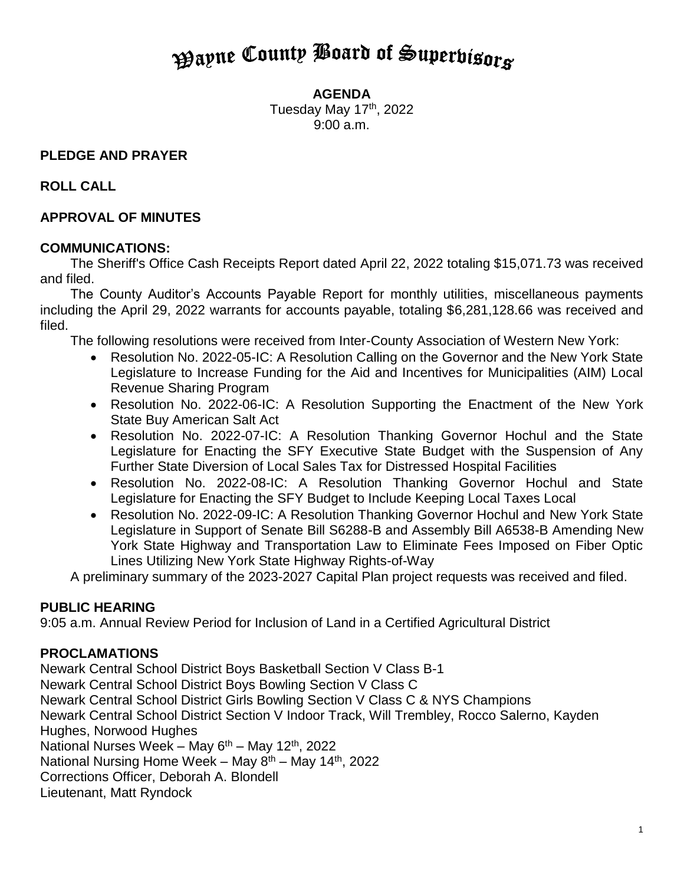# Wayne County Board of Supervisors

**AGENDA**
Tuesday May 17th, 2022
9:00 a.m.

**PLEDGE AND PRAYER**

**ROLL CALL**

**APPROVAL OF MINUTES**

**COMMUNICATIONS:**

The Sheriff's Office Cash Receipts Report dated April 22, 2022 totaling $15,071.73 was received and filed.

The County Auditor's Accounts Payable Report for monthly utilities, miscellaneous payments including the April 29, 2022 warrants for accounts payable, totaling $6,281,128.66 was received and filed.

The following resolutions were received from Inter-County Association of Western New York:

- Resolution No. 2022-05-IC: A Resolution Calling on the Governor and the New York State Legislature to Increase Funding for the Aid and Incentives for Municipalities (AIM) Local Revenue Sharing Program
- Resolution No. 2022-06-IC: A Resolution Supporting the Enactment of the New York State Buy American Salt Act
- Resolution No. 2022-07-IC: A Resolution Thanking Governor Hochul and the State Legislature for Enacting the SFY Executive State Budget with the Suspension of Any Further State Diversion of Local Sales Tax for Distressed Hospital Facilities
- Resolution No. 2022-08-IC: A Resolution Thanking Governor Hochul and State Legislature for Enacting the SFY Budget to Include Keeping Local Taxes Local
- Resolution No. 2022-09-IC: A Resolution Thanking Governor Hochul and New York State Legislature in Support of Senate Bill S6288-B and Assembly Bill A6538-B Amending New York State Highway and Transportation Law to Eliminate Fees Imposed on Fiber Optic Lines Utilizing New York State Highway Rights-of-Way

A preliminary summary of the 2023-2027 Capital Plan project requests was received and filed.

**PUBLIC HEARING**

9:05 a.m. Annual Review Period for Inclusion of Land in a Certified Agricultural District

**PROCLAMATIONS**

Newark Central School District Boys Basketball Section V Class B-1
Newark Central School District Boys Bowling Section V Class C
Newark Central School District Girls Bowling Section V Class C & NYS Champions
Newark Central School District Section V Indoor Track, Will Trembley, Rocco Salerno, Kayden Hughes, Norwood Hughes
National Nurses Week – May 6th – May 12th, 2022
National Nursing Home Week – May 8th – May 14th, 2022
Corrections Officer, Deborah A. Blondell
Lieutenant, Matt Ryndock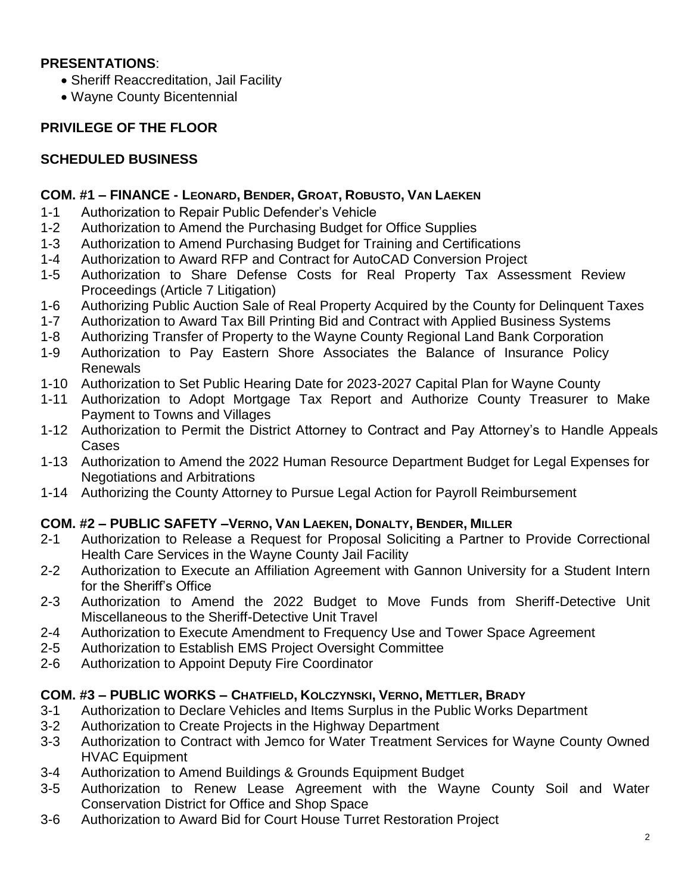**PRESENTATIONS**:

- Sheriff Reaccreditation, Jail Facility
- Wayne County Bicentennial

**PRIVILEGE OF THE FLOOR**

**SCHEDULED BUSINESS**

**COM. #1 – FINANCE - LEONARD, BENDER, GROAT, ROBUSTO, VAN LAEKEN**

1-1 Authorization to Repair Public Defender's Vehicle
1-2 Authorization to Amend the Purchasing Budget for Office Supplies
1-3 Authorization to Amend Purchasing Budget for Training and Certifications
1-4 Authorization to Award RFP and Contract for AutoCAD Conversion Project
1-5 Authorization to Share Defense Costs for Real Property Tax Assessment Review Proceedings (Article 7 Litigation)
1-6 Authorizing Public Auction Sale of Real Property Acquired by the County for Delinquent Taxes
1-7 Authorization to Award Tax Bill Printing Bid and Contract with Applied Business Systems
1-8 Authorizing Transfer of Property to the Wayne County Regional Land Bank Corporation
1-9 Authorization to Pay Eastern Shore Associates the Balance of Insurance Policy Renewals
1-10 Authorization to Set Public Hearing Date for 2023-2027 Capital Plan for Wayne County
1-11 Authorization to Adopt Mortgage Tax Report and Authorize County Treasurer to Make Payment to Towns and Villages
1-12 Authorization to Permit the District Attorney to Contract and Pay Attorney's to Handle Appeals Cases
1-13 Authorization to Amend the 2022 Human Resource Department Budget for Legal Expenses for Negotiations and Arbitrations
1-14 Authorizing the County Attorney to Pursue Legal Action for Payroll Reimbursement

**COM. #2 – PUBLIC SAFETY –VERNO, VAN LAEKEN, DONALTY, BENDER, MILLER**

2-1 Authorization to Release a Request for Proposal Soliciting a Partner to Provide Correctional Health Care Services in the Wayne County Jail Facility
2-2 Authorization to Execute an Affiliation Agreement with Gannon University for a Student Intern for the Sheriff's Office
2-3 Authorization to Amend the 2022 Budget to Move Funds from Sheriff-Detective Unit Miscellaneous to the Sheriff-Detective Unit Travel
2-4 Authorization to Execute Amendment to Frequency Use and Tower Space Agreement
2-5 Authorization to Establish EMS Project Oversight Committee
2-6 Authorization to Appoint Deputy Fire Coordinator

**COM. #3 – PUBLIC WORKS – CHATFIELD, KOLCZYNSKI, VERNO, METTLER, BRADY**

3-1 Authorization to Declare Vehicles and Items Surplus in the Public Works Department
3-2 Authorization to Create Projects in the Highway Department
3-3 Authorization to Contract with Jemco for Water Treatment Services for Wayne County Owned HVAC Equipment
3-4 Authorization to Amend Buildings & Grounds Equipment Budget
3-5 Authorization to Renew Lease Agreement with the Wayne County Soil and Water Conservation District for Office and Shop Space
3-6 Authorization to Award Bid for Court House Turret Restoration Project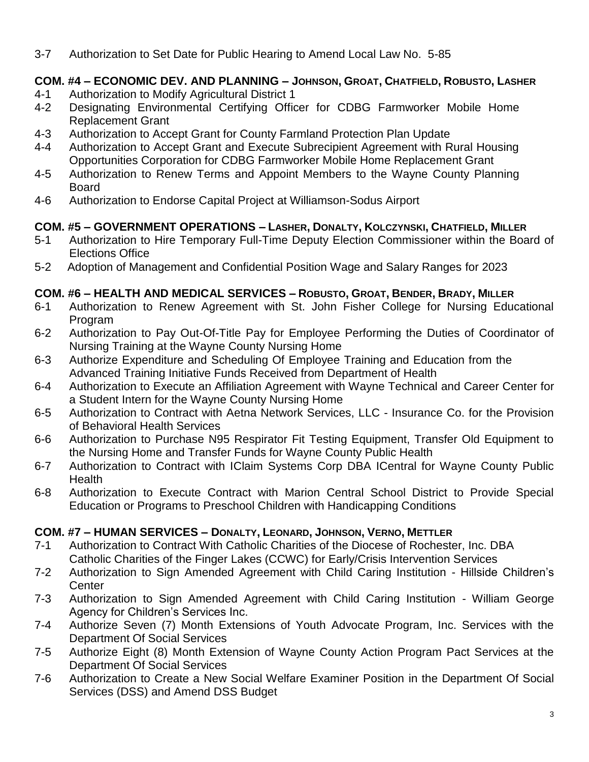3-7 Authorization to Set Date for Public Hearing to Amend Local Law No. 5-85

**COM. #4 – ECONOMIC DEV. AND PLANNING – JOHNSON, GROAT, CHATFIELD, ROBUSTO, LASHER**

4-1 Authorization to Modify Agricultural District 1
4-2 Designating Environmental Certifying Officer for CDBG Farmworker Mobile Home Replacement Grant
4-3 Authorization to Accept Grant for County Farmland Protection Plan Update
4-4 Authorization to Accept Grant and Execute Subrecipient Agreement with Rural Housing Opportunities Corporation for CDBG Farmworker Mobile Home Replacement Grant
4-5 Authorization to Renew Terms and Appoint Members to the Wayne County Planning Board
4-6 Authorization to Endorse Capital Project at Williamson-Sodus Airport

**COM. #5 – GOVERNMENT OPERATIONS – LASHER, DONALTY, KOLCZYNSKI, CHATFIELD, MILLER**

5-1 Authorization to Hire Temporary Full-Time Deputy Election Commissioner within the Board of Elections Office
5-2 Adoption of Management and Confidential Position Wage and Salary Ranges for 2023

**COM. #6 – HEALTH AND MEDICAL SERVICES – ROBUSTO, GROAT, BENDER, BRADY, MILLER**

6-1 Authorization to Renew Agreement with St. John Fisher College for Nursing Educational Program
6-2 Authorization to Pay Out-Of-Title Pay for Employee Performing the Duties of Coordinator of Nursing Training at the Wayne County Nursing Home
6-3 Authorize Expenditure and Scheduling Of Employee Training and Education from the Advanced Training Initiative Funds Received from Department of Health
6-4 Authorization to Execute an Affiliation Agreement with Wayne Technical and Career Center for a Student Intern for the Wayne County Nursing Home
6-5 Authorization to Contract with Aetna Network Services, LLC - Insurance Co. for the Provision of Behavioral Health Services
6-6 Authorization to Purchase N95 Respirator Fit Testing Equipment, Transfer Old Equipment to the Nursing Home and Transfer Funds for Wayne County Public Health
6-7 Authorization to Contract with IClaim Systems Corp DBA ICentral for Wayne County Public Health
6-8 Authorization to Execute Contract with Marion Central School District to Provide Special Education or Programs to Preschool Children with Handicapping Conditions

**COM. #7 – HUMAN SERVICES – DONALTY, LEONARD, JOHNSON, VERNO, METTLER**

7-1 Authorization to Contract With Catholic Charities of the Diocese of Rochester, Inc. DBA Catholic Charities of the Finger Lakes (CCWC) for Early/Crisis Intervention Services
7-2 Authorization to Sign Amended Agreement with Child Caring Institution - Hillside Children's Center
7-3 Authorization to Sign Amended Agreement with Child Caring Institution - William George Agency for Children's Services Inc.
7-4 Authorize Seven (7) Month Extensions of Youth Advocate Program, Inc. Services with the Department Of Social Services
7-5 Authorize Eight (8) Month Extension of Wayne County Action Program Pact Services at the Department Of Social Services
7-6 Authorization to Create a New Social Welfare Examiner Position in the Department Of Social Services (DSS) and Amend DSS Budget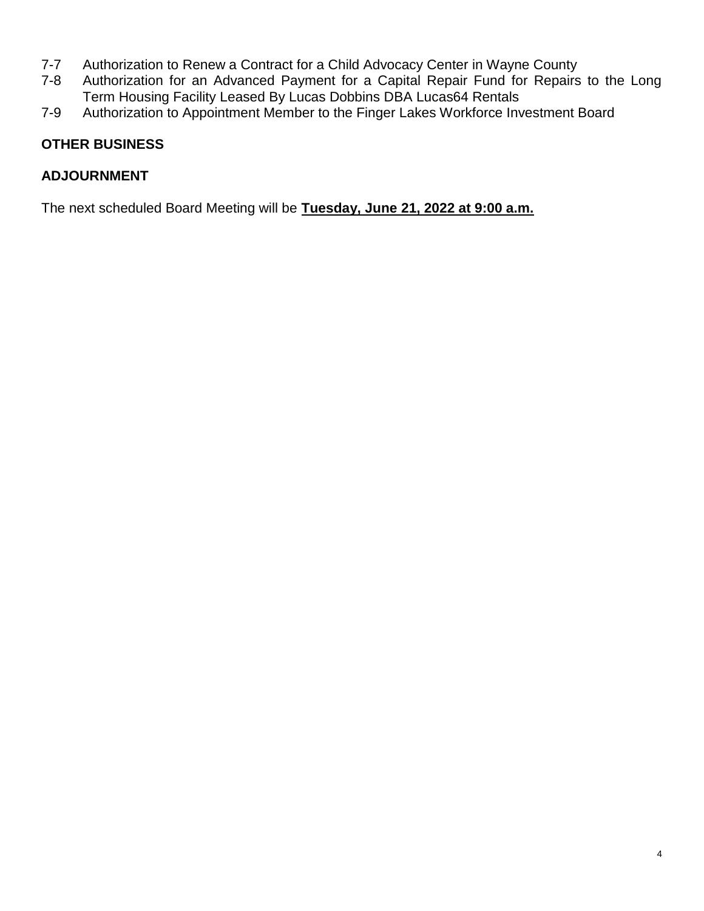7-7 Authorization to Renew a Contract for a Child Advocacy Center in Wayne County
7-8 Authorization for an Advanced Payment for a Capital Repair Fund for Repairs to the Long Term Housing Facility Leased By Lucas Dobbins DBA Lucas64 Rentals
7-9 Authorization to Appointment Member to the Finger Lakes Workforce Investment Board

**OTHER BUSINESS**

**ADJOURNMENT**

The next scheduled Board Meeting will be **Tuesday, June 21, 2022 at 9:00 a.m.**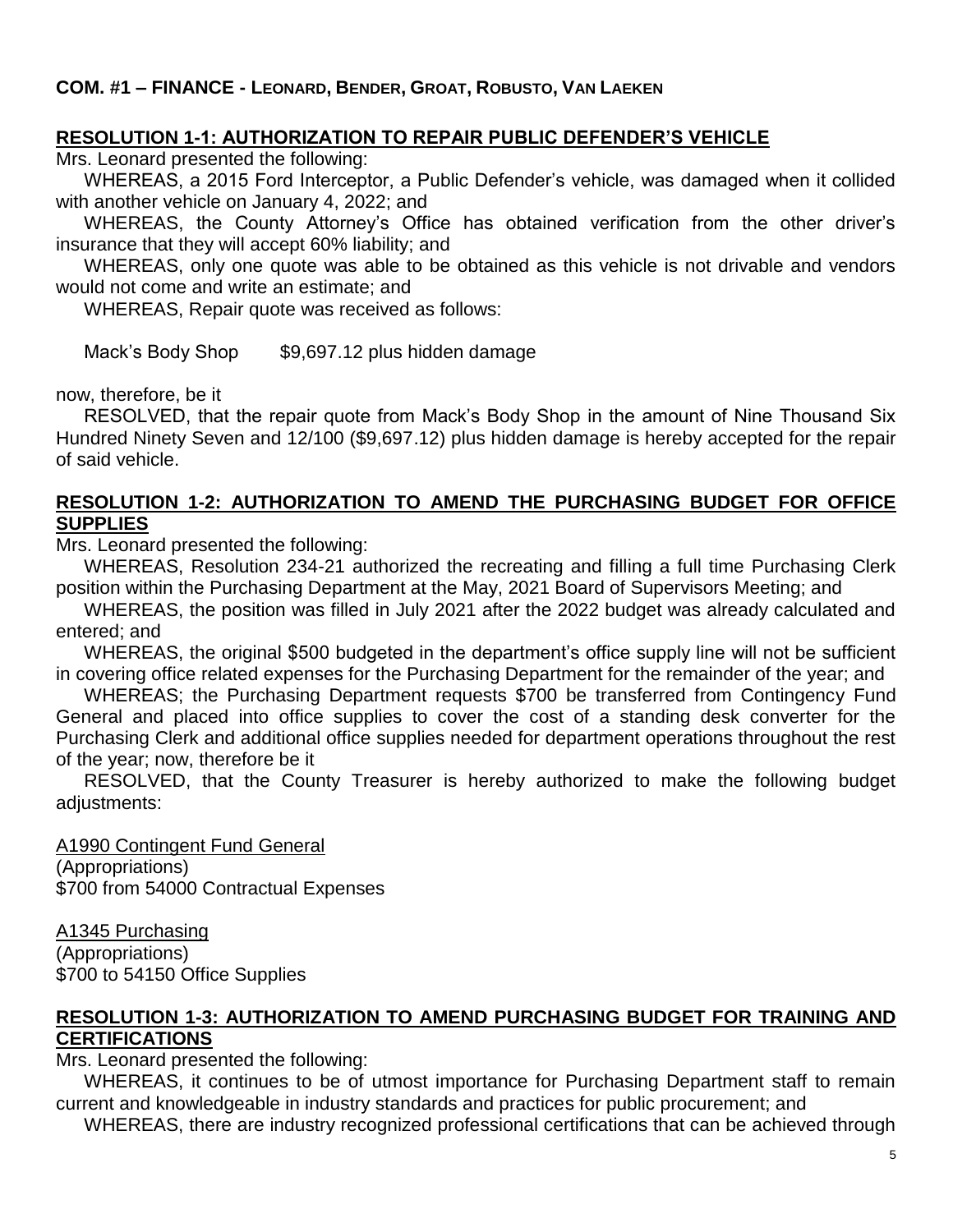**COM. #1 – FINANCE - LEONARD, BENDER, GROAT, ROBUSTO, VAN LAEKEN**

**RESOLUTION 1-1: AUTHORIZATION TO REPAIR PUBLIC DEFENDER'S VEHICLE**

Mrs. Leonard presented the following:

WHEREAS, a 2015 Ford Interceptor, a Public Defender's vehicle, was damaged when it collided with another vehicle on January 4, 2022; and

WHEREAS, the County Attorney's Office has obtained verification from the other driver's insurance that they will accept 60% liability; and

WHEREAS, only one quote was able to be obtained as this vehicle is not drivable and vendors would not come and write an estimate; and

WHEREAS, Repair quote was received as follows:

Mack's Body Shop $9,697.12 plus hidden damage

now, therefore, be it

RESOLVED, that the repair quote from Mack's Body Shop in the amount of Nine Thousand Six Hundred Ninety Seven and 12/100 ($9,697.12) plus hidden damage is hereby accepted for the repair of said vehicle.

**RESOLUTION 1-2: AUTHORIZATION TO AMEND THE PURCHASING BUDGET FOR OFFICE SUPPLIES**

Mrs. Leonard presented the following:

WHEREAS, Resolution 234-21 authorized the recreating and filling a full time Purchasing Clerk position within the Purchasing Department at the May, 2021 Board of Supervisors Meeting; and

WHEREAS, the position was filled in July 2021 after the 2022 budget was already calculated and entered; and

WHEREAS, the original $500 budgeted in the department's office supply line will not be sufficient in covering office related expenses for the Purchasing Department for the remainder of the year; and

WHEREAS; the Purchasing Department requests $700 be transferred from Contingency Fund General and placed into office supplies to cover the cost of a standing desk converter for the Purchasing Clerk and additional office supplies needed for department operations throughout the rest of the year; now, therefore be it

RESOLVED, that the County Treasurer is hereby authorized to make the following budget adjustments:

A1990 Contingent Fund General
(Appropriations)
$700 from 54000 Contractual Expenses

A1345 Purchasing
(Appropriations)
$700 to 54150 Office Supplies

**RESOLUTION 1-3: AUTHORIZATION TO AMEND PURCHASING BUDGET FOR TRAINING AND CERTIFICATIONS**

Mrs. Leonard presented the following:

WHEREAS, it continues to be of utmost importance for Purchasing Department staff to remain current and knowledgeable in industry standards and practices for public procurement; and

WHEREAS, there are industry recognized professional certifications that can be achieved through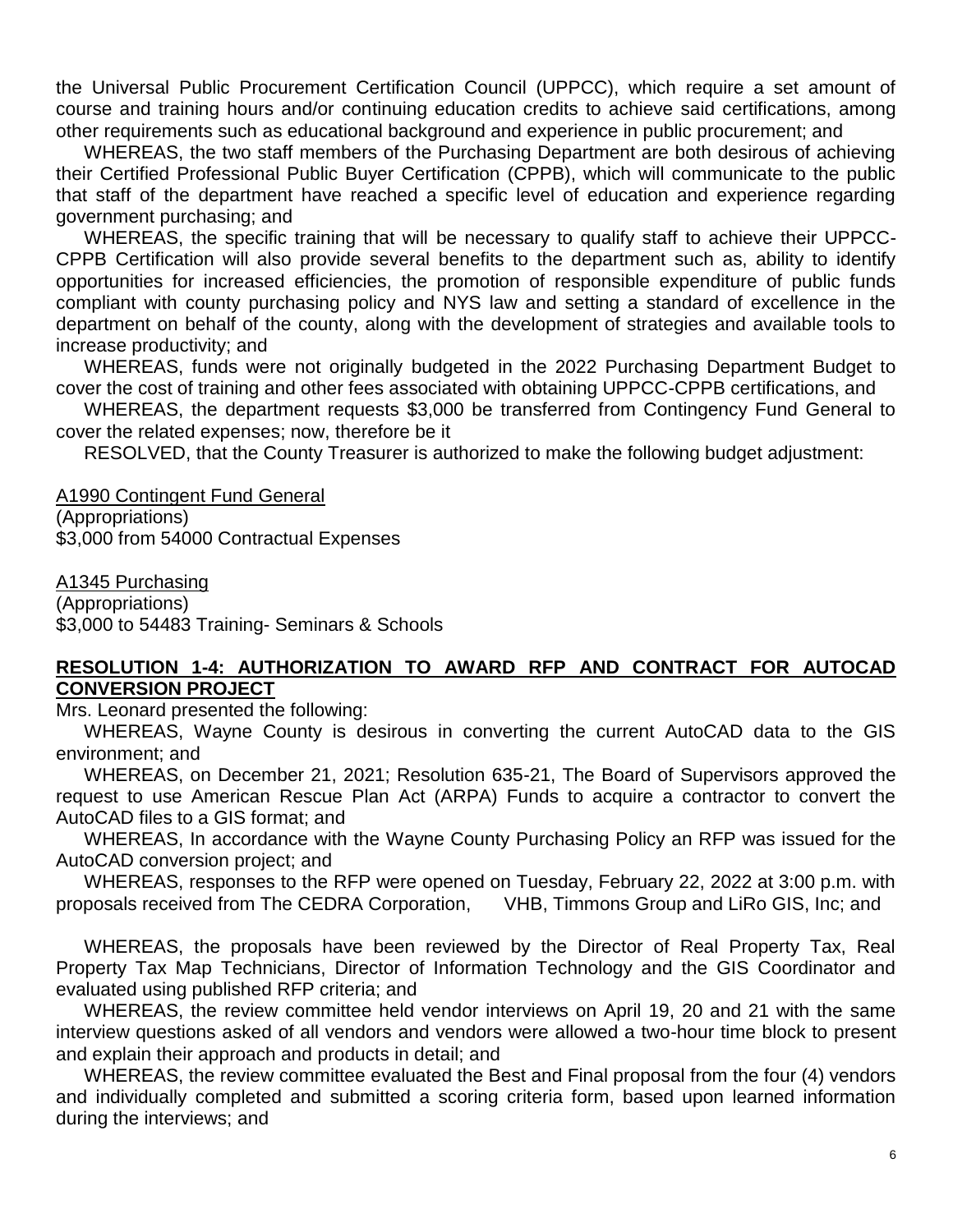the Universal Public Procurement Certification Council (UPPCC), which require a set amount of course and training hours and/or continuing education credits to achieve said certifications, among other requirements such as educational background and experience in public procurement; and

WHEREAS, the two staff members of the Purchasing Department are both desirous of achieving their Certified Professional Public Buyer Certification (CPPB), which will communicate to the public that staff of the department have reached a specific level of education and experience regarding government purchasing; and

WHEREAS, the specific training that will be necessary to qualify staff to achieve their UPPCC-CPPB Certification will also provide several benefits to the department such as, ability to identify opportunities for increased efficiencies, the promotion of responsible expenditure of public funds compliant with county purchasing policy and NYS law and setting a standard of excellence in the department on behalf of the county, along with the development of strategies and available tools to increase productivity; and

WHEREAS, funds were not originally budgeted in the 2022 Purchasing Department Budget to cover the cost of training and other fees associated with obtaining UPPCC-CPPB certifications, and

WHEREAS, the department requests $3,000 be transferred from Contingency Fund General to cover the related expenses; now, therefore be it

RESOLVED, that the County Treasurer is authorized to make the following budget adjustment:

<u>A1990 Contingent Fund General</u>
(Appropriations)
$3,000 from 54000 Contractual Expenses

<u>A1345 Purchasing</u>
(Appropriations)
$3,000 to 54483 Training- Seminars & Schools

**RESOLUTION 1-4: AUTHORIZATION TO AWARD RFP AND CONTRACT FOR AUTOCAD CONVERSION PROJECT**

Mrs. Leonard presented the following:

WHEREAS, Wayne County is desirous in converting the current AutoCAD data to the GIS environment; and

WHEREAS, on December 21, 2021; Resolution 635-21, The Board of Supervisors approved the request to use American Rescue Plan Act (ARPA) Funds to acquire a contractor to convert the AutoCAD files to a GIS format; and

WHEREAS, In accordance with the Wayne County Purchasing Policy an RFP was issued for the AutoCAD conversion project; and

WHEREAS, responses to the RFP were opened on Tuesday, February 22, 2022 at 3:00 p.m. with proposals received from The CEDRA Corporation, VHB, Timmons Group and LiRo GIS, Inc; and

WHEREAS, the proposals have been reviewed by the Director of Real Property Tax, Real Property Tax Map Technicians, Director of Information Technology and the GIS Coordinator and evaluated using published RFP criteria; and

WHEREAS, the review committee held vendor interviews on April 19, 20 and 21 with the same interview questions asked of all vendors and vendors were allowed a two-hour time block to present and explain their approach and products in detail; and

WHEREAS, the review committee evaluated the Best and Final proposal from the four (4) vendors and individually completed and submitted a scoring criteria form, based upon learned information during the interviews; and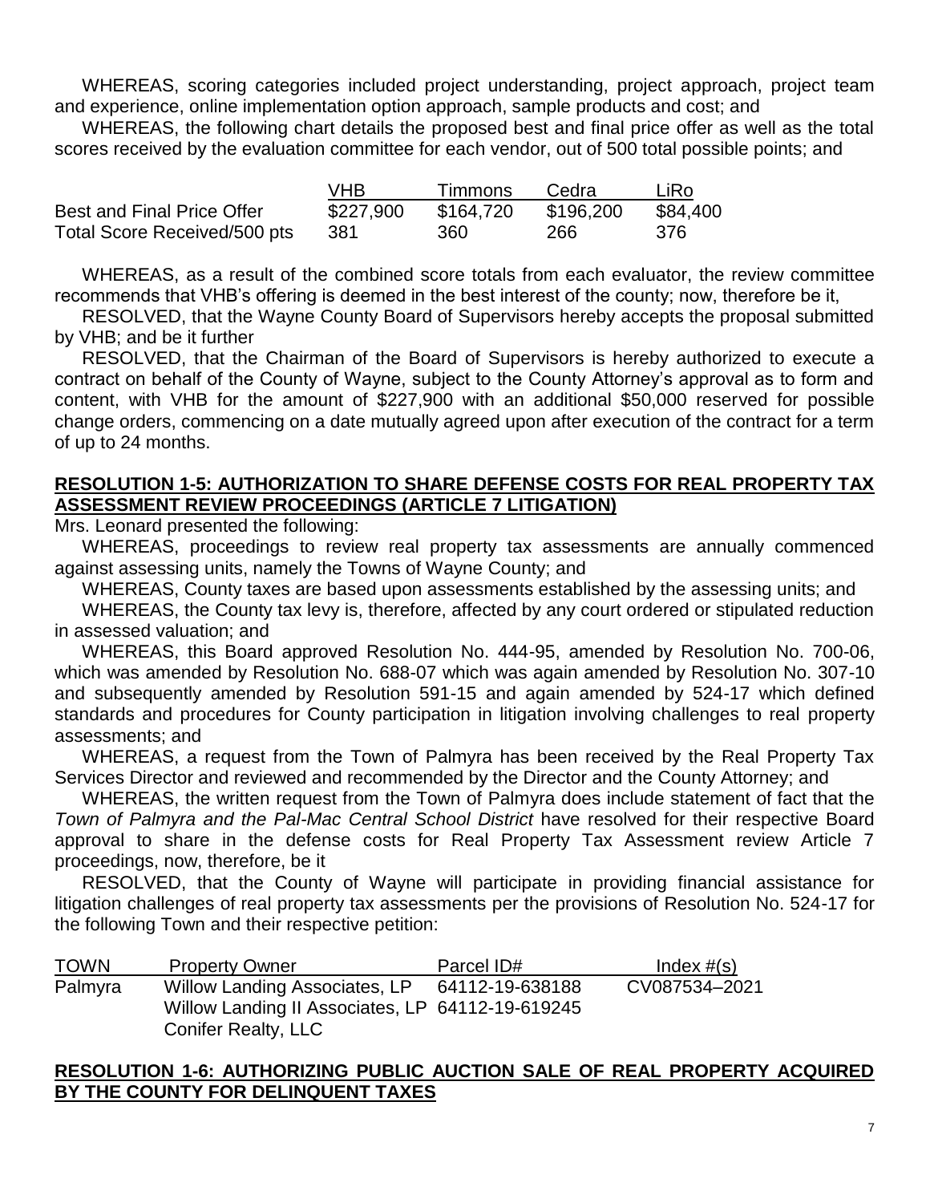WHEREAS, scoring categories included project understanding, project approach, project team and experience, online implementation option approach, sample products and cost; and

WHEREAS, the following chart details the proposed best and final price offer as well as the total scores received by the evaluation committee for each vendor, out of 500 total possible points; and

| | VHB | Timmons | Cedra | LiRo |
|---|---|---|---|---|
| Best and Final Price Offer | $227,900 | $164,720 | $196,200 | $84,400 |
| Total Score Received/500 pts | 381 | 360 | 266 | 376 |

WHEREAS, as a result of the combined score totals from each evaluator, the review committee recommends that VHB's offering is deemed in the best interest of the county; now, therefore be it,

RESOLVED, that the Wayne County Board of Supervisors hereby accepts the proposal submitted by VHB; and be it further

RESOLVED, that the Chairman of the Board of Supervisors is hereby authorized to execute a contract on behalf of the County of Wayne, subject to the County Attorney's approval as to form and content, with VHB for the amount of $227,900 with an additional $50,000 reserved for possible change orders, commencing on a date mutually agreed upon after execution of the contract for a term of up to 24 months.

## RESOLUTION 1-5: AUTHORIZATION TO SHARE DEFENSE COSTS FOR REAL PROPERTY TAX ASSESSMENT REVIEW PROCEEDINGS (ARTICLE 7 LITIGATION)

Mrs. Leonard presented the following:

WHEREAS, proceedings to review real property tax assessments are annually commenced against assessing units, namely the Towns of Wayne County; and

WHEREAS, County taxes are based upon assessments established by the assessing units; and

WHEREAS, the County tax levy is, therefore, affected by any court ordered or stipulated reduction in assessed valuation; and

WHEREAS, this Board approved Resolution No. 444-95, amended by Resolution No. 700-06, which was amended by Resolution No. 688-07 which was again amended by Resolution No. 307-10 and subsequently amended by Resolution 591-15 and again amended by 524-17 which defined standards and procedures for County participation in litigation involving challenges to real property assessments; and

WHEREAS, a request from the Town of Palmyra has been received by the Real Property Tax Services Director and reviewed and recommended by the Director and the County Attorney; and

WHEREAS, the written request from the Town of Palmyra does include statement of fact that the *Town of Palmyra and the Pal-Mac Central School District* have resolved for their respective Board approval to share in the defense costs for Real Property Tax Assessment review Article 7 proceedings, now, therefore, be it

RESOLVED, that the County of Wayne will participate in providing financial assistance for litigation challenges of real property tax assessments per the provisions of Resolution No. 524-17 for the following Town and their respective petition:

| TOWN | Property Owner | Parcel ID# | Index #(s) |
|---|---|---|---|
| Palmyra | Willow Landing Associates, LP | 64112-19-638188 | CV087534–2021 |
| | Willow Landing II Associates, LP | 64112-19-619245 | |
| | Conifer Realty, LLC | | |

## RESOLUTION 1-6: AUTHORIZING PUBLIC AUCTION SALE OF REAL PROPERTY ACQUIRED BY THE COUNTY FOR DELINQUENT TAXES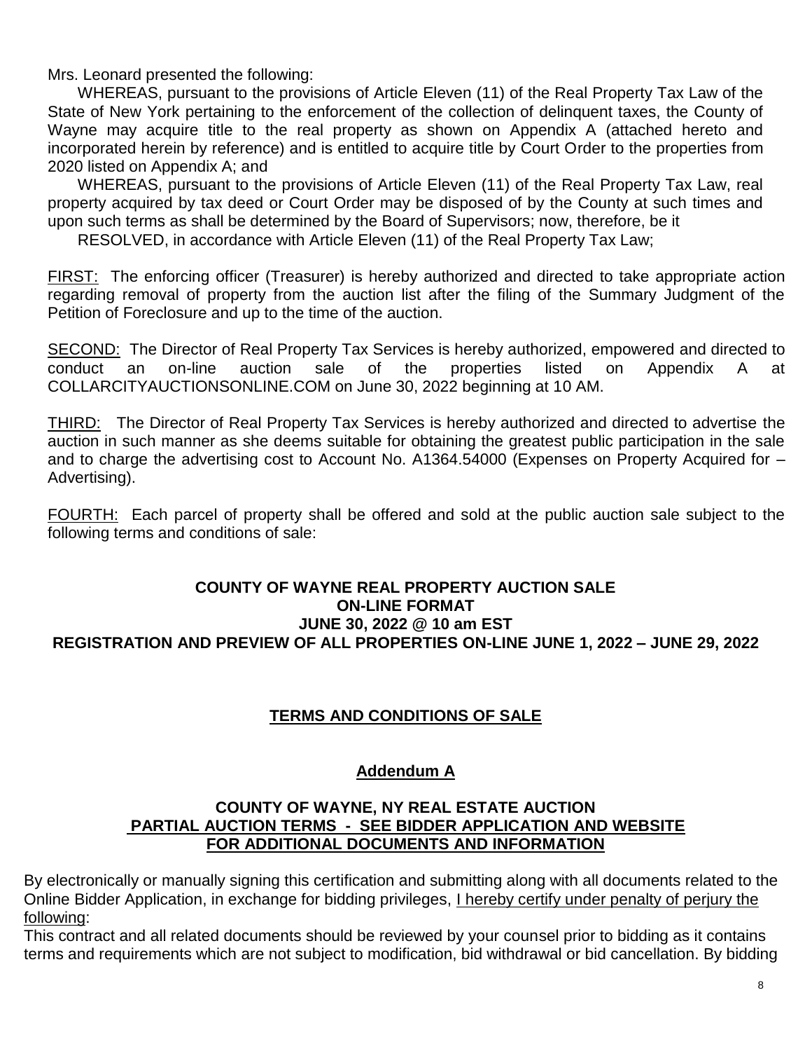Mrs. Leonard presented the following:

WHEREAS, pursuant to the provisions of Article Eleven (11) of the Real Property Tax Law of the State of New York pertaining to the enforcement of the collection of delinquent taxes, the County of Wayne may acquire title to the real property as shown on Appendix A (attached hereto and incorporated herein by reference) and is entitled to acquire title by Court Order to the properties from 2020 listed on Appendix A; and

WHEREAS, pursuant to the provisions of Article Eleven (11) of the Real Property Tax Law, real property acquired by tax deed or Court Order may be disposed of by the County at such times and upon such terms as shall be determined by the Board of Supervisors; now, therefore, be it

RESOLVED, in accordance with Article Eleven (11) of the Real Property Tax Law;

<u>FIRST:</u> The enforcing officer (Treasurer) is hereby authorized and directed to take appropriate action regarding removal of property from the auction list after the filing of the Summary Judgment of the Petition of Foreclosure and up to the time of the auction.

<u>SECOND:</u> The Director of Real Property Tax Services is hereby authorized, empowered and directed to conduct an on-line auction sale of the properties listed on Appendix A at COLLARCITYAUCTIONSONLINE.COM on June 30, 2022 beginning at 10 AM.

<u>THIRD:</u> The Director of Real Property Tax Services is hereby authorized and directed to advertise the auction in such manner as she deems suitable for obtaining the greatest public participation in the sale and to charge the advertising cost to Account No. A1364.54000 (Expenses on Property Acquired for – Advertising).

<u>FOURTH:</u> Each parcel of property shall be offered and sold at the public auction sale subject to the following terms and conditions of sale:

**COUNTY OF WAYNE REAL PROPERTY AUCTION SALE**
**ON-LINE FORMAT**
**JUNE 30, 2022 @ 10 am EST**
**REGISTRATION AND PREVIEW OF ALL PROPERTIES ON-LINE JUNE 1, 2022 – JUNE 29, 2022**

## <u>TERMS AND CONDITIONS OF SALE</u>

## <u>Addendum A</u>

**COUNTY OF WAYNE, NY REAL ESTATE AUCTION**
**<u>PARTIAL AUCTION TERMS - SEE BIDDER APPLICATION AND WEBSITE FOR ADDITIONAL DOCUMENTS AND INFORMATION</u>**

By electronically or manually signing this certification and submitting along with all documents related to the Online Bidder Application, in exchange for bidding privileges, <u>I hereby certify under penalty of perjury the following</u>:

This contract and all related documents should be reviewed by your counsel prior to bidding as it contains terms and requirements which are not subject to modification, bid withdrawal or bid cancellation. By bidding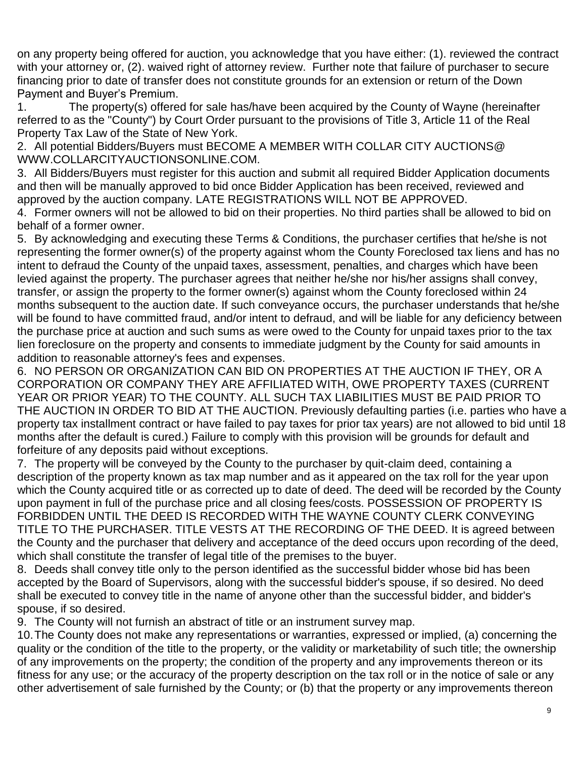on any property being offered for auction, you acknowledge that you have either: (1). reviewed the contract with your attorney or, (2). waived right of attorney review. Further note that failure of purchaser to secure financing prior to date of transfer does not constitute grounds for an extension or return of the Down Payment and Buyer's Premium.

1. The property(s) offered for sale has/have been acquired by the County of Wayne (hereinafter referred to as the "County") by Court Order pursuant to the provisions of Title 3, Article 11 of the Real Property Tax Law of the State of New York.
2. All potential Bidders/Buyers must BECOME A MEMBER WITH COLLAR CITY AUCTIONS@ WWW.COLLARCITYAUCTIONSONLINE.COM.
3. All Bidders/Buyers must register for this auction and submit all required Bidder Application documents and then will be manually approved to bid once Bidder Application has been received, reviewed and approved by the auction company. LATE REGISTRATIONS WILL NOT BE APPROVED.
4. Former owners will not be allowed to bid on their properties. No third parties shall be allowed to bid on behalf of a former owner.
5. By acknowledging and executing these Terms & Conditions, the purchaser certifies that he/she is not representing the former owner(s) of the property against whom the County Foreclosed tax liens and has no intent to defraud the County of the unpaid taxes, assessment, penalties, and charges which have been levied against the property. The purchaser agrees that neither he/she nor his/her assigns shall convey, transfer, or assign the property to the former owner(s) against whom the County foreclosed within 24 months subsequent to the auction date. If such conveyance occurs, the purchaser understands that he/she will be found to have committed fraud, and/or intent to defraud, and will be liable for any deficiency between the purchase price at auction and such sums as were owed to the County for unpaid taxes prior to the tax lien foreclosure on the property and consents to immediate judgment by the County for said amounts in addition to reasonable attorney's fees and expenses.
6. NO PERSON OR ORGANIZATION CAN BID ON PROPERTIES AT THE AUCTION IF THEY, OR A CORPORATION OR COMPANY THEY ARE AFFILIATED WITH, OWE PROPERTY TAXES (CURRENT YEAR OR PRIOR YEAR) TO THE COUNTY. ALL SUCH TAX LIABILITIES MUST BE PAID PRIOR TO THE AUCTION IN ORDER TO BID AT THE AUCTION. Previously defaulting parties (i.e. parties who have a property tax installment contract or have failed to pay taxes for prior tax years) are not allowed to bid until 18 months after the default is cured.) Failure to comply with this provision will be grounds for default and forfeiture of any deposits paid without exceptions.
7. The property will be conveyed by the County to the purchaser by quit-claim deed, containing a description of the property known as tax map number and as it appeared on the tax roll for the year upon which the County acquired title or as corrected up to date of deed. The deed will be recorded by the County upon payment in full of the purchase price and all closing fees/costs. POSSESSION OF PROPERTY IS FORBIDDEN UNTIL THE DEED IS RECORDED WITH THE WAYNE COUNTY CLERK CONVEYING TITLE TO THE PURCHASER. TITLE VESTS AT THE RECORDING OF THE DEED. It is agreed between the County and the purchaser that delivery and acceptance of the deed occurs upon recording of the deed, which shall constitute the transfer of legal title of the premises to the buyer.
8. Deeds shall convey title only to the person identified as the successful bidder whose bid has been accepted by the Board of Supervisors, along with the successful bidder's spouse, if so desired. No deed shall be executed to convey title in the name of anyone other than the successful bidder, and bidder's spouse, if so desired.
9. The County will not furnish an abstract of title or an instrument survey map.
10. The County does not make any representations or warranties, expressed or implied, (a) concerning the quality or the condition of the title to the property, or the validity or marketability of such title; the ownership of any improvements on the property; the condition of the property and any improvements thereon or its fitness for any use; or the accuracy of the property description on the tax roll or in the notice of sale or any other advertisement of sale furnished by the County; or (b) that the property or any improvements thereon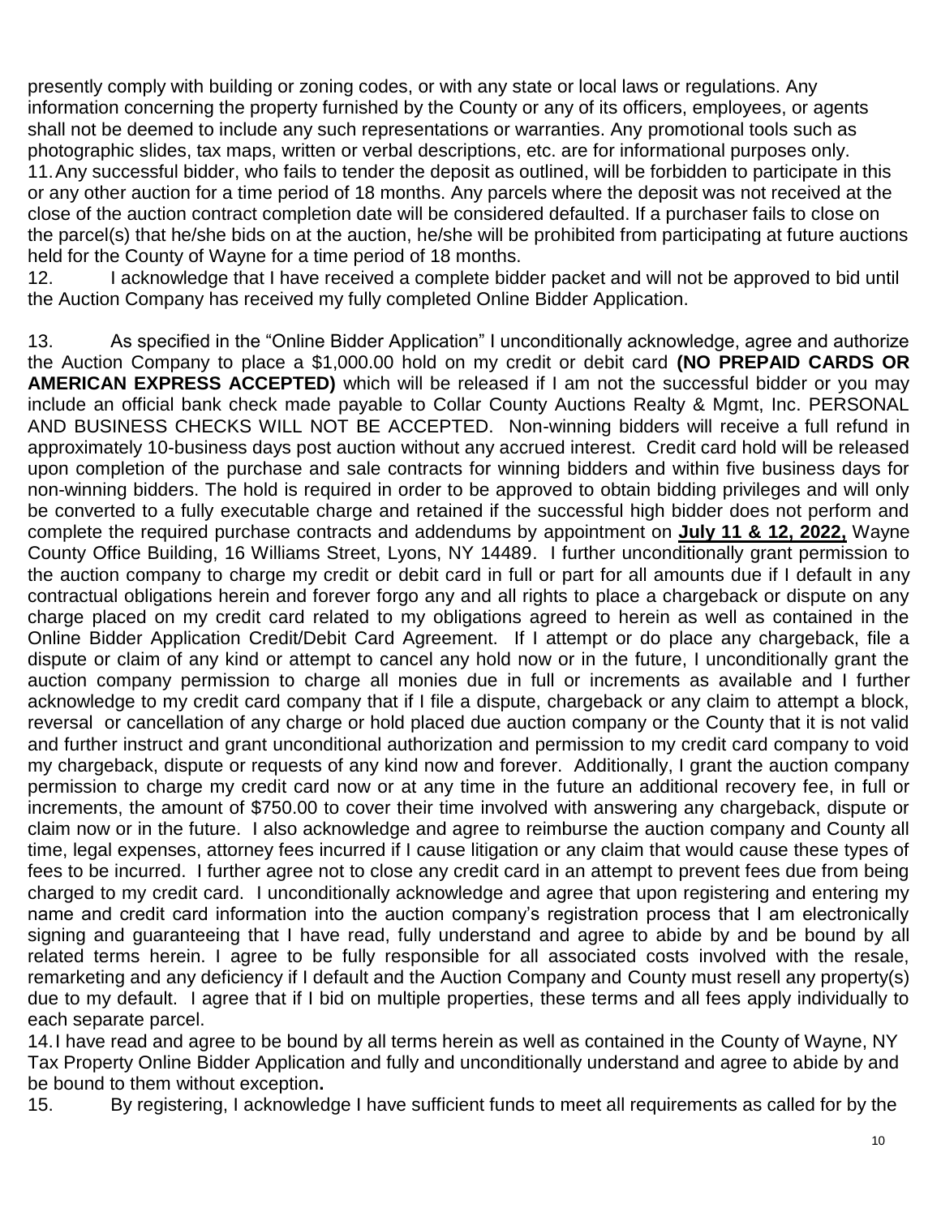presently comply with building or zoning codes, or with any state or local laws or regulations. Any information concerning the property furnished by the County or any of its officers, employees, or agents shall not be deemed to include any such representations or warranties. Any promotional tools such as photographic slides, tax maps, written or verbal descriptions, etc. are for informational purposes only.

11. Any successful bidder, who fails to tender the deposit as outlined, will be forbidden to participate in this or any other auction for a time period of 18 months. Any parcels where the deposit was not received at the close of the auction contract completion date will be considered defaulted. If a purchaser fails to close on the parcel(s) that he/she bids on at the auction, he/she will be prohibited from participating at future auctions held for the County of Wayne for a time period of 18 months.

12. I acknowledge that I have received a complete bidder packet and will not be approved to bid until the Auction Company has received my fully completed Online Bidder Application.

13. As specified in the "Online Bidder Application" I unconditionally acknowledge, agree and authorize the Auction Company to place a $1,000.00 hold on my credit or debit card **(NO PREPAID CARDS OR AMERICAN EXPRESS ACCEPTED)** which will be released if I am not the successful bidder or you may include an official bank check made payable to Collar County Auctions Realty & Mgmt, Inc. PERSONAL AND BUSINESS CHECKS WILL NOT BE ACCEPTED. Non-winning bidders will receive a full refund in approximately 10-business days post auction without any accrued interest. Credit card hold will be released upon completion of the purchase and sale contracts for winning bidders and within five business days for non-winning bidders. The hold is required in order to be approved to obtain bidding privileges and will only be converted to a fully executable charge and retained if the successful high bidder does not perform and complete the required purchase contracts and addendums by appointment on **<u>July 11 & 12, 2022,</u>** Wayne County Office Building, 16 Williams Street, Lyons, NY 14489. I further unconditionally grant permission to the auction company to charge my credit or debit card in full or part for all amounts due if I default in any contractual obligations herein and forever forgo any and all rights to place a chargeback or dispute on any charge placed on my credit card related to my obligations agreed to herein as well as contained in the Online Bidder Application Credit/Debit Card Agreement. If I attempt or do place any chargeback, file a dispute or claim of any kind or attempt to cancel any hold now or in the future, I unconditionally grant the auction company permission to charge all monies due in full or increments as available and I further acknowledge to my credit card company that if I file a dispute, chargeback or any claim to attempt a block, reversal or cancellation of any charge or hold placed due auction company or the County that it is not valid and further instruct and grant unconditional authorization and permission to my credit card company to void my chargeback, dispute or requests of any kind now and forever. Additionally, I grant the auction company permission to charge my credit card now or at any time in the future an additional recovery fee, in full or increments, the amount of $750.00 to cover their time involved with answering any chargeback, dispute or claim now or in the future. I also acknowledge and agree to reimburse the auction company and County all time, legal expenses, attorney fees incurred if I cause litigation or any claim that would cause these types of fees to be incurred. I further agree not to close any credit card in an attempt to prevent fees due from being charged to my credit card. I unconditionally acknowledge and agree that upon registering and entering my name and credit card information into the auction company's registration process that I am electronically signing and guaranteeing that I have read, fully understand and agree to abide by and be bound by all related terms herein. I agree to be fully responsible for all associated costs involved with the resale, remarketing and any deficiency if I default and the Auction Company and County must resell any property(s) due to my default. I agree that if I bid on multiple properties, these terms and all fees apply individually to each separate parcel.

14. I have read and agree to be bound by all terms herein as well as contained in the County of Wayne, NY Tax Property Online Bidder Application and fully and unconditionally understand and agree to abide by and be bound to them without exception**.**

15. By registering, I acknowledge I have sufficient funds to meet all requirements as called for by the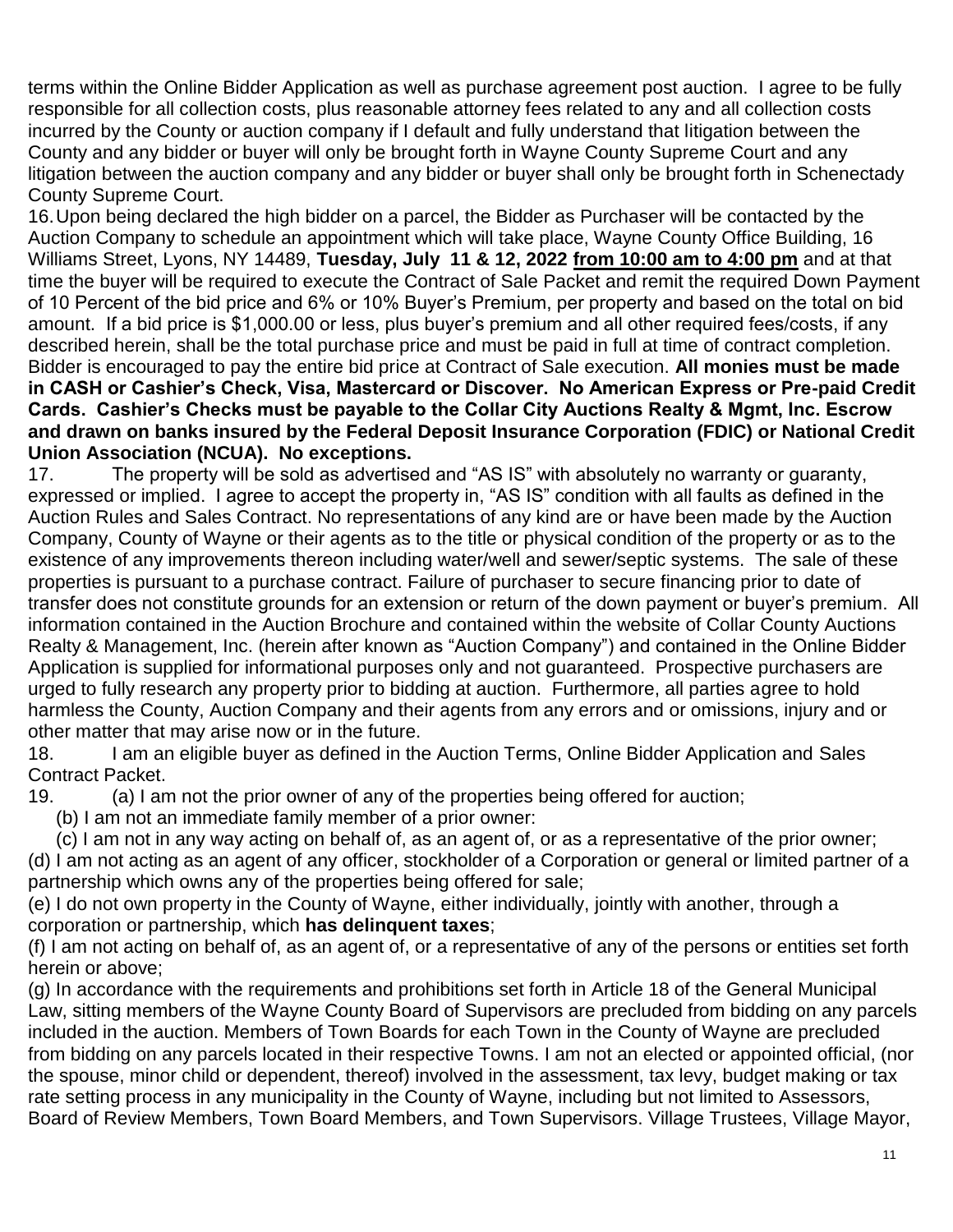terms within the Online Bidder Application as well as purchase agreement post auction. I agree to be fully responsible for all collection costs, plus reasonable attorney fees related to any and all collection costs incurred by the County or auction company if I default and fully understand that litigation between the County and any bidder or buyer will only be brought forth in Wayne County Supreme Court and any litigation between the auction company and any bidder or buyer shall only be brought forth in Schenectady County Supreme Court.

16. Upon being declared the high bidder on a parcel, the Bidder as Purchaser will be contacted by the Auction Company to schedule an appointment which will take place, Wayne County Office Building, 16 Williams Street, Lyons, NY 14489, **Tuesday, July 11 & 12, 2022** **<u>from 10:00 am to 4:00 pm</u>** and at that time the buyer will be required to execute the Contract of Sale Packet and remit the required Down Payment of 10 Percent of the bid price and 6% or 10% Buyer's Premium, per property and based on the total on bid amount. If a bid price is $1,000.00 or less, plus buyer's premium and all other required fees/costs, if any described herein, shall be the total purchase price and must be paid in full at time of contract completion. Bidder is encouraged to pay the entire bid price at Contract of Sale execution. **All monies must be made in CASH or Cashier's Check, Visa, Mastercard or Discover. No American Express or Pre-paid Credit Cards. Cashier's Checks must be payable to the Collar City Auctions Realty & Mgmt, Inc. Escrow and drawn on banks insured by the Federal Deposit Insurance Corporation (FDIC) or National Credit Union Association (NCUA). No exceptions.**

17. The property will be sold as advertised and "AS IS" with absolutely no warranty or guaranty, expressed or implied. I agree to accept the property in, "AS IS" condition with all faults as defined in the Auction Rules and Sales Contract. No representations of any kind are or have been made by the Auction Company, County of Wayne or their agents as to the title or physical condition of the property or as to the existence of any improvements thereon including water/well and sewer/septic systems. The sale of these properties is pursuant to a purchase contract. Failure of purchaser to secure financing prior to date of transfer does not constitute grounds for an extension or return of the down payment or buyer's premium. All information contained in the Auction Brochure and contained within the website of Collar County Auctions Realty & Management, Inc. (herein after known as "Auction Company") and contained in the Online Bidder Application is supplied for informational purposes only and not guaranteed. Prospective purchasers are urged to fully research any property prior to bidding at auction. Furthermore, all parties agree to hold harmless the County, Auction Company and their agents from any errors and or omissions, injury and or other matter that may arise now or in the future.

18. I am an eligible buyer as defined in the Auction Terms, Online Bidder Application and Sales Contract Packet.

19. (a) I am not the prior owner of any of the properties being offered for auction;

(b) I am not an immediate family member of a prior owner:

(c) I am not in any way acting on behalf of, as an agent of, or as a representative of the prior owner;

(d) I am not acting as an agent of any officer, stockholder of a Corporation or general or limited partner of a partnership which owns any of the properties being offered for sale;

(e) I do not own property in the County of Wayne, either individually, jointly with another, through a corporation or partnership, which **has delinquent taxes**;

(f) I am not acting on behalf of, as an agent of, or a representative of any of the persons or entities set forth herein or above;

(g) In accordance with the requirements and prohibitions set forth in Article 18 of the General Municipal Law, sitting members of the Wayne County Board of Supervisors are precluded from bidding on any parcels included in the auction. Members of Town Boards for each Town in the County of Wayne are precluded from bidding on any parcels located in their respective Towns. I am not an elected or appointed official, (nor the spouse, minor child or dependent, thereof) involved in the assessment, tax levy, budget making or tax rate setting process in any municipality in the County of Wayne, including but not limited to Assessors, Board of Review Members, Town Board Members, and Town Supervisors. Village Trustees, Village Mayor,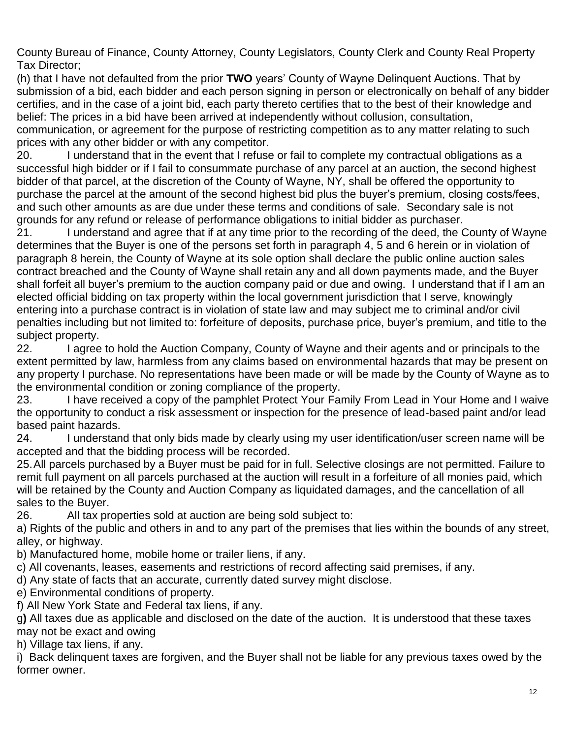County Bureau of Finance, County Attorney, County Legislators, County Clerk and County Real Property Tax Director;

(h) that I have not defaulted from the prior **TWO** years' County of Wayne Delinquent Auctions. That by submission of a bid, each bidder and each person signing in person or electronically on behalf of any bidder certifies, and in the case of a joint bid, each party thereto certifies that to the best of their knowledge and belief: The prices in a bid have been arrived at independently without collusion, consultation, communication, or agreement for the purpose of restricting competition as to any matter relating to such prices with any other bidder or with any competitor.

20. I understand that in the event that I refuse or fail to complete my contractual obligations as a successful high bidder or if I fail to consummate purchase of any parcel at an auction, the second highest bidder of that parcel, at the discretion of the County of Wayne, NY, shall be offered the opportunity to purchase the parcel at the amount of the second highest bid plus the buyer's premium, closing costs/fees, and such other amounts as are due under these terms and conditions of sale. Secondary sale is not grounds for any refund or release of performance obligations to initial bidder as purchaser.

21. I understand and agree that if at any time prior to the recording of the deed, the County of Wayne determines that the Buyer is one of the persons set forth in paragraph 4, 5 and 6 herein or in violation of paragraph 8 herein, the County of Wayne at its sole option shall declare the public online auction sales contract breached and the County of Wayne shall retain any and all down payments made, and the Buyer shall forfeit all buyer's premium to the auction company paid or due and owing. I understand that if I am an elected official bidding on tax property within the local government jurisdiction that I serve, knowingly entering into a purchase contract is in violation of state law and may subject me to criminal and/or civil penalties including but not limited to: forfeiture of deposits, purchase price, buyer's premium, and title to the subject property.

22. I agree to hold the Auction Company, County of Wayne and their agents and or principals to the extent permitted by law, harmless from any claims based on environmental hazards that may be present on any property I purchase. No representations have been made or will be made by the County of Wayne as to the environmental condition or zoning compliance of the property.

23. I have received a copy of the pamphlet Protect Your Family From Lead in Your Home and I waive the opportunity to conduct a risk assessment or inspection for the presence of lead-based paint and/or lead based paint hazards.

24. I understand that only bids made by clearly using my user identification/user screen name will be accepted and that the bidding process will be recorded.

25. All parcels purchased by a Buyer must be paid for in full. Selective closings are not permitted. Failure to remit full payment on all parcels purchased at the auction will result in a forfeiture of all monies paid, which will be retained by the County and Auction Company as liquidated damages, and the cancellation of all sales to the Buyer.

26. All tax properties sold at auction are being sold subject to:

a) Rights of the public and others in and to any part of the premises that lies within the bounds of any street, alley, or highway.

b) Manufactured home, mobile home or trailer liens, if any.

c) All covenants, leases, easements and restrictions of record affecting said premises, if any.

d) Any state of facts that an accurate, currently dated survey might disclose.

e) Environmental conditions of property.

f) All New York State and Federal tax liens, if any.

g**)** All taxes due as applicable and disclosed on the date of the auction. It is understood that these taxes may not be exact and owing

h) Village tax liens, if any.

i) Back delinquent taxes are forgiven, and the Buyer shall not be liable for any previous taxes owed by the former owner.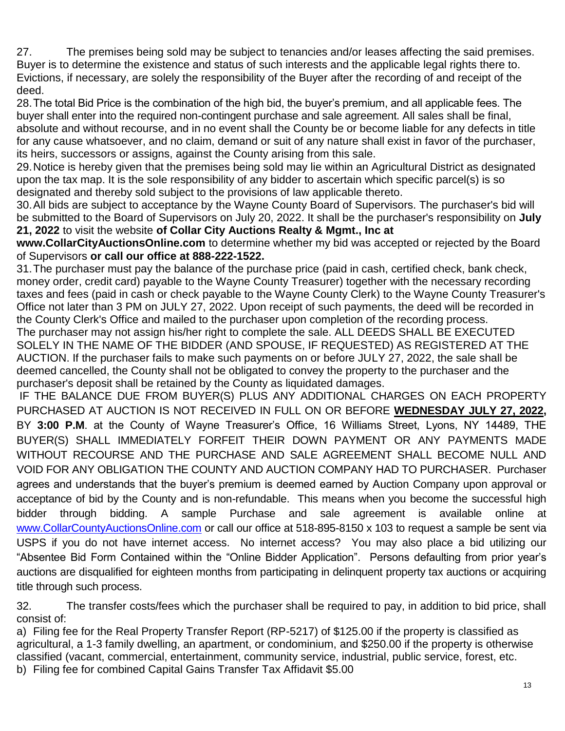27. The premises being sold may be subject to tenancies and/or leases affecting the said premises. Buyer is to determine the existence and status of such interests and the applicable legal rights there to. Evictions, if necessary, are solely the responsibility of the Buyer after the recording of and receipt of the deed.

28. The total Bid Price is the combination of the high bid, the buyer's premium, and all applicable fees. The buyer shall enter into the required non-contingent purchase and sale agreement. All sales shall be final, absolute and without recourse, and in no event shall the County be or become liable for any defects in title for any cause whatsoever, and no claim, demand or suit of any nature shall exist in favor of the purchaser, its heirs, successors or assigns, against the County arising from this sale.

29. Notice is hereby given that the premises being sold may lie within an Agricultural District as designated upon the tax map. It is the sole responsibility of any bidder to ascertain which specific parcel(s) is so designated and thereby sold subject to the provisions of law applicable thereto.

30. All bids are subject to acceptance by the Wayne County Board of Supervisors. The purchaser's bid will be submitted to the Board of Supervisors on July 20, 2022. It shall be the purchaser's responsibility on **July 21, 2022** to visit the website **of Collar City Auctions Realty & Mgmt., Inc at www.CollarCityAuctionsOnline.com** to determine whether my bid was accepted or rejected by the Board of Supervisors **or call our office at 888-222-1522.**

31. The purchaser must pay the balance of the purchase price (paid in cash, certified check, bank check, money order, credit card) payable to the Wayne County Treasurer) together with the necessary recording taxes and fees (paid in cash or check payable to the Wayne County Clerk) to the Wayne County Treasurer's Office not later than 3 PM on JULY 27, 2022. Upon receipt of such payments, the deed will be recorded in the County Clerk's Office and mailed to the purchaser upon completion of the recording process. The purchaser may not assign his/her right to complete the sale. ALL DEEDS SHALL BE EXECUTED SOLELY IN THE NAME OF THE BIDDER (AND SPOUSE, IF REQUESTED) AS REGISTERED AT THE AUCTION. If the purchaser fails to make such payments on or before JULY 27, 2022, the sale shall be deemed cancelled, the County shall not be obligated to convey the property to the purchaser and the purchaser's deposit shall be retained by the County as liquidated damages.

IF THE BALANCE DUE FROM BUYER(S) PLUS ANY ADDITIONAL CHARGES ON EACH PROPERTY PURCHASED AT AUCTION IS NOT RECEIVED IN FULL ON OR BEFORE **WEDNESDAY JULY 27, 2022,** BY **3:00 P.M**. at the County of Wayne Treasurer's Office, 16 Williams Street, Lyons, NY 14489, THE BUYER(S) SHALL IMMEDIATELY FORFEIT THEIR DOWN PAYMENT OR ANY PAYMENTS MADE WITHOUT RECOURSE AND THE PURCHASE AND SALE AGREEMENT SHALL BECOME NULL AND VOID FOR ANY OBLIGATION THE COUNTY AND AUCTION COMPANY HAD TO PURCHASER. Purchaser agrees and understands that the buyer's premium is deemed earned by Auction Company upon approval or acceptance of bid by the County and is non-refundable. This means when you become the successful high bidder through bidding. A sample Purchase and sale agreement is available online at www.CollarCountyAuctionsOnline.com or call our office at 518-895-8150 x 103 to request a sample be sent via USPS if you do not have internet access. No internet access? You may also place a bid utilizing our "Absentee Bid Form Contained within the "Online Bidder Application". Persons defaulting from prior year's auctions are disqualified for eighteen months from participating in delinquent property tax auctions or acquiring title through such process.

32. The transfer costs/fees which the purchaser shall be required to pay, in addition to bid price, shall consist of:

a) Filing fee for the Real Property Transfer Report (RP-5217) of $125.00 if the property is classified as agricultural, a 1-3 family dwelling, an apartment, or condominium, and $250.00 if the property is otherwise classified (vacant, commercial, entertainment, community service, industrial, public service, forest, etc.

b) Filing fee for combined Capital Gains Transfer Tax Affidavit $5.00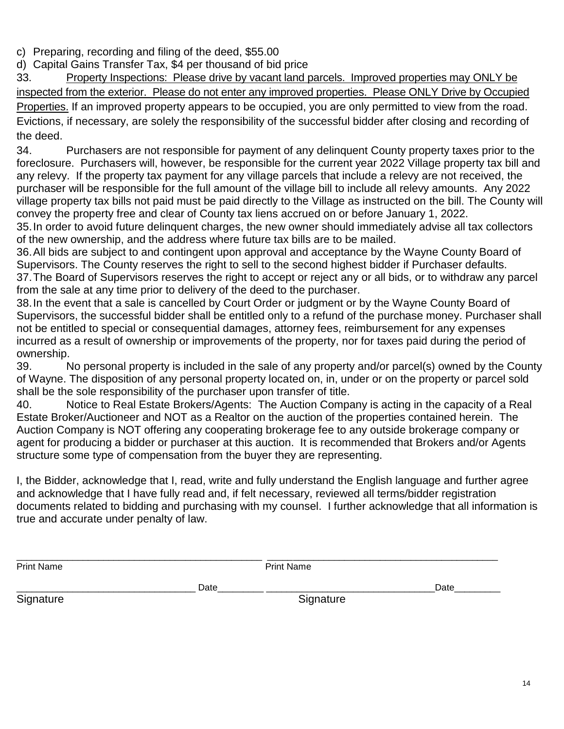c) Preparing, recording and filing of the deed, $55.00

d) Capital Gains Transfer Tax, $4 per thousand of bid price

33. Property Inspections: Please drive by vacant land parcels. Improved properties may ONLY be inspected from the exterior. Please do not enter any improved properties. Please ONLY Drive by Occupied Properties. If an improved property appears to be occupied, you are only permitted to view from the road. Evictions, if necessary, are solely the responsibility of the successful bidder after closing and recording of the deed.

34. Purchasers are not responsible for payment of any delinquent County property taxes prior to the foreclosure. Purchasers will, however, be responsible for the current year 2022 Village property tax bill and any relevy. If the property tax payment for any village parcels that include a relevy are not received, the purchaser will be responsible for the full amount of the village bill to include all relevy amounts. Any 2022 village property tax bills not paid must be paid directly to the Village as instructed on the bill. The County will convey the property free and clear of County tax liens accrued on or before January 1, 2022.

35. In order to avoid future delinquent charges, the new owner should immediately advise all tax collectors of the new ownership, and the address where future tax bills are to be mailed.

36. All bids are subject to and contingent upon approval and acceptance by the Wayne County Board of Supervisors. The County reserves the right to sell to the second highest bidder if Purchaser defaults.

37. The Board of Supervisors reserves the right to accept or reject any or all bids, or to withdraw any parcel from the sale at any time prior to delivery of the deed to the purchaser.

38. In the event that a sale is cancelled by Court Order or judgment or by the Wayne County Board of Supervisors, the successful bidder shall be entitled only to a refund of the purchase money. Purchaser shall not be entitled to special or consequential damages, attorney fees, reimbursement for any expenses incurred as a result of ownership or improvements of the property, nor for taxes paid during the period of ownership.

39. No personal property is included in the sale of any property and/or parcel(s) owned by the County of Wayne. The disposition of any personal property located on, in, under or on the property or parcel sold shall be the sole responsibility of the purchaser upon transfer of title.

40. Notice to Real Estate Brokers/Agents: The Auction Company is acting in the capacity of a Real Estate Broker/Auctioneer and NOT as a Realtor on the auction of the properties contained herein. The Auction Company is NOT offering any cooperating brokerage fee to any outside brokerage company or agent for producing a bidder or purchaser at this auction. It is recommended that Brokers and/or Agents structure some type of compensation from the buyer they are representing.

I, the Bidder, acknowledge that I, read, write and fully understand the English language and further agree and acknowledge that I have fully read and, if felt necessary, reviewed all terms/bidder registration documents related to bidding and purchasing with my counsel. I further acknowledge that all information is true and accurate under penalty of law.

_____________________________________________ _____________________________________________

Print Name Print Name

________________________________ Date_________ ________________________________Date_________

Signature Signature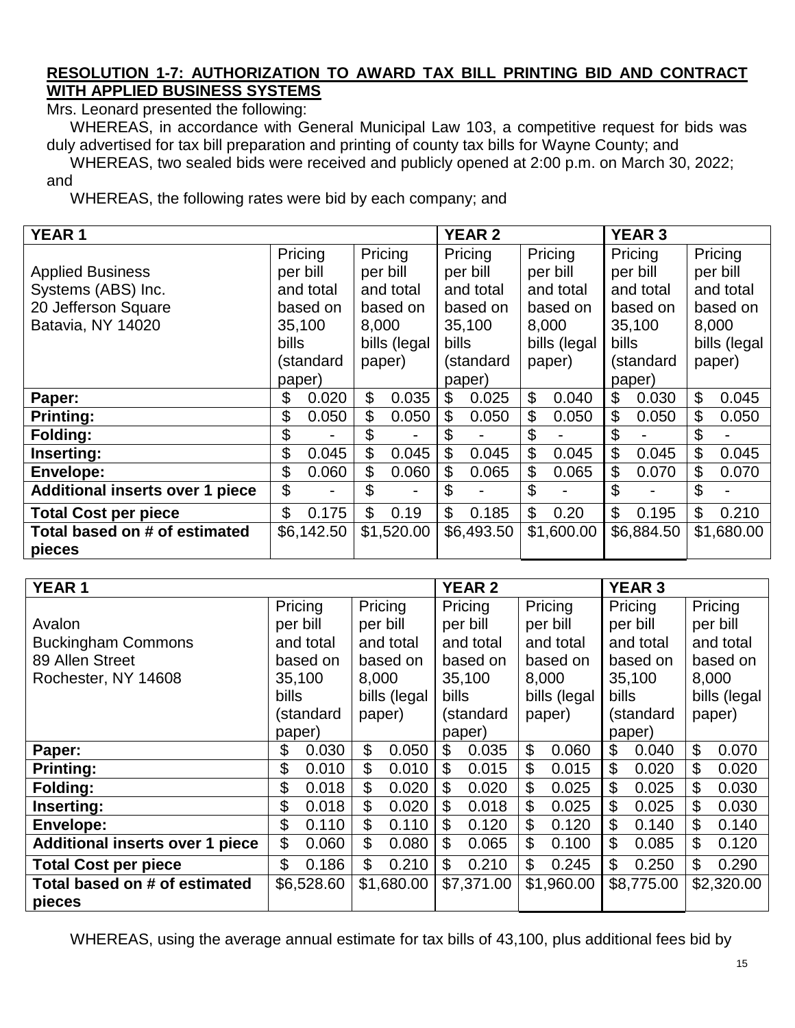**RESOLUTION 1-7: AUTHORIZATION TO AWARD TAX BILL PRINTING BID AND CONTRACT WITH APPLIED BUSINESS SYSTEMS**

Mrs. Leonard presented the following:

WHEREAS, in accordance with General Municipal Law 103, a competitive request for bids was duly advertised for tax bill preparation and printing of county tax bills for Wayne County; and

WHEREAS, two sealed bids were received and publicly opened at 2:00 p.m. on March 30, 2022; and

WHEREAS, the following rates were bid by each company; and

| YEAR 1 | | | YEAR 2 | | YEAR 3 | |
|---|---|---|---|---|---|---|
| Applied Business Systems (ABS) Inc. 20 Jefferson Square Batavia, NY 14020 | Pricing per bill and total based on 35,100 bills (standard paper) | Pricing per bill and total based on 8,000 bills (legal paper) | Pricing per bill and total based on 35,100 bills (standard paper) | Pricing per bill and total based on 8,000 bills (legal paper) | Pricing per bill and total based on 35,100 bills (standard paper) | Pricing per bill and total based on 8,000 bills (legal paper) |
| **Paper:** | $ 0.020 | $ 0.035 | $ 0.025 | $ 0.040 | $ 0.030 | $ 0.045 |
| **Printing:** | $ 0.050 | $ 0.050 | $ 0.050 | $ 0.050 | $ 0.050 | $ 0.050 |
| **Folding:** | $ - | $ - | $ - | $ - | $ - | $ - |
| **Inserting:** | $ 0.045 | $ 0.045 | $ 0.045 | $ 0.045 | $ 0.045 | $ 0.045 |
| **Envelope:** | $ 0.060 | $ 0.060 | $ 0.065 | $ 0.065 | $ 0.070 | $ 0.070 |
| **Additional inserts over 1 piece** | $ - | $ - | $ - | $ - | $ - | $ - |
| **Total Cost per piece** | $ 0.175 | $ 0.19 | $ 0.185 | $ 0.20 | $ 0.195 | $ 0.210 |
| **Total based on # of estimated pieces** | $6,142.50 | $1,520.00 | $6,493.50 | $1,600.00 | $6,884.50 | $1,680.00 |

| YEAR 1 | | | YEAR 2 | | YEAR 3 | |
|---|---|---|---|---|---|---|
| Avalon Buckingham Commons 89 Allen Street Rochester, NY 14608 | Pricing per bill and total based on 35,100 bills (standard paper) | Pricing per bill and total based on 8,000 bills (legal paper) | Pricing per bill and total based on 35,100 bills (standard paper) | Pricing per bill and total based on 8,000 bills (legal paper) | Pricing per bill and total based on 35,100 bills (standard paper) | Pricing per bill and total based on 8,000 bills (legal paper) |
| **Paper:** | $ 0.030 | $ 0.050 | $ 0.035 | $ 0.060 | $ 0.040 | $ 0.070 |
| **Printing:** | $ 0.010 | $ 0.010 | $ 0.015 | $ 0.015 | $ 0.020 | $ 0.020 |
| **Folding:** | $ 0.018 | $ 0.020 | $ 0.020 | $ 0.025 | $ 0.025 | $ 0.030 |
| **Inserting:** | $ 0.018 | $ 0.020 | $ 0.018 | $ 0.025 | $ 0.025 | $ 0.030 |
| **Envelope:** | $ 0.110 | $ 0.110 | $ 0.120 | $ 0.120 | $ 0.140 | $ 0.140 |
| **Additional inserts over 1 piece** | $ 0.060 | $ 0.080 | $ 0.065 | $ 0.100 | $ 0.085 | $ 0.120 |
| **Total Cost per piece** | $ 0.186 | $ 0.210 | $ 0.210 | $ 0.245 | $ 0.250 | $ 0.290 |
| **Total based on # of estimated pieces** | $6,528.60 | $1,680.00 | $7,371.00 | $1,960.00 | $8,775.00 | $2,320.00 |

WHEREAS, using the average annual estimate for tax bills of 43,100, plus additional fees bid by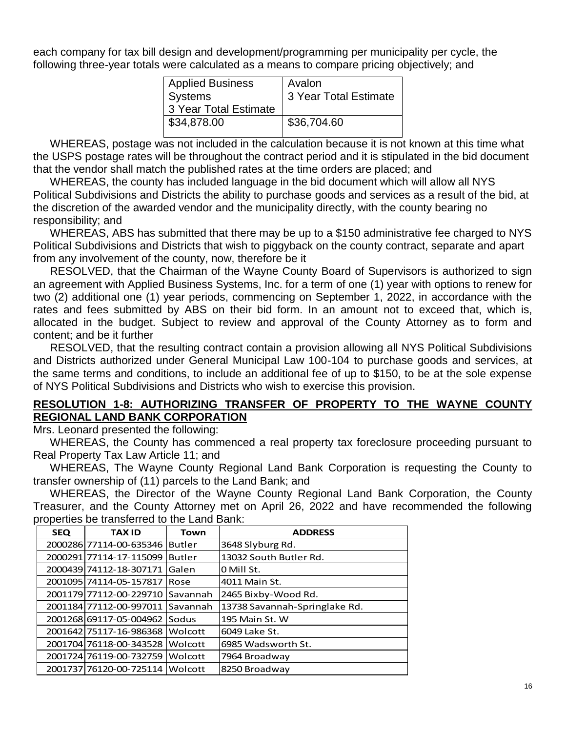each company for tax bill design and development/programming per municipality per cycle, the following three-year totals were calculated as a means to compare pricing objectively; and

| Applied Business Systems 3 Year Total Estimate | Avalon 3 Year Total Estimate |
|---|---|
| $34,878.00 | $36,704.60 |

WHEREAS, postage was not included in the calculation because it is not known at this time what the USPS postage rates will be throughout the contract period and it is stipulated in the bid document that the vendor shall match the published rates at the time orders are placed; and

WHEREAS, the county has included language in the bid document which will allow all NYS Political Subdivisions and Districts the ability to purchase goods and services as a result of the bid, at the discretion of the awarded vendor and the municipality directly, with the county bearing no responsibility; and

WHEREAS, ABS has submitted that there may be up to a $150 administrative fee charged to NYS Political Subdivisions and Districts that wish to piggyback on the county contract, separate and apart from any involvement of the county, now, therefore be it

RESOLVED, that the Chairman of the Wayne County Board of Supervisors is authorized to sign an agreement with Applied Business Systems, Inc. for a term of one (1) year with options to renew for two (2) additional one (1) year periods, commencing on September 1, 2022, in accordance with the rates and fees submitted by ABS on their bid form. In an amount not to exceed that, which is, allocated in the budget. Subject to review and approval of the County Attorney as to form and content; and be it further

RESOLVED, that the resulting contract contain a provision allowing all NYS Political Subdivisions and Districts authorized under General Municipal Law 100-104 to purchase goods and services, at the same terms and conditions, to include an additional fee of up to $150, to be at the sole expense of NYS Political Subdivisions and Districts who wish to exercise this provision.

**RESOLUTION 1-8: AUTHORIZING TRANSFER OF PROPERTY TO THE WAYNE COUNTY REGIONAL LAND BANK CORPORATION**

Mrs. Leonard presented the following:

WHEREAS, the County has commenced a real property tax foreclosure proceeding pursuant to Real Property Tax Law Article 11; and

WHEREAS, The Wayne County Regional Land Bank Corporation is requesting the County to transfer ownership of (11) parcels to the Land Bank; and

WHEREAS, the Director of the Wayne County Regional Land Bank Corporation, the County Treasurer, and the County Attorney met on April 26, 2022 and have recommended the following properties be transferred to the Land Bank:

| SEQ | TAX ID | Town | ADDRESS |
|---|---|---|---|
| 2000286 | 77114-00-635346 | Butler | 3648 Slyburg Rd. |
| 2000291 | 77114-17-115099 | Butler | 13032 South Butler Rd. |
| 2000439 | 74112-18-307171 | Galen | 0 Mill St. |
| 2001095 | 74114-05-157817 | Rose | 4011 Main St. |
| 2001179 | 77112-00-229710 | Savannah | 2465 Bixby-Wood Rd. |
| 2001184 | 77112-00-997011 | Savannah | 13738 Savannah-Springlake Rd. |
| 2001268 | 69117-05-004962 | Sodus | 195 Main St. W |
| 2001642 | 75117-16-986368 | Wolcott | 6049 Lake St. |
| 2001704 | 76118-00-343528 | Wolcott | 6985 Wadsworth St. |
| 2001724 | 76119-00-732759 | Wolcott | 7964 Broadway |
| 2001737 | 76120-00-725114 | Wolcott | 8250 Broadway |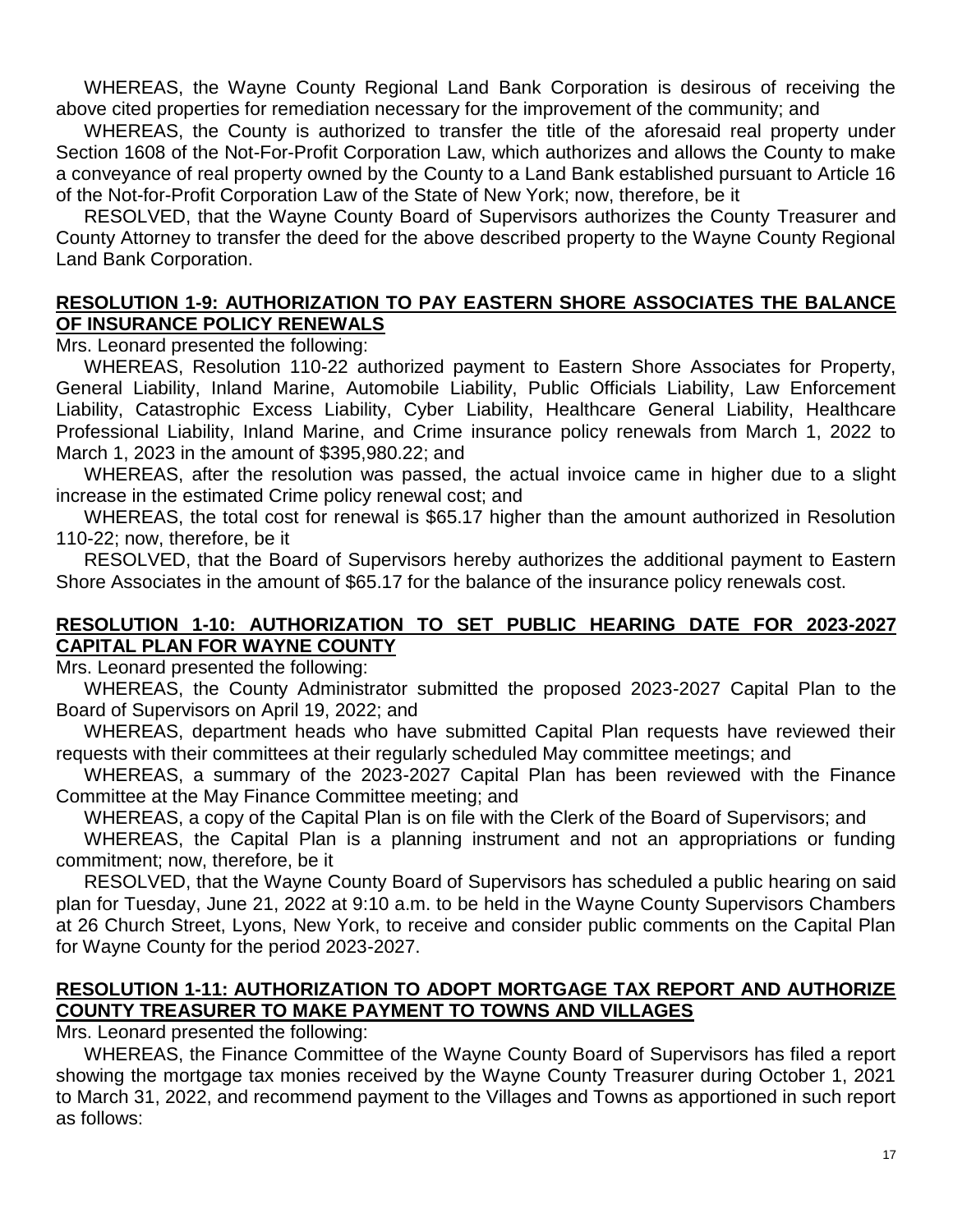WHEREAS, the Wayne County Regional Land Bank Corporation is desirous of receiving the above cited properties for remediation necessary for the improvement of the community; and

WHEREAS, the County is authorized to transfer the title of the aforesaid real property under Section 1608 of the Not-For-Profit Corporation Law, which authorizes and allows the County to make a conveyance of real property owned by the County to a Land Bank established pursuant to Article 16 of the Not-for-Profit Corporation Law of the State of New York; now, therefore, be it

RESOLVED, that the Wayne County Board of Supervisors authorizes the County Treasurer and County Attorney to transfer the deed for the above described property to the Wayne County Regional Land Bank Corporation.

## RESOLUTION 1-9: AUTHORIZATION TO PAY EASTERN SHORE ASSOCIATES THE BALANCE OF INSURANCE POLICY RENEWALS

Mrs. Leonard presented the following:

WHEREAS, Resolution 110-22 authorized payment to Eastern Shore Associates for Property, General Liability, Inland Marine, Automobile Liability, Public Officials Liability, Law Enforcement Liability, Catastrophic Excess Liability, Cyber Liability, Healthcare General Liability, Healthcare Professional Liability, Inland Marine, and Crime insurance policy renewals from March 1, 2022 to March 1, 2023 in the amount of $395,980.22; and

WHEREAS, after the resolution was passed, the actual invoice came in higher due to a slight increase in the estimated Crime policy renewal cost; and

WHEREAS, the total cost for renewal is $65.17 higher than the amount authorized in Resolution 110-22; now, therefore, be it

RESOLVED, that the Board of Supervisors hereby authorizes the additional payment to Eastern Shore Associates in the amount of $65.17 for the balance of the insurance policy renewals cost.

## RESOLUTION 1-10: AUTHORIZATION TO SET PUBLIC HEARING DATE FOR 2023-2027 CAPITAL PLAN FOR WAYNE COUNTY

Mrs. Leonard presented the following:

WHEREAS, the County Administrator submitted the proposed 2023-2027 Capital Plan to the Board of Supervisors on April 19, 2022; and

WHEREAS, department heads who have submitted Capital Plan requests have reviewed their requests with their committees at their regularly scheduled May committee meetings; and

WHEREAS, a summary of the 2023-2027 Capital Plan has been reviewed with the Finance Committee at the May Finance Committee meeting; and

WHEREAS, a copy of the Capital Plan is on file with the Clerk of the Board of Supervisors; and

WHEREAS, the Capital Plan is a planning instrument and not an appropriations or funding commitment; now, therefore, be it

RESOLVED, that the Wayne County Board of Supervisors has scheduled a public hearing on said plan for Tuesday, June 21, 2022 at 9:10 a.m. to be held in the Wayne County Supervisors Chambers at 26 Church Street, Lyons, New York, to receive and consider public comments on the Capital Plan for Wayne County for the period 2023-2027.

## RESOLUTION 1-11: AUTHORIZATION TO ADOPT MORTGAGE TAX REPORT AND AUTHORIZE COUNTY TREASURER TO MAKE PAYMENT TO TOWNS AND VILLAGES

Mrs. Leonard presented the following:

WHEREAS, the Finance Committee of the Wayne County Board of Supervisors has filed a report showing the mortgage tax monies received by the Wayne County Treasurer during October 1, 2021 to March 31, 2022, and recommend payment to the Villages and Towns as apportioned in such report as follows: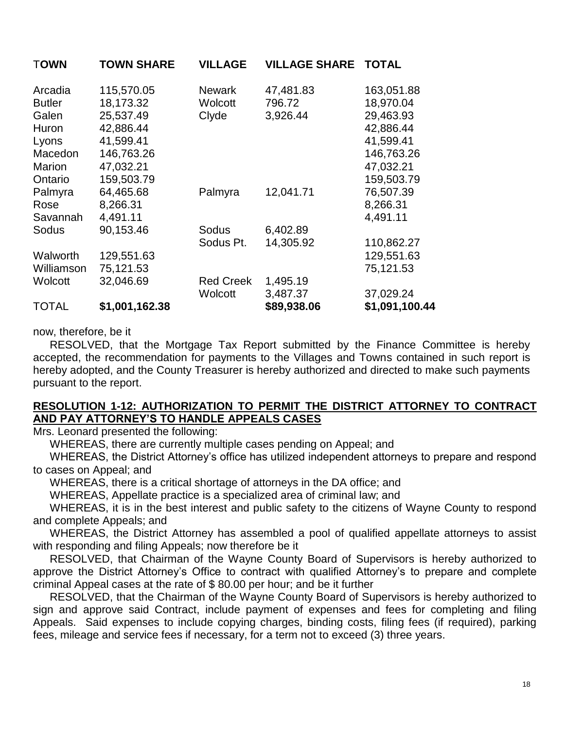| TOWN | TOWN SHARE | VILLAGE | VILLAGE SHARE | TOTAL |
|---|---|---|---|---|
| Arcadia | 115,570.05 | Newark | 47,481.83 | 163,051.88 |
| Butler | 18,173.32 | Wolcott | 796.72 | 18,970.04 |
| Galen | 25,537.49 | Clyde | 3,926.44 | 29,463.93 |
| Huron | 42,886.44 | | | 42,886.44 |
| Lyons | 41,599.41 | | | 41,599.41 |
| Macedon | 146,763.26 | | | 146,763.26 |
| Marion | 47,032.21 | | | 47,032.21 |
| Ontario | 159,503.79 | | | 159,503.79 |
| Palmyra | 64,465.68 | Palmyra | 12,041.71 | 76,507.39 |
| Rose | 8,266.31 | | | 8,266.31 |
| Savannah | 4,491.11 | | | 4,491.11 |
| Sodus | 90,153.46 | Sodus | 6,402.89 | |
| | | Sodus Pt. | 14,305.92 | 110,862.27 |
| Walworth | 129,551.63 | | | 129,551.63 |
| Williamson | 75,121.53 | | | 75,121.53 |
| Wolcott | 32,046.69 | Red Creek | 1,495.19 | |
| | | Wolcott | 3,487.37 | 37,029.24 |
| TOTAL | **$1,001,162.38** | | **$89,938.06** | **$1,091,100.44** |

now, therefore, be it

RESOLVED, that the Mortgage Tax Report submitted by the Finance Committee is hereby accepted, the recommendation for payments to the Villages and Towns contained in such report is hereby adopted, and the County Treasurer is hereby authorized and directed to make such payments pursuant to the report.

**RESOLUTION 1-12: AUTHORIZATION TO PERMIT THE DISTRICT ATTORNEY TO CONTRACT AND PAY ATTORNEY'S TO HANDLE APPEALS CASES**

Mrs. Leonard presented the following:

WHEREAS, there are currently multiple cases pending on Appeal; and

WHEREAS, the District Attorney's office has utilized independent attorneys to prepare and respond to cases on Appeal; and

WHEREAS, there is a critical shortage of attorneys in the DA office; and

WHEREAS, Appellate practice is a specialized area of criminal law; and

WHEREAS, it is in the best interest and public safety to the citizens of Wayne County to respond and complete Appeals; and

WHEREAS, the District Attorney has assembled a pool of qualified appellate attorneys to assist with responding and filing Appeals; now therefore be it

RESOLVED, that Chairman of the Wayne County Board of Supervisors is hereby authorized to approve the District Attorney's Office to contract with qualified Attorney's to prepare and complete criminal Appeal cases at the rate of $ 80.00 per hour; and be it further

RESOLVED, that the Chairman of the Wayne County Board of Supervisors is hereby authorized to sign and approve said Contract, include payment of expenses and fees for completing and filing Appeals. Said expenses to include copying charges, binding costs, filing fees (if required), parking fees, mileage and service fees if necessary, for a term not to exceed (3) three years.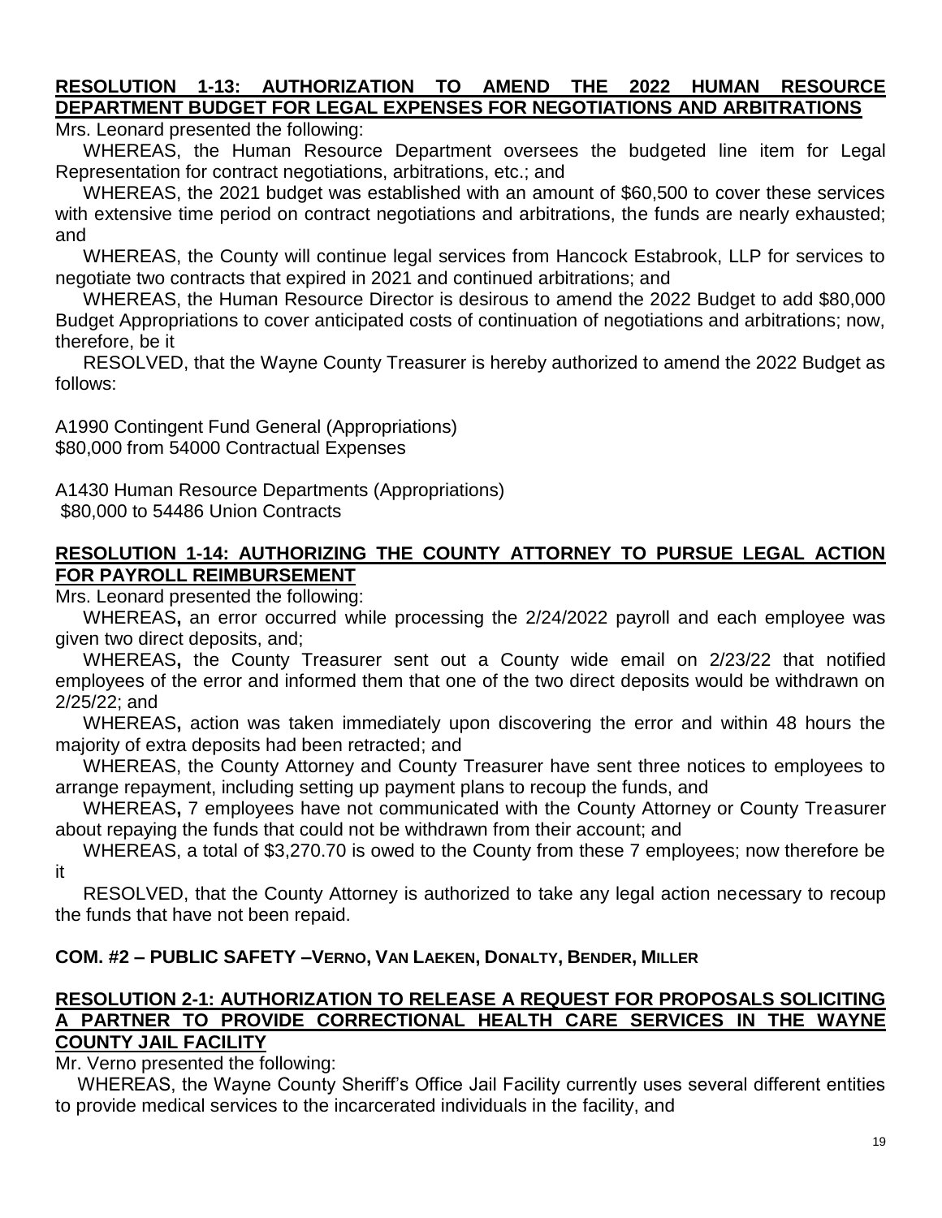**RESOLUTION 1-13: AUTHORIZATION TO AMEND THE 2022 HUMAN RESOURCE DEPARTMENT BUDGET FOR LEGAL EXPENSES FOR NEGOTIATIONS AND ARBITRATIONS**

Mrs. Leonard presented the following:

WHEREAS, the Human Resource Department oversees the budgeted line item for Legal Representation for contract negotiations, arbitrations, etc.; and

WHEREAS, the 2021 budget was established with an amount of $60,500 to cover these services with extensive time period on contract negotiations and arbitrations, the funds are nearly exhausted; and

WHEREAS, the County will continue legal services from Hancock Estabrook, LLP for services to negotiate two contracts that expired in 2021 and continued arbitrations; and

WHEREAS, the Human Resource Director is desirous to amend the 2022 Budget to add $80,000 Budget Appropriations to cover anticipated costs of continuation of negotiations and arbitrations; now, therefore, be it

RESOLVED, that the Wayne County Treasurer is hereby authorized to amend the 2022 Budget as follows:

A1990 Contingent Fund General (Appropriations)
$80,000 from 54000 Contractual Expenses

A1430 Human Resource Departments (Appropriations)
$80,000 to 54486 Union Contracts

**RESOLUTION 1-14: AUTHORIZING THE COUNTY ATTORNEY TO PURSUE LEGAL ACTION FOR PAYROLL REIMBURSEMENT**

Mrs. Leonard presented the following:

WHEREAS**,** an error occurred while processing the 2/24/2022 payroll and each employee was given two direct deposits, and;

WHEREAS**,** the County Treasurer sent out a County wide email on 2/23/22 that notified employees of the error and informed them that one of the two direct deposits would be withdrawn on 2/25/22; and

WHEREAS**,** action was taken immediately upon discovering the error and within 48 hours the majority of extra deposits had been retracted; and

WHEREAS, the County Attorney and County Treasurer have sent three notices to employees to arrange repayment, including setting up payment plans to recoup the funds, and

WHEREAS**,** 7 employees have not communicated with the County Attorney or County Treasurer about repaying the funds that could not be withdrawn from their account; and

WHEREAS, a total of $3,270.70 is owed to the County from these 7 employees; now therefore be it

RESOLVED, that the County Attorney is authorized to take any legal action necessary to recoup the funds that have not been repaid.

**COM. #2 – PUBLIC SAFETY –VERNO, VAN LAEKEN, DONALTY, BENDER, MILLER**

**RESOLUTION 2-1: AUTHORIZATION TO RELEASE A REQUEST FOR PROPOSALS SOLICITING A PARTNER TO PROVIDE CORRECTIONAL HEALTH CARE SERVICES IN THE WAYNE COUNTY JAIL FACILITY**

Mr. Verno presented the following:

WHEREAS, the Wayne County Sheriff's Office Jail Facility currently uses several different entities to provide medical services to the incarcerated individuals in the facility, and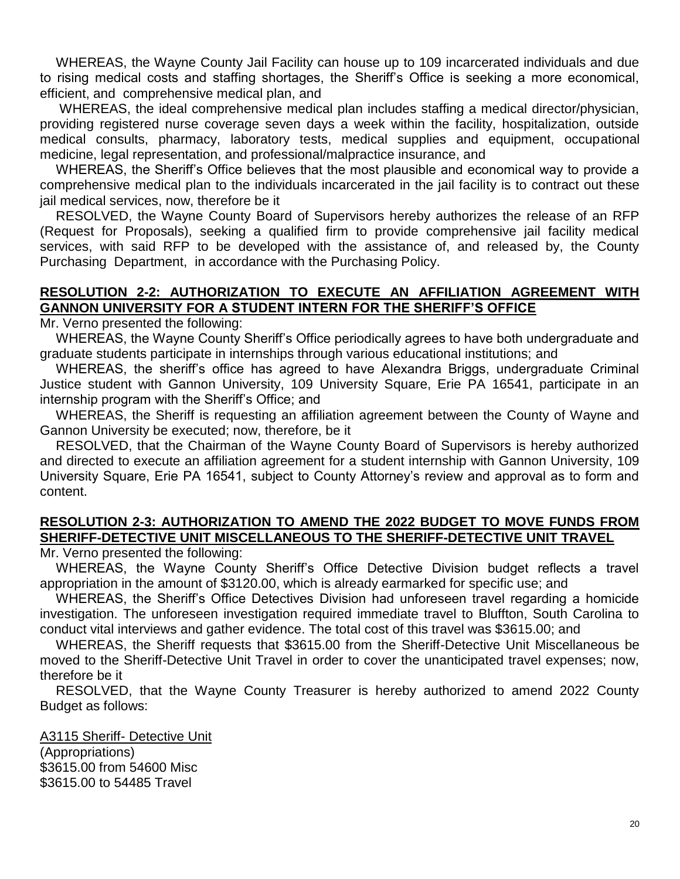WHEREAS, the Wayne County Jail Facility can house up to 109 incarcerated individuals and due to rising medical costs and staffing shortages, the Sheriff's Office is seeking a more economical, efficient, and comprehensive medical plan, and

WHEREAS, the ideal comprehensive medical plan includes staffing a medical director/physician, providing registered nurse coverage seven days a week within the facility, hospitalization, outside medical consults, pharmacy, laboratory tests, medical supplies and equipment, occupational medicine, legal representation, and professional/malpractice insurance, and

WHEREAS, the Sheriff's Office believes that the most plausible and economical way to provide a comprehensive medical plan to the individuals incarcerated in the jail facility is to contract out these jail medical services, now, therefore be it

RESOLVED, the Wayne County Board of Supervisors hereby authorizes the release of an RFP (Request for Proposals), seeking a qualified firm to provide comprehensive jail facility medical services, with said RFP to be developed with the assistance of, and released by, the County Purchasing Department, in accordance with the Purchasing Policy.

## RESOLUTION 2-2: AUTHORIZATION TO EXECUTE AN AFFILIATION AGREEMENT WITH GANNON UNIVERSITY FOR A STUDENT INTERN FOR THE SHERIFF'S OFFICE

Mr. Verno presented the following:

WHEREAS, the Wayne County Sheriff's Office periodically agrees to have both undergraduate and graduate students participate in internships through various educational institutions; and

WHEREAS, the sheriff's office has agreed to have Alexandra Briggs, undergraduate Criminal Justice student with Gannon University, 109 University Square, Erie PA 16541, participate in an internship program with the Sheriff's Office; and

WHEREAS, the Sheriff is requesting an affiliation agreement between the County of Wayne and Gannon University be executed; now, therefore, be it

RESOLVED, that the Chairman of the Wayne County Board of Supervisors is hereby authorized and directed to execute an affiliation agreement for a student internship with Gannon University, 109 University Square, Erie PA 16541, subject to County Attorney's review and approval as to form and content.

## RESOLUTION 2-3: AUTHORIZATION TO AMEND THE 2022 BUDGET TO MOVE FUNDS FROM SHERIFF-DETECTIVE UNIT MISCELLANEOUS TO THE SHERIFF-DETECTIVE UNIT TRAVEL

Mr. Verno presented the following:

WHEREAS, the Wayne County Sheriff's Office Detective Division budget reflects a travel appropriation in the amount of $3120.00, which is already earmarked for specific use; and

WHEREAS, the Sheriff's Office Detectives Division had unforeseen travel regarding a homicide investigation. The unforeseen investigation required immediate travel to Bluffton, South Carolina to conduct vital interviews and gather evidence. The total cost of this travel was $3615.00; and

WHEREAS, the Sheriff requests that $3615.00 from the Sheriff-Detective Unit Miscellaneous be moved to the Sheriff-Detective Unit Travel in order to cover the unanticipated travel expenses; now, therefore be it

RESOLVED, that the Wayne County Treasurer is hereby authorized to amend 2022 County Budget as follows:

A3115 Sheriff- Detective Unit  
(Appropriations)  
$3615.00 from 54600 Misc  
$3615.00 to 54485 Travel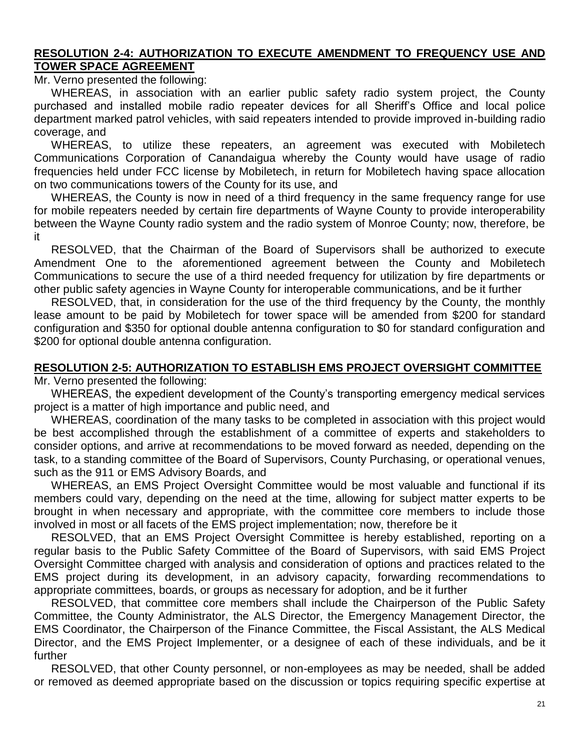**RESOLUTION 2-4: AUTHORIZATION TO EXECUTE AMENDMENT TO FREQUENCY USE AND TOWER SPACE AGREEMENT**

Mr. Verno presented the following:

WHEREAS, in association with an earlier public safety radio system project, the County purchased and installed mobile radio repeater devices for all Sheriff's Office and local police department marked patrol vehicles, with said repeaters intended to provide improved in-building radio coverage, and

WHEREAS, to utilize these repeaters, an agreement was executed with Mobiletech Communications Corporation of Canandaigua whereby the County would have usage of radio frequencies held under FCC license by Mobiletech, in return for Mobiletech having space allocation on two communications towers of the County for its use, and

WHEREAS, the County is now in need of a third frequency in the same frequency range for use for mobile repeaters needed by certain fire departments of Wayne County to provide interoperability between the Wayne County radio system and the radio system of Monroe County; now, therefore, be it

RESOLVED, that the Chairman of the Board of Supervisors shall be authorized to execute Amendment One to the aforementioned agreement between the County and Mobiletech Communications to secure the use of a third needed frequency for utilization by fire departments or other public safety agencies in Wayne County for interoperable communications, and be it further

RESOLVED, that, in consideration for the use of the third frequency by the County, the monthly lease amount to be paid by Mobiletech for tower space will be amended from $200 for standard configuration and $350 for optional double antenna configuration to $0 for standard configuration and $200 for optional double antenna configuration.

**RESOLUTION 2-5: AUTHORIZATION TO ESTABLISH EMS PROJECT OVERSIGHT COMMITTEE**

Mr. Verno presented the following:

WHEREAS, the expedient development of the County's transporting emergency medical services project is a matter of high importance and public need, and

WHEREAS, coordination of the many tasks to be completed in association with this project would be best accomplished through the establishment of a committee of experts and stakeholders to consider options, and arrive at recommendations to be moved forward as needed, depending on the task, to a standing committee of the Board of Supervisors, County Purchasing, or operational venues, such as the 911 or EMS Advisory Boards, and

WHEREAS, an EMS Project Oversight Committee would be most valuable and functional if its members could vary, depending on the need at the time, allowing for subject matter experts to be brought in when necessary and appropriate, with the committee core members to include those involved in most or all facets of the EMS project implementation; now, therefore be it

RESOLVED, that an EMS Project Oversight Committee is hereby established, reporting on a regular basis to the Public Safety Committee of the Board of Supervisors, with said EMS Project Oversight Committee charged with analysis and consideration of options and practices related to the EMS project during its development, in an advisory capacity, forwarding recommendations to appropriate committees, boards, or groups as necessary for adoption, and be it further

RESOLVED, that committee core members shall include the Chairperson of the Public Safety Committee, the County Administrator, the ALS Director, the Emergency Management Director, the EMS Coordinator, the Chairperson of the Finance Committee, the Fiscal Assistant, the ALS Medical Director, and the EMS Project Implementer, or a designee of each of these individuals, and be it further

RESOLVED, that other County personnel, or non-employees as may be needed, shall be added or removed as deemed appropriate based on the discussion or topics requiring specific expertise at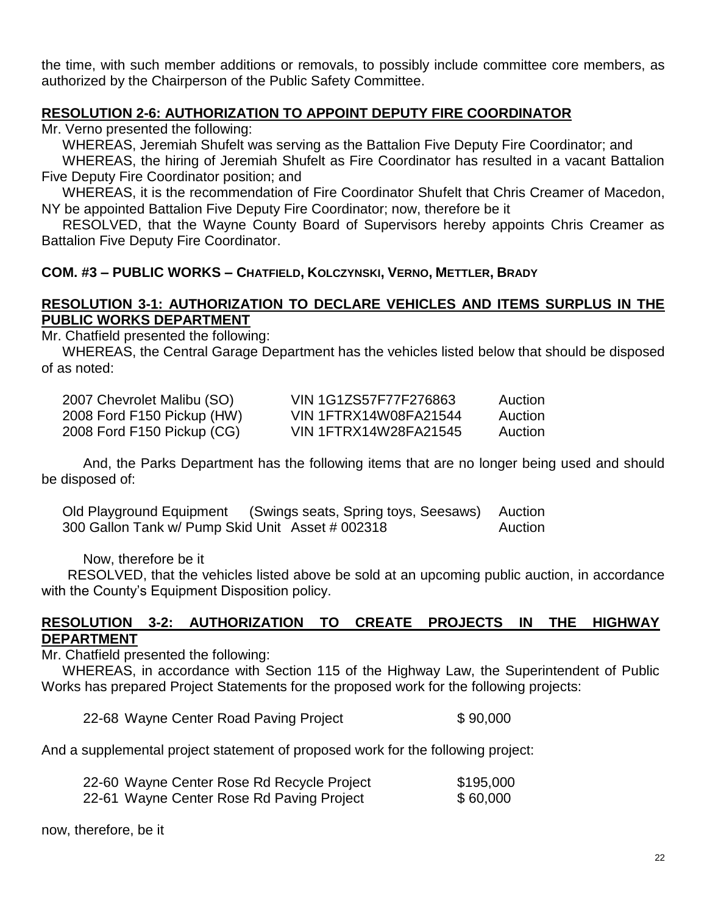the time, with such member additions or removals, to possibly include committee core members, as authorized by the Chairperson of the Public Safety Committee.

**RESOLUTION 2-6: AUTHORIZATION TO APPOINT DEPUTY FIRE COORDINATOR**

Mr. Verno presented the following:

WHEREAS, Jeremiah Shufelt was serving as the Battalion Five Deputy Fire Coordinator; and

WHEREAS, the hiring of Jeremiah Shufelt as Fire Coordinator has resulted in a vacant Battalion Five Deputy Fire Coordinator position; and

WHEREAS, it is the recommendation of Fire Coordinator Shufelt that Chris Creamer of Macedon, NY be appointed Battalion Five Deputy Fire Coordinator; now, therefore be it

RESOLVED, that the Wayne County Board of Supervisors hereby appoints Chris Creamer as Battalion Five Deputy Fire Coordinator.

**COM. #3 – PUBLIC WORKS – CHATFIELD, KOLCZYNSKI, VERNO, METTLER, BRADY**

**RESOLUTION 3-1: AUTHORIZATION TO DECLARE VEHICLES AND ITEMS SURPLUS IN THE PUBLIC WORKS DEPARTMENT**

Mr. Chatfield presented the following:

WHEREAS, the Central Garage Department has the vehicles listed below that should be disposed of as noted:

| | | |
|---|---|---|
| 2007 Chevrolet Malibu (SO) | VIN 1G1ZS57F77F276863 | Auction |
| 2008 Ford F150 Pickup (HW) | VIN 1FTRX14W08FA21544 | Auction |
| 2008 Ford F150 Pickup (CG) | VIN 1FTRX14W28FA21545 | Auction |

And, the Parks Department has the following items that are no longer being used and should be disposed of:

| | | |
|---|---|---|
| Old Playground Equipment | (Swings seats, Spring toys, Seesaws) | Auction |
| 300 Gallon Tank w/ Pump Skid Unit | Asset # 002318 | Auction |

Now, therefore be it

RESOLVED, that the vehicles listed above be sold at an upcoming public auction, in accordance with the County's Equipment Disposition policy.

**RESOLUTION 3-2: AUTHORIZATION TO CREATE PROJECTS IN THE HIGHWAY DEPARTMENT**

Mr. Chatfield presented the following:

WHEREAS, in accordance with Section 115 of the Highway Law, the Superintendent of Public Works has prepared Project Statements for the proposed work for the following projects:

| | |
|---|---|
| 22-68 Wayne Center Road Paving Project | $ 90,000 |

And a supplemental project statement of proposed work for the following project:

| | |
|---|---|
| 22-60 Wayne Center Rose Rd Recycle Project | $195,000 |
| 22-61 Wayne Center Rose Rd Paving Project | $ 60,000 |

now, therefore, be it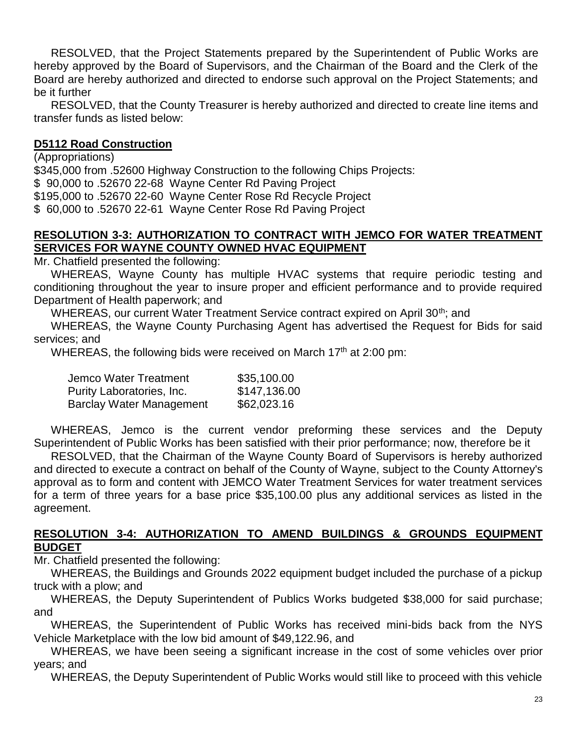RESOLVED, that the Project Statements prepared by the Superintendent of Public Works are hereby approved by the Board of Supervisors, and the Chairman of the Board and the Clerk of the Board are hereby authorized and directed to endorse such approval on the Project Statements; and be it further

RESOLVED, that the County Treasurer is hereby authorized and directed to create line items and transfer funds as listed below:

**D5112 Road Construction**

(Appropriations)

$345,000 from .52600 Highway Construction to the following Chips Projects:

$ 90,000 to .52670 22-68 Wayne Center Rd Paving Project

$195,000 to .52670 22-60 Wayne Center Rose Rd Recycle Project

$ 60,000 to .52670 22-61 Wayne Center Rose Rd Paving Project

**RESOLUTION 3-3: AUTHORIZATION TO CONTRACT WITH JEMCO FOR WATER TREATMENT SERVICES FOR WAYNE COUNTY OWNED HVAC EQUIPMENT**

Mr. Chatfield presented the following:

WHEREAS, Wayne County has multiple HVAC systems that require periodic testing and conditioning throughout the year to insure proper and efficient performance and to provide required Department of Health paperwork; and

WHEREAS, our current Water Treatment Service contract expired on April 30th; and

WHEREAS, the Wayne County Purchasing Agent has advertised the Request for Bids for said services; and

WHEREAS, the following bids were received on March 17th at 2:00 pm:

| | |
|---|---|
| Jemco Water Treatment | $35,100.00 |
| Purity Laboratories, Inc. | $147,136.00 |
| Barclay Water Management | $62,023.16 |

WHEREAS, Jemco is the current vendor preforming these services and the Deputy Superintendent of Public Works has been satisfied with their prior performance; now, therefore be it

RESOLVED, that the Chairman of the Wayne County Board of Supervisors is hereby authorized and directed to execute a contract on behalf of the County of Wayne, subject to the County Attorney's approval as to form and content with JEMCO Water Treatment Services for water treatment services for a term of three years for a base price $35,100.00 plus any additional services as listed in the agreement.

**RESOLUTION 3-4: AUTHORIZATION TO AMEND BUILDINGS & GROUNDS EQUIPMENT BUDGET**

Mr. Chatfield presented the following:

WHEREAS, the Buildings and Grounds 2022 equipment budget included the purchase of a pickup truck with a plow; and

WHEREAS, the Deputy Superintendent of Publics Works budgeted $38,000 for said purchase; and

WHEREAS, the Superintendent of Public Works has received mini-bids back from the NYS Vehicle Marketplace with the low bid amount of $49,122.96, and

WHEREAS, we have been seeing a significant increase in the cost of some vehicles over prior years; and

WHEREAS, the Deputy Superintendent of Public Works would still like to proceed with this vehicle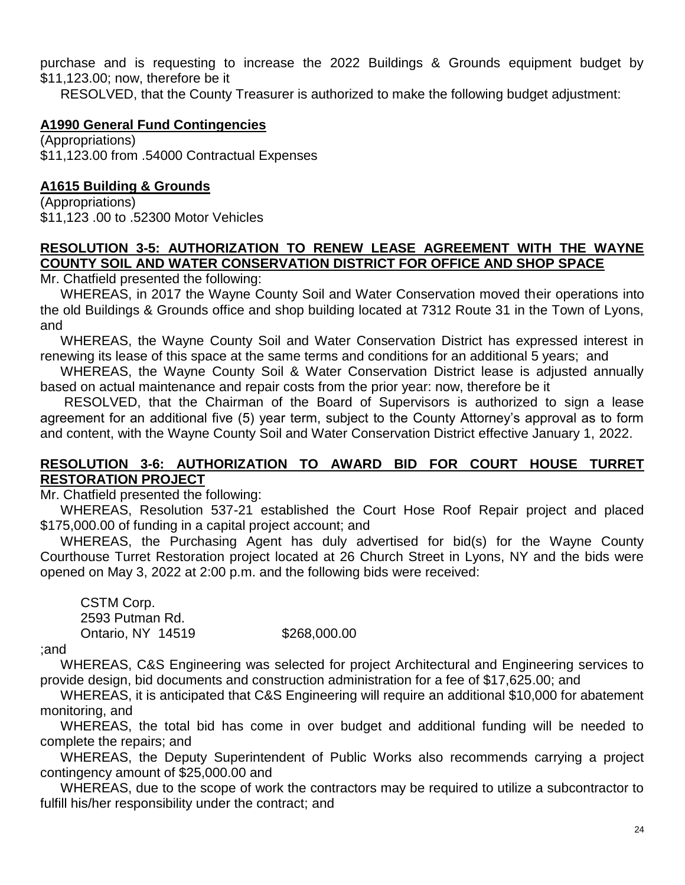purchase and is requesting to increase the 2022 Buildings & Grounds equipment budget by $11,123.00; now, therefore be it

RESOLVED, that the County Treasurer is authorized to make the following budget adjustment:

**A1990 General Fund Contingencies**

(Appropriations)
$11,123.00 from .54000 Contractual Expenses

**A1615 Building & Grounds**

(Appropriations)
$11,123 .00 to .52300 Motor Vehicles

**RESOLUTION 3-5: AUTHORIZATION TO RENEW LEASE AGREEMENT WITH THE WAYNE COUNTY SOIL AND WATER CONSERVATION DISTRICT FOR OFFICE AND SHOP SPACE**

Mr. Chatfield presented the following:

WHEREAS, in 2017 the Wayne County Soil and Water Conservation moved their operations into the old Buildings & Grounds office and shop building located at 7312 Route 31 in the Town of Lyons, and

WHEREAS, the Wayne County Soil and Water Conservation District has expressed interest in renewing its lease of this space at the same terms and conditions for an additional 5 years; and

WHEREAS, the Wayne County Soil & Water Conservation District lease is adjusted annually based on actual maintenance and repair costs from the prior year: now, therefore be it

RESOLVED, that the Chairman of the Board of Supervisors is authorized to sign a lease agreement for an additional five (5) year term, subject to the County Attorney's approval as to form and content, with the Wayne County Soil and Water Conservation District effective January 1, 2022.

**RESOLUTION 3-6: AUTHORIZATION TO AWARD BID FOR COURT HOUSE TURRET RESTORATION PROJECT**

Mr. Chatfield presented the following:

WHEREAS, Resolution 537-21 established the Court Hose Roof Repair project and placed $175,000.00 of funding in a capital project account; and

WHEREAS, the Purchasing Agent has duly advertised for bid(s) for the Wayne County Courthouse Turret Restoration project located at 26 Church Street in Lyons, NY and the bids were opened on May 3, 2022 at 2:00 p.m. and the following bids were received:

CSTM Corp.
2593 Putman Rd.
Ontario, NY 14519 $268,000.00

;and

WHEREAS, C&S Engineering was selected for project Architectural and Engineering services to provide design, bid documents and construction administration for a fee of $17,625.00; and

WHEREAS, it is anticipated that C&S Engineering will require an additional $10,000 for abatement monitoring, and

WHEREAS, the total bid has come in over budget and additional funding will be needed to complete the repairs; and

WHEREAS, the Deputy Superintendent of Public Works also recommends carrying a project contingency amount of $25,000.00 and

WHEREAS, due to the scope of work the contractors may be required to utilize a subcontractor to fulfill his/her responsibility under the contract; and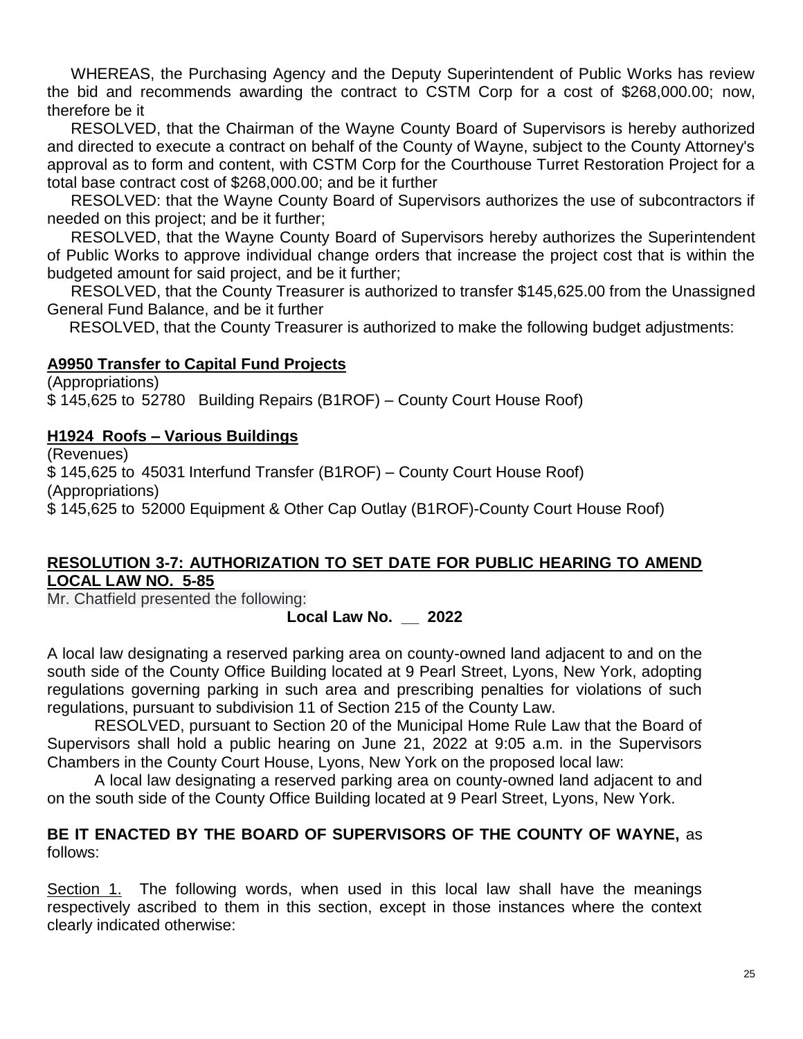WHEREAS, the Purchasing Agency and the Deputy Superintendent of Public Works has review the bid and recommends awarding the contract to CSTM Corp for a cost of $268,000.00; now, therefore be it

RESOLVED, that the Chairman of the Wayne County Board of Supervisors is hereby authorized and directed to execute a contract on behalf of the County of Wayne, subject to the County Attorney's approval as to form and content, with CSTM Corp for the Courthouse Turret Restoration Project for a total base contract cost of $268,000.00; and be it further

RESOLVED: that the Wayne County Board of Supervisors authorizes the use of subcontractors if needed on this project; and be it further;

RESOLVED, that the Wayne County Board of Supervisors hereby authorizes the Superintendent of Public Works to approve individual change orders that increase the project cost that is within the budgeted amount for said project, and be it further;

RESOLVED, that the County Treasurer is authorized to transfer $145,625.00 from the Unassigned General Fund Balance, and be it further

RESOLVED, that the County Treasurer is authorized to make the following budget adjustments:

**A9950 Transfer to Capital Fund Projects**

(Appropriations)
$ 145,625 to 52780 Building Repairs (B1ROF) – County Court House Roof)

**H1924 Roofs – Various Buildings**

(Revenues)
$ 145,625 to 45031 Interfund Transfer (B1ROF) – County Court House Roof)
(Appropriations)
$ 145,625 to 52000 Equipment & Other Cap Outlay (B1ROF)-County Court House Roof)

**RESOLUTION 3-7: AUTHORIZATION TO SET DATE FOR PUBLIC HEARING TO AMEND LOCAL LAW NO. 5-85**

Mr. Chatfield presented the following:

**Local Law No. __ 2022**

A local law designating a reserved parking area on county-owned land adjacent to and on the south side of the County Office Building located at 9 Pearl Street, Lyons, New York, adopting regulations governing parking in such area and prescribing penalties for violations of such regulations, pursuant to subdivision 11 of Section 215 of the County Law.

RESOLVED, pursuant to Section 20 of the Municipal Home Rule Law that the Board of Supervisors shall hold a public hearing on June 21, 2022 at 9:05 a.m. in the Supervisors Chambers in the County Court House, Lyons, New York on the proposed local law:

A local law designating a reserved parking area on county-owned land adjacent to and on the south side of the County Office Building located at 9 Pearl Street, Lyons, New York.

**BE IT ENACTED BY THE BOARD OF SUPERVISORS OF THE COUNTY OF WAYNE,** as follows:

Section 1. The following words, when used in this local law shall have the meanings respectively ascribed to them in this section, except in those instances where the context clearly indicated otherwise: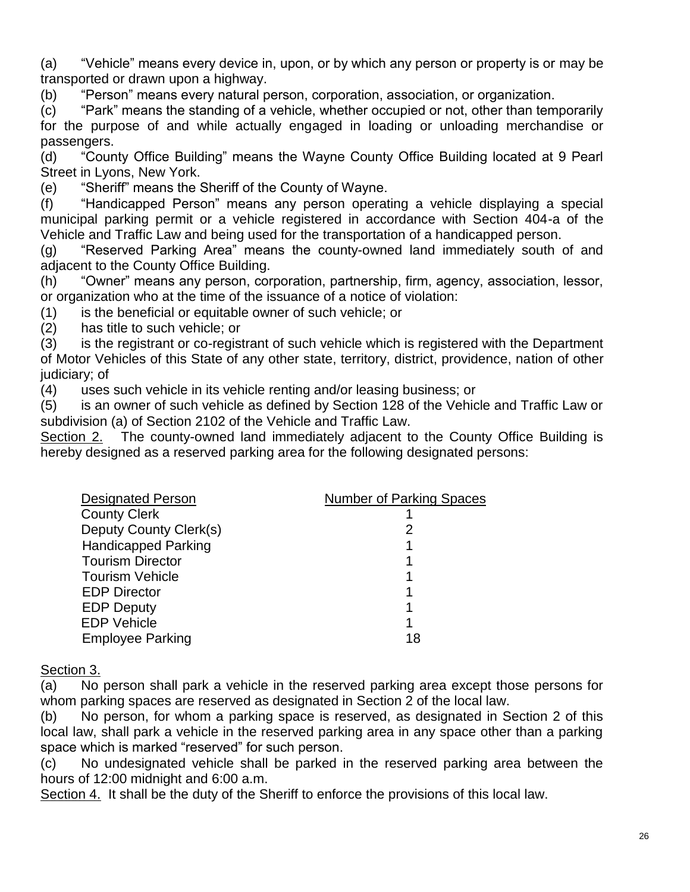(a) "Vehicle" means every device in, upon, or by which any person or property is or may be transported or drawn upon a highway.

(b) "Person" means every natural person, corporation, association, or organization.

(c) "Park" means the standing of a vehicle, whether occupied or not, other than temporarily for the purpose of and while actually engaged in loading or unloading merchandise or passengers.

(d) "County Office Building" means the Wayne County Office Building located at 9 Pearl Street in Lyons, New York.

(e) "Sheriff" means the Sheriff of the County of Wayne.

(f) "Handicapped Person" means any person operating a vehicle displaying a special municipal parking permit or a vehicle registered in accordance with Section 404-a of the Vehicle and Traffic Law and being used for the transportation of a handicapped person.

(g) "Reserved Parking Area" means the county-owned land immediately south of and adjacent to the County Office Building.

(h) "Owner" means any person, corporation, partnership, firm, agency, association, lessor, or organization who at the time of the issuance of a notice of violation:

(1) is the beneficial or equitable owner of such vehicle; or

(2) has title to such vehicle; or

(3) is the registrant or co-registrant of such vehicle which is registered with the Department of Motor Vehicles of this State of any other state, territory, district, providence, nation of other judiciary; of

(4) uses such vehicle in its vehicle renting and/or leasing business; or

(5) is an owner of such vehicle as defined by Section 128 of the Vehicle and Traffic Law or subdivision (a) of Section 2102 of the Vehicle and Traffic Law.

Section 2. The county-owned land immediately adjacent to the County Office Building is hereby designed as a reserved parking area for the following designated persons:

| Designated Person | Number of Parking Spaces |
|---|---|
| County Clerk | 1 |
| Deputy County Clerk(s) | 2 |
| Handicapped Parking | 1 |
| Tourism Director | 1 |
| Tourism Vehicle | 1 |
| EDP Director | 1 |
| EDP Deputy | 1 |
| EDP Vehicle | 1 |
| Employee Parking | 18 |

Section 3.

(a) No person shall park a vehicle in the reserved parking area except those persons for whom parking spaces are reserved as designated in Section 2 of the local law.

(b) No person, for whom a parking space is reserved, as designated in Section 2 of this local law, shall park a vehicle in the reserved parking area in any space other than a parking space which is marked "reserved" for such person.

(c) No undesignated vehicle shall be parked in the reserved parking area between the hours of 12:00 midnight and 6:00 a.m.

Section 4. It shall be the duty of the Sheriff to enforce the provisions of this local law.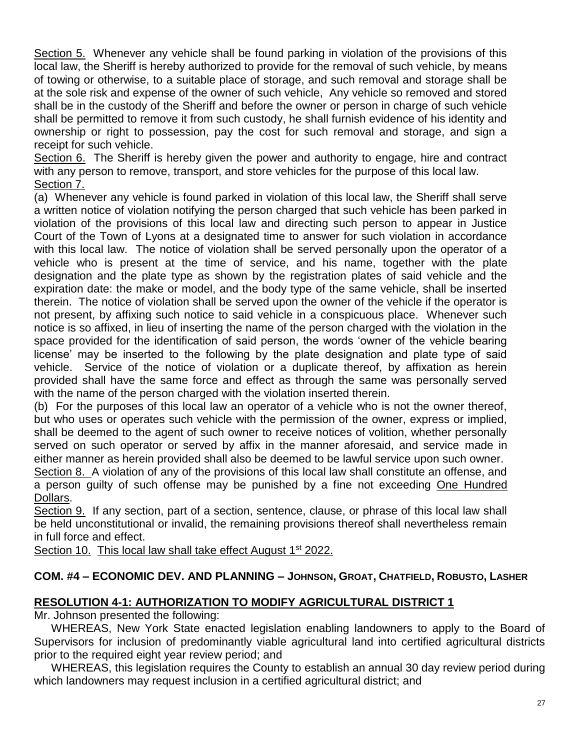Section 5. Whenever any vehicle shall be found parking in violation of the provisions of this local law, the Sheriff is hereby authorized to provide for the removal of such vehicle, by means of towing or otherwise, to a suitable place of storage, and such removal and storage shall be at the sole risk and expense of the owner of such vehicle, Any vehicle so removed and stored shall be in the custody of the Sheriff and before the owner or person in charge of such vehicle shall be permitted to remove it from such custody, he shall furnish evidence of his identity and ownership or right to possession, pay the cost for such removal and storage, and sign a receipt for such vehicle.

Section 6. The Sheriff is hereby given the power and authority to engage, hire and contract with any person to remove, transport, and store vehicles for the purpose of this local law.

Section 7.

(a) Whenever any vehicle is found parked in violation of this local law, the Sheriff shall serve a written notice of violation notifying the person charged that such vehicle has been parked in violation of the provisions of this local law and directing such person to appear in Justice Court of the Town of Lyons at a designated time to answer for such violation in accordance with this local law. The notice of violation shall be served personally upon the operator of a vehicle who is present at the time of service, and his name, together with the plate designation and the plate type as shown by the registration plates of said vehicle and the expiration date: the make or model, and the body type of the same vehicle, shall be inserted therein. The notice of violation shall be served upon the owner of the vehicle if the operator is not present, by affixing such notice to said vehicle in a conspicuous place. Whenever such notice is so affixed, in lieu of inserting the name of the person charged with the violation in the space provided for the identification of said person, the words 'owner of the vehicle bearing license' may be inserted to the following by the plate designation and plate type of said vehicle. Service of the notice of violation or a duplicate thereof, by affixation as herein provided shall have the same force and effect as through the same was personally served with the name of the person charged with the violation inserted therein.

(b) For the purposes of this local law an operator of a vehicle who is not the owner thereof, but who uses or operates such vehicle with the permission of the owner, express or implied, shall be deemed to the agent of such owner to receive notices of volition, whether personally served on such operator or served by affix in the manner aforesaid, and service made in either manner as herein provided shall also be deemed to be lawful service upon such owner.

Section 8. A violation of any of the provisions of this local law shall constitute an offense, and a person guilty of such offense may be punished by a fine not exceeding One Hundred Dollars.

Section 9. If any section, part of a section, sentence, clause, or phrase of this local law shall be held unconstitutional or invalid, the remaining provisions thereof shall nevertheless remain in full force and effect.

Section 10. This local law shall take effect August 1st 2022.

## COM. #4 – ECONOMIC DEV. AND PLANNING – JOHNSON, GROAT, CHATFIELD, ROBUSTO, LASHER

### RESOLUTION 4-1: AUTHORIZATION TO MODIFY AGRICULTURAL DISTRICT 1

Mr. Johnson presented the following:

WHEREAS, New York State enacted legislation enabling landowners to apply to the Board of Supervisors for inclusion of predominantly viable agricultural land into certified agricultural districts prior to the required eight year review period; and

WHEREAS, this legislation requires the County to establish an annual 30 day review period during which landowners may request inclusion in a certified agricultural district; and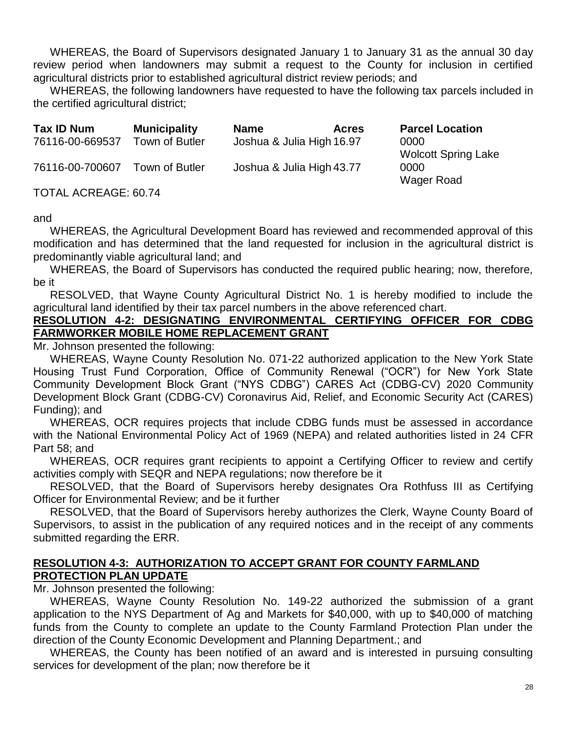WHEREAS, the Board of Supervisors designated January 1 to January 31 as the annual 30 day review period when landowners may submit a request to the County for inclusion in certified agricultural districts prior to established agricultural district review periods; and

WHEREAS, the following landowners have requested to have the following tax parcels included in the certified agricultural district;

| Tax ID Num | Municipality | Name | Acres | Parcel Location |
|---|---|---|---|---|
| 76116-00-669537 | Town of Butler | Joshua & Julia High | 16.97 | 0000 Wolcott Spring Lake |
| 76116-00-700607 | Town of Butler | Joshua & Julia High | 43.77 | 0000 Wager Road |

TOTAL ACREAGE: 60.74

and

WHEREAS, the Agricultural Development Board has reviewed and recommended approval of this modification and has determined that the land requested for inclusion in the agricultural district is predominantly viable agricultural land; and

WHEREAS, the Board of Supervisors has conducted the required public hearing; now, therefore, be it

RESOLVED, that Wayne County Agricultural District No. 1 is hereby modified to include the agricultural land identified by their tax parcel numbers in the above referenced chart.

**RESOLUTION 4-2: DESIGNATING ENVIRONMENTAL CERTIFYING OFFICER FOR CDBG FARMWORKER MOBILE HOME REPLACEMENT GRANT**

Mr. Johnson presented the following:

WHEREAS, Wayne County Resolution No. 071-22 authorized application to the New York State Housing Trust Fund Corporation, Office of Community Renewal ("OCR") for New York State Community Development Block Grant ("NYS CDBG") CARES Act (CDBG-CV) 2020 Community Development Block Grant (CDBG-CV) Coronavirus Aid, Relief, and Economic Security Act (CARES) Funding); and

WHEREAS, OCR requires projects that include CDBG funds must be assessed in accordance with the National Environmental Policy Act of 1969 (NEPA) and related authorities listed in 24 CFR Part 58; and

WHEREAS, OCR requires grant recipients to appoint a Certifying Officer to review and certify activities comply with SEQR and NEPA regulations; now therefore be it

RESOLVED, that the Board of Supervisors hereby designates Ora Rothfuss III as Certifying Officer for Environmental Review; and be it further

RESOLVED, that the Board of Supervisors hereby authorizes the Clerk, Wayne County Board of Supervisors, to assist in the publication of any required notices and in the receipt of any comments submitted regarding the ERR.

**RESOLUTION 4-3: AUTHORIZATION TO ACCEPT GRANT FOR COUNTY FARMLAND PROTECTION PLAN UPDATE**

Mr. Johnson presented the following:

WHEREAS, Wayne County Resolution No. 149-22 authorized the submission of a grant application to the NYS Department of Ag and Markets for $40,000, with up to $40,000 of matching funds from the County to complete an update to the County Farmland Protection Plan under the direction of the County Economic Development and Planning Department.; and

WHEREAS, the County has been notified of an award and is interested in pursuing consulting services for development of the plan; now therefore be it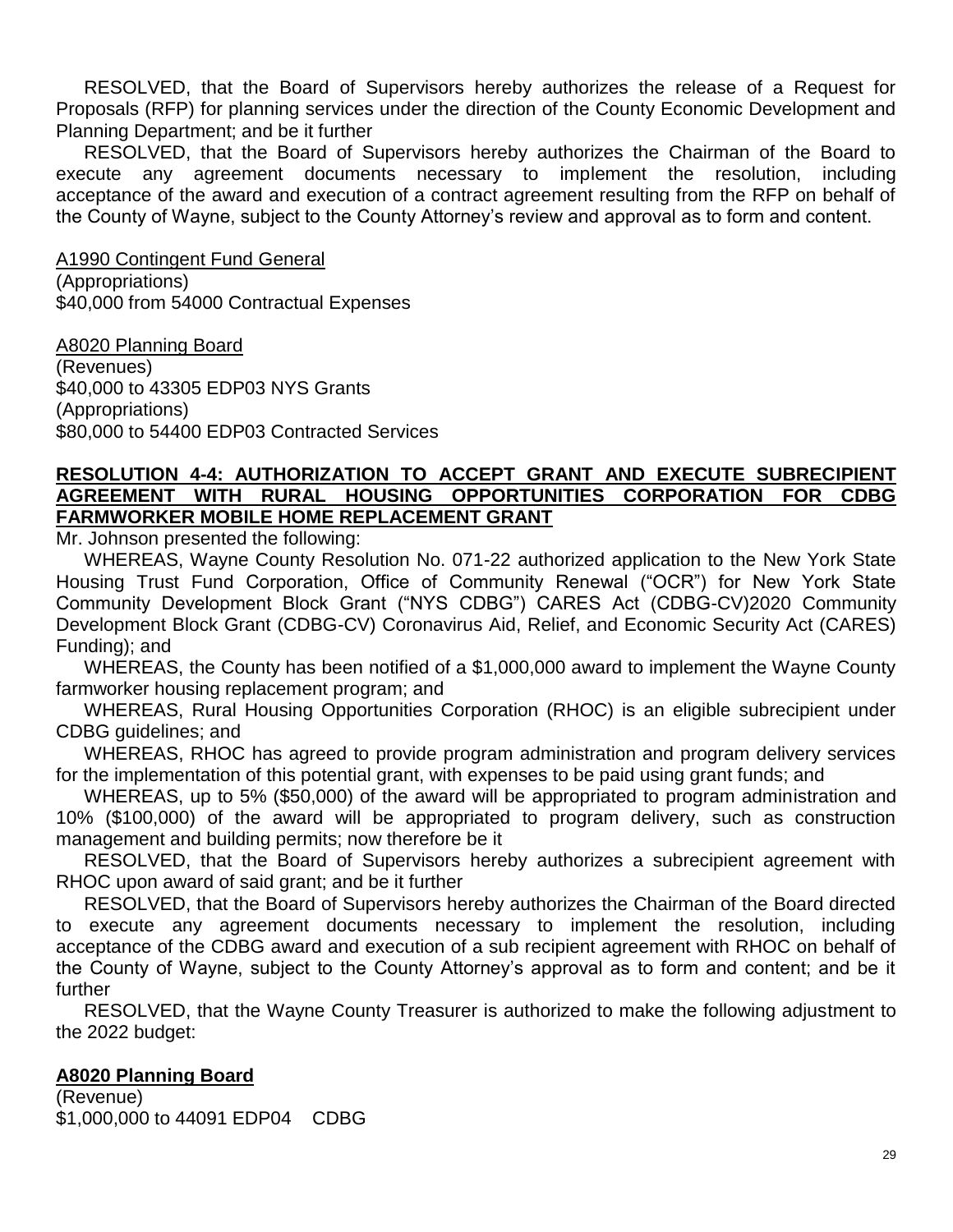RESOLVED, that the Board of Supervisors hereby authorizes the release of a Request for Proposals (RFP) for planning services under the direction of the County Economic Development and Planning Department; and be it further

RESOLVED, that the Board of Supervisors hereby authorizes the Chairman of the Board to execute any agreement documents necessary to implement the resolution, including acceptance of the award and execution of a contract agreement resulting from the RFP on behalf of the County of Wayne, subject to the County Attorney's review and approval as to form and content.

<u>A1990 Contingent Fund General</u>
(Appropriations)
\$40,000 from 54000 Contractual Expenses

<u>A8020 Planning Board</u>
(Revenues)
\$40,000 to 43305 EDP03 NYS Grants
(Appropriations)
\$80,000 to 54400 EDP03 Contracted Services

**RESOLUTION 4-4: AUTHORIZATION TO ACCEPT GRANT AND EXECUTE SUBRECIPIENT AGREEMENT WITH RURAL HOUSING OPPORTUNITIES CORPORATION FOR CDBG FARMWORKER MOBILE HOME REPLACEMENT GRANT**

Mr. Johnson presented the following:

WHEREAS, Wayne County Resolution No. 071-22 authorized application to the New York State Housing Trust Fund Corporation, Office of Community Renewal ("OCR") for New York State Community Development Block Grant ("NYS CDBG") CARES Act (CDBG-CV)2020 Community Development Block Grant (CDBG-CV) Coronavirus Aid, Relief, and Economic Security Act (CARES) Funding); and

WHEREAS, the County has been notified of a \$1,000,000 award to implement the Wayne County farmworker housing replacement program; and

WHEREAS, Rural Housing Opportunities Corporation (RHOC) is an eligible subrecipient under CDBG guidelines; and

WHEREAS, RHOC has agreed to provide program administration and program delivery services for the implementation of this potential grant, with expenses to be paid using grant funds; and

WHEREAS, up to 5% (\$50,000) of the award will be appropriated to program administration and 10% (\$100,000) of the award will be appropriated to program delivery, such as construction management and building permits; now therefore be it

RESOLVED, that the Board of Supervisors hereby authorizes a subrecipient agreement with RHOC upon award of said grant; and be it further

RESOLVED, that the Board of Supervisors hereby authorizes the Chairman of the Board directed to execute any agreement documents necessary to implement the resolution, including acceptance of the CDBG award and execution of a sub recipient agreement with RHOC on behalf of the County of Wayne, subject to the County Attorney's approval as to form and content; and be it further

RESOLVED, that the Wayne County Treasurer is authorized to make the following adjustment to the 2022 budget:

**<u>A8020 Planning Board</u>**
(Revenue)
\$1,000,000 to 44091 EDP04 CDBG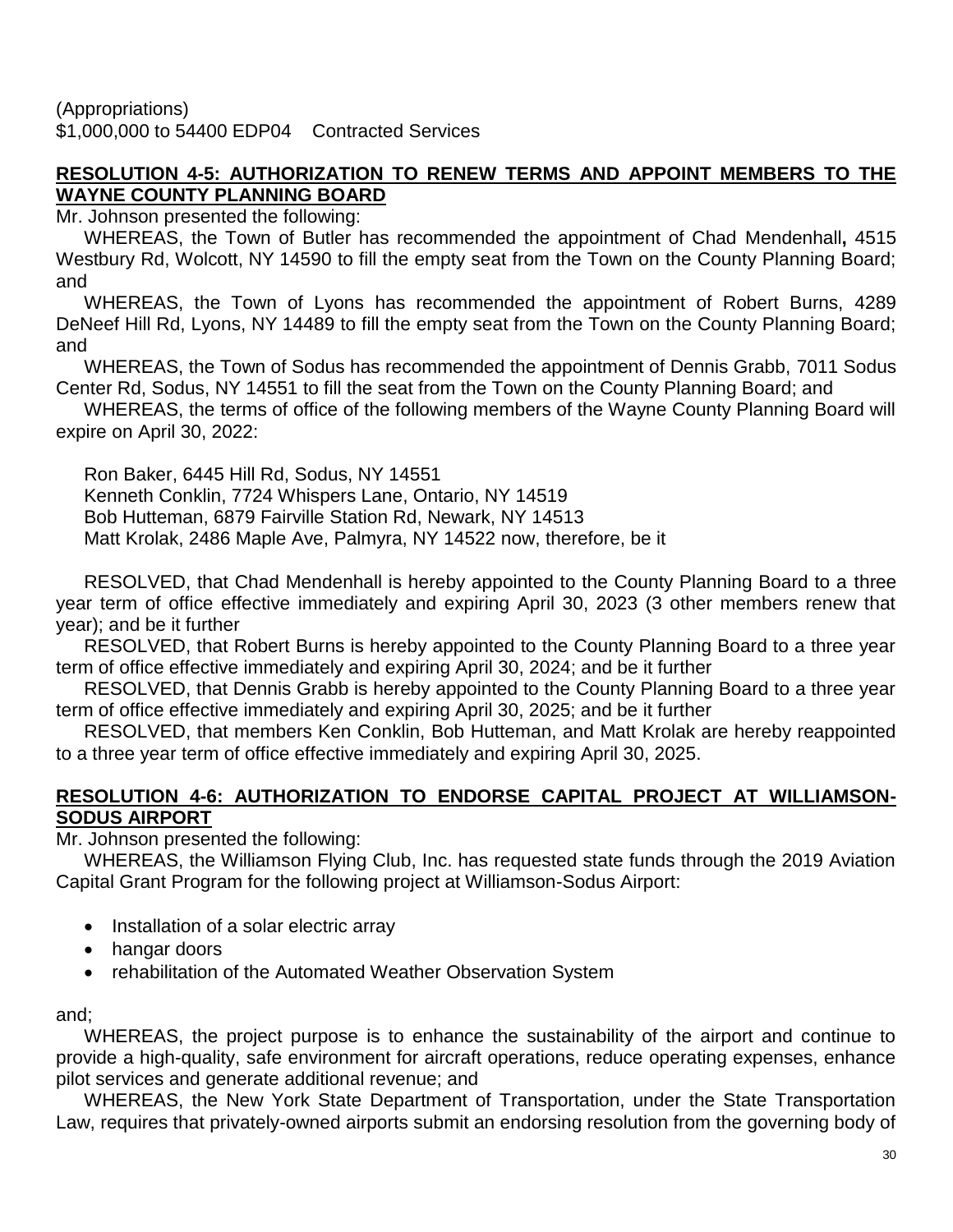(Appropriations)
$1,000,000 to 54400 EDP04 Contracted Services

**RESOLUTION 4-5: AUTHORIZATION TO RENEW TERMS AND APPOINT MEMBERS TO THE WAYNE COUNTY PLANNING BOARD**

Mr. Johnson presented the following:

WHEREAS, the Town of Butler has recommended the appointment of Chad Mendenhall**,** 4515 Westbury Rd, Wolcott, NY 14590 to fill the empty seat from the Town on the County Planning Board; and

WHEREAS, the Town of Lyons has recommended the appointment of Robert Burns, 4289 DeNeef Hill Rd, Lyons, NY 14489 to fill the empty seat from the Town on the County Planning Board; and

WHEREAS, the Town of Sodus has recommended the appointment of Dennis Grabb, 7011 Sodus Center Rd, Sodus, NY 14551 to fill the seat from the Town on the County Planning Board; and

WHEREAS, the terms of office of the following members of the Wayne County Planning Board will expire on April 30, 2022:

Ron Baker, 6445 Hill Rd, Sodus, NY 14551
Kenneth Conklin, 7724 Whispers Lane, Ontario, NY 14519
Bob Hutteman, 6879 Fairville Station Rd, Newark, NY 14513
Matt Krolak, 2486 Maple Ave, Palmyra, NY 14522 now, therefore, be it

RESOLVED, that Chad Mendenhall is hereby appointed to the County Planning Board to a three year term of office effective immediately and expiring April 30, 2023 (3 other members renew that year); and be it further

RESOLVED, that Robert Burns is hereby appointed to the County Planning Board to a three year term of office effective immediately and expiring April 30, 2024; and be it further

RESOLVED, that Dennis Grabb is hereby appointed to the County Planning Board to a three year term of office effective immediately and expiring April 30, 2025; and be it further

RESOLVED, that members Ken Conklin, Bob Hutteman, and Matt Krolak are hereby reappointed to a three year term of office effective immediately and expiring April 30, 2025.

**RESOLUTION 4-6: AUTHORIZATION TO ENDORSE CAPITAL PROJECT AT WILLIAMSON-SODUS AIRPORT**

Mr. Johnson presented the following:

WHEREAS, the Williamson Flying Club, Inc. has requested state funds through the 2019 Aviation Capital Grant Program for the following project at Williamson-Sodus Airport:

- Installation of a solar electric array
- hangar doors
- rehabilitation of the Automated Weather Observation System

and;

WHEREAS, the project purpose is to enhance the sustainability of the airport and continue to provide a high-quality, safe environment for aircraft operations, reduce operating expenses, enhance pilot services and generate additional revenue; and

WHEREAS, the New York State Department of Transportation, under the State Transportation Law, requires that privately-owned airports submit an endorsing resolution from the governing body of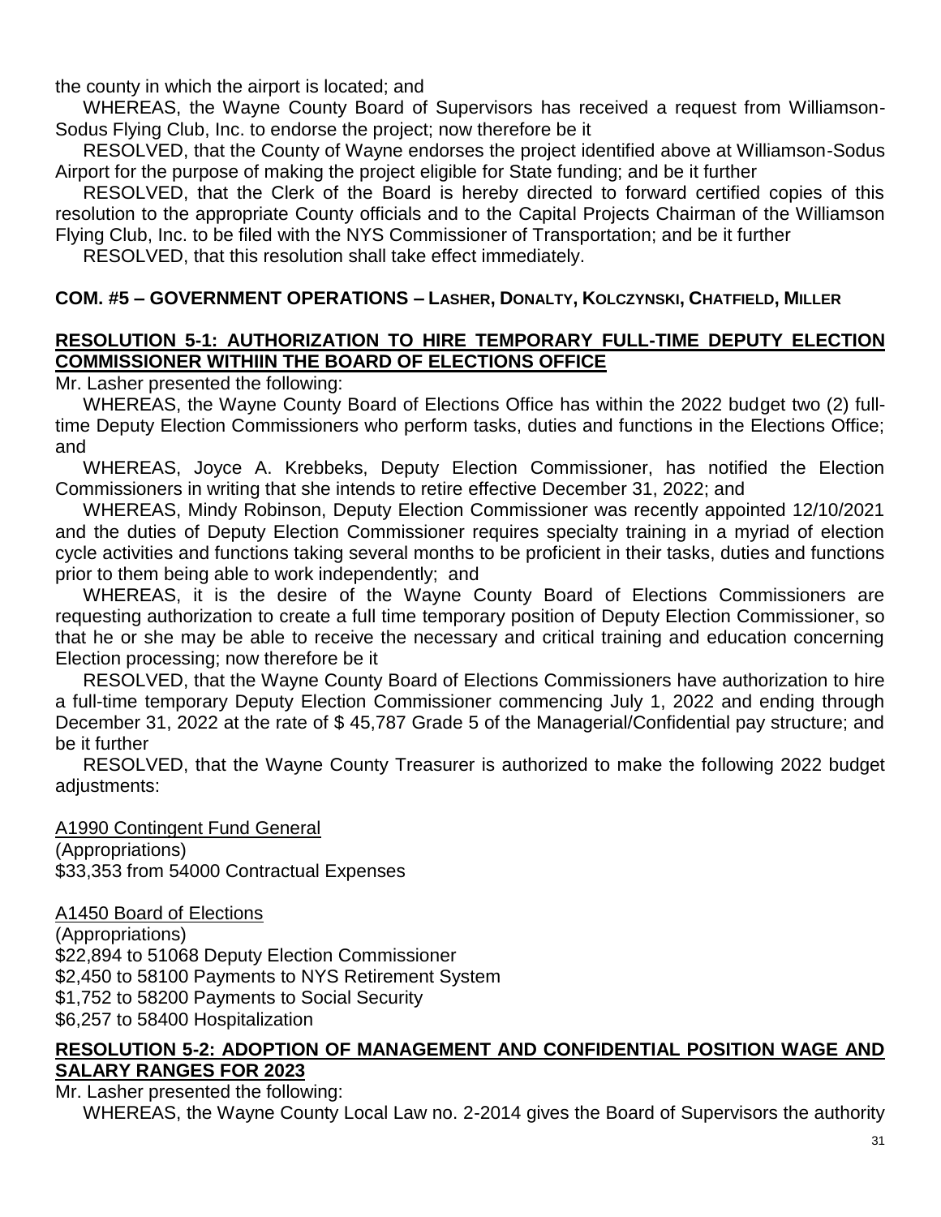the county in which the airport is located; and

WHEREAS, the Wayne County Board of Supervisors has received a request from Williamson-Sodus Flying Club, Inc. to endorse the project; now therefore be it

RESOLVED, that the County of Wayne endorses the project identified above at Williamson-Sodus Airport for the purpose of making the project eligible for State funding; and be it further

RESOLVED, that the Clerk of the Board is hereby directed to forward certified copies of this resolution to the appropriate County officials and to the Capital Projects Chairman of the Williamson Flying Club, Inc. to be filed with the NYS Commissioner of Transportation; and be it further

RESOLVED, that this resolution shall take effect immediately.

## COM. #5 – GOVERNMENT OPERATIONS – LASHER, DONALTY, KOLCZYNSKI, CHATFIELD, MILLER

### RESOLUTION 5-1: AUTHORIZATION TO HIRE TEMPORARY FULL-TIME DEPUTY ELECTION COMMISSIONER WITHIIN THE BOARD OF ELECTIONS OFFICE

Mr. Lasher presented the following:

WHEREAS, the Wayne County Board of Elections Office has within the 2022 budget two (2) full-time Deputy Election Commissioners who perform tasks, duties and functions in the Elections Office; and

WHEREAS, Joyce A. Krebbeks, Deputy Election Commissioner, has notified the Election Commissioners in writing that she intends to retire effective December 31, 2022; and

WHEREAS, Mindy Robinson, Deputy Election Commissioner was recently appointed 12/10/2021 and the duties of Deputy Election Commissioner requires specialty training in a myriad of election cycle activities and functions taking several months to be proficient in their tasks, duties and functions prior to them being able to work independently; and

WHEREAS, it is the desire of the Wayne County Board of Elections Commissioners are requesting authorization to create a full time temporary position of Deputy Election Commissioner, so that he or she may be able to receive the necessary and critical training and education concerning Election processing; now therefore be it

RESOLVED, that the Wayne County Board of Elections Commissioners have authorization to hire a full-time temporary Deputy Election Commissioner commencing July 1, 2022 and ending through December 31, 2022 at the rate of $ 45,787 Grade 5 of the Managerial/Confidential pay structure; and be it further

RESOLVED, that the Wayne County Treasurer is authorized to make the following 2022 budget adjustments:

A1990 Contingent Fund General
(Appropriations)
$33,353 from 54000 Contractual Expenses

A1450 Board of Elections
(Appropriations)
$22,894 to 51068 Deputy Election Commissioner
$2,450 to 58100 Payments to NYS Retirement System
$1,752 to 58200 Payments to Social Security
$6,257 to 58400 Hospitalization

### RESOLUTION 5-2: ADOPTION OF MANAGEMENT AND CONFIDENTIAL POSITION WAGE AND SALARY RANGES FOR 2023

Mr. Lasher presented the following:

WHEREAS, the Wayne County Local Law no. 2-2014 gives the Board of Supervisors the authority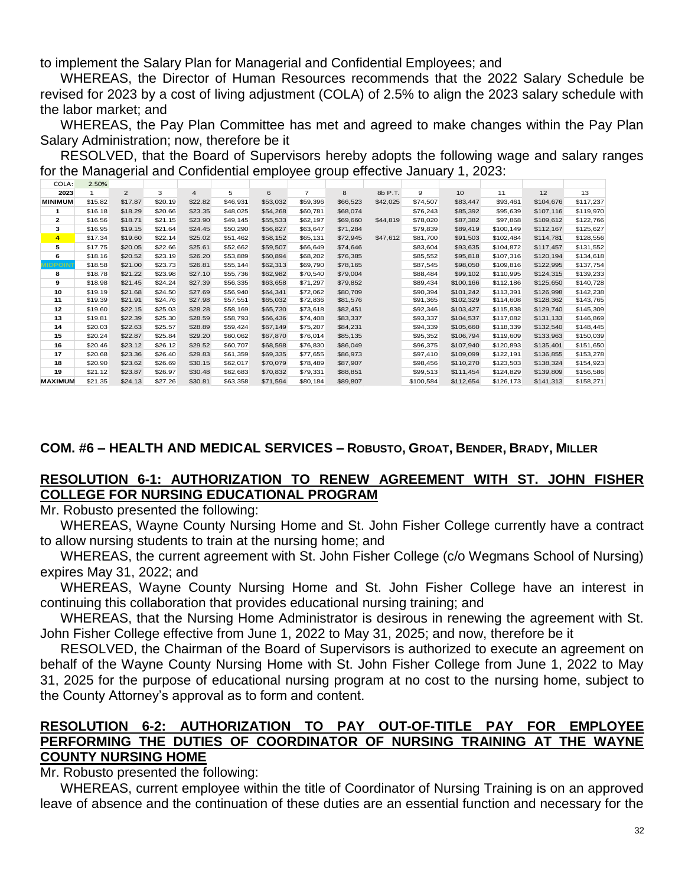to implement the Salary Plan for Managerial and Confidential Employees; and

WHEREAS, the Director of Human Resources recommends that the 2022 Salary Schedule be revised for 2023 by a cost of living adjustment (COLA) of 2.5% to align the 2023 salary schedule with the labor market; and

WHEREAS, the Pay Plan Committee has met and agreed to make changes within the Pay Plan Salary Administration; now, therefore be it

RESOLVED, that the Board of Supervisors hereby adopts the following wage and salary ranges for the Managerial and Confidential employee group effective January 1, 2023:

| COLA: | 2.50% | | | | | | | | | | | | | |
|---|---|---|---|---|---|---|---|---|---|---|---|---|---|---|
| 2023 | 1 | 2 | 3 | 4 | 5 | 6 | 7 | 8 | 8b P.T. | 9 | 10 | 11 | 12 | 13 |
| MINIMUM | $15.82 | $17.87 | $20.19 | $22.82 | $46,931 | $53,032 | $59,396 | $66,523 | $42,025 | $74,507 | $83,447 | $93,461 | $104,676 | $117,237 |
| 1 | $16.18 | $18.29 | $20.66 | $23.35 | $48,025 | $54,268 | $60,781 | $68,074 | | $76,243 | $85,392 | $95,639 | $107,116 | $119,970 |
| 2 | $16.56 | $18.71 | $21.15 | $23.90 | $49,145 | $55,533 | $62,197 | $69,660 | $44,819 | $78,020 | $87,382 | $97,868 | $109,612 | $122,766 |
| 3 | $16.95 | $19.15 | $21.64 | $24.45 | $50,290 | $56,827 | $63,647 | $71,284 | | $79,839 | $89,419 | $100,149 | $112,167 | $125,627 |
| 4 | $17.34 | $19.60 | $22.14 | $25.02 | $51,462 | $58,152 | $65,131 | $72,945 | $47,612 | $81,700 | $91,503 | $102,484 | $114,781 | $128,556 |
| 5 | $17.75 | $20.05 | $22.66 | $25.61 | $52,662 | $59,507 | $66,649 | $74,646 | | $83,604 | $93,635 | $104,872 | $117,457 | $131,552 |
| 6 | $18.16 | $20.52 | $23.19 | $26.20 | $53,889 | $60,894 | $68,202 | $76,385 | | $85,552 | $95,818 | $107,316 | $120,194 | $134,618 |
| MIDPOINT | $18.58 | $21.00 | $23.73 | $26.81 | $55,144 | $62,313 | $69,790 | $78,165 | | $87,545 | $98,050 | $109,816 | $122,995 | $137,754 |
| 8 | $18.78 | $21.22 | $23.98 | $27.10 | $55,736 | $62,982 | $70,540 | $79,004 | | $88,484 | $99,102 | $110,995 | $124,315 | $139,233 |
| 9 | $18.98 | $21.45 | $24.24 | $27.39 | $56,335 | $63,658 | $71,297 | $79,852 | | $89,434 | $100,166 | $112,186 | $125,650 | $140,728 |
| 10 | $19.19 | $21.68 | $24.50 | $27.69 | $56,940 | $64,341 | $72,062 | $80,709 | | $90,394 | $101,242 | $113,391 | $126,998 | $142,238 |
| 11 | $19.39 | $21.91 | $24.76 | $27.98 | $57,551 | $65,032 | $72,836 | $81,576 | | $91,365 | $102,329 | $114,608 | $128,362 | $143,765 |
| 12 | $19.60 | $22.15 | $25.03 | $28.28 | $58,169 | $65,730 | $73,618 | $82,451 | | $92,346 | $103,427 | $115,838 | $129,740 | $145,309 |
| 13 | $19.81 | $22.39 | $25.30 | $28.59 | $58,793 | $66,436 | $74,408 | $83,337 | | $93,337 | $104,537 | $117,082 | $131,133 | $146,869 |
| 14 | $20.03 | $22.63 | $25.57 | $28.89 | $59,424 | $67,149 | $75,207 | $84,231 | | $94,339 | $105,660 | $118,339 | $132,540 | $148,445 |
| 15 | $20.24 | $22.87 | $25.84 | $29.20 | $60,062 | $67,870 | $76,014 | $85,135 | | $95,352 | $106,794 | $119,609 | $133,963 | $150,039 |
| 16 | $20.46 | $23.12 | $26.12 | $29.52 | $60,707 | $68,598 | $76,830 | $86,049 | | $96,375 | $107,940 | $120,893 | $135,401 | $151,650 |
| 17 | $20.68 | $23.36 | $26.40 | $29.83 | $61,359 | $69,335 | $77,655 | $86,973 | | $97,410 | $109,099 | $122,191 | $136,855 | $153,278 |
| 18 | $20.90 | $23.62 | $26.69 | $30.15 | $62,017 | $70,079 | $78,489 | $87,907 | | $98,456 | $110,270 | $123,503 | $138,324 | $154,923 |
| 19 | $21.12 | $23.87 | $26.97 | $30.48 | $62,683 | $70,832 | $79,331 | $88,851 | | $99,513 | $111,454 | $124,829 | $139,809 | $156,586 |
| MAXIMUM | $21.35 | $24.13 | $27.26 | $30.81 | $63,358 | $71,594 | $80,184 | $89,807 | | $100,584 | $112,654 | $126,173 | $141,313 | $158,271 |

## COM. #6 – HEALTH AND MEDICAL SERVICES – ROBUSTO, GROAT, BENDER, BRADY, MILLER

### RESOLUTION 6-1: AUTHORIZATION TO RENEW AGREEMENT WITH ST. JOHN FISHER COLLEGE FOR NURSING EDUCATIONAL PROGRAM

Mr. Robusto presented the following:

WHEREAS, Wayne County Nursing Home and St. John Fisher College currently have a contract to allow nursing students to train at the nursing home; and

WHEREAS, the current agreement with St. John Fisher College (c/o Wegmans School of Nursing) expires May 31, 2022; and

WHEREAS, Wayne County Nursing Home and St. John Fisher College have an interest in continuing this collaboration that provides educational nursing training; and

WHEREAS, that the Nursing Home Administrator is desirous in renewing the agreement with St. John Fisher College effective from June 1, 2022 to May 31, 2025; and now, therefore be it

RESOLVED, the Chairman of the Board of Supervisors is authorized to execute an agreement on behalf of the Wayne County Nursing Home with St. John Fisher College from June 1, 2022 to May 31, 2025 for the purpose of educational nursing program at no cost to the nursing home, subject to the County Attorney's approval as to form and content.

### RESOLUTION 6-2: AUTHORIZATION TO PAY OUT-OF-TITLE PAY FOR EMPLOYEE PERFORMING THE DUTIES OF COORDINATOR OF NURSING TRAINING AT THE WAYNE COUNTY NURSING HOME

Mr. Robusto presented the following:

WHEREAS, current employee within the title of Coordinator of Nursing Training is on an approved leave of absence and the continuation of these duties are an essential function and necessary for the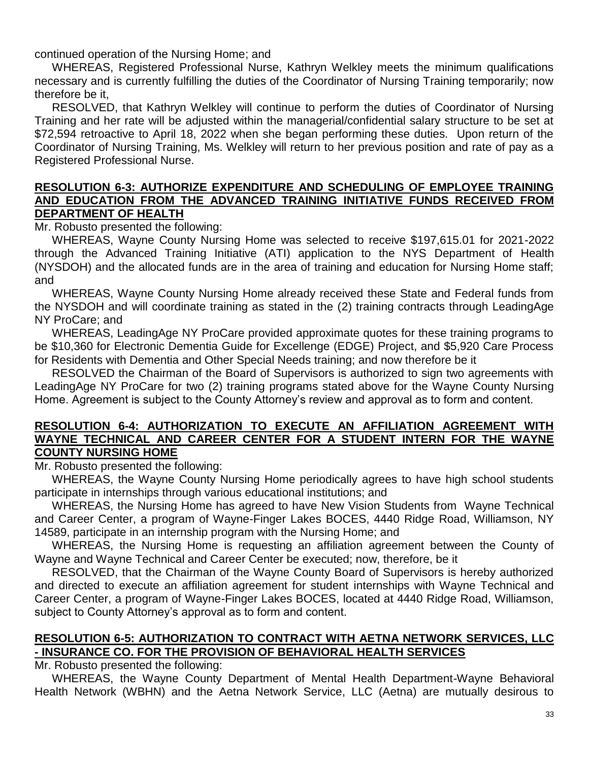continued operation of the Nursing Home; and

WHEREAS, Registered Professional Nurse, Kathryn Welkley meets the minimum qualifications necessary and is currently fulfilling the duties of the Coordinator of Nursing Training temporarily; now therefore be it,

RESOLVED, that Kathryn Welkley will continue to perform the duties of Coordinator of Nursing Training and her rate will be adjusted within the managerial/confidential salary structure to be set at $72,594 retroactive to April 18, 2022 when she began performing these duties. Upon return of the Coordinator of Nursing Training, Ms. Welkley will return to her previous position and rate of pay as a Registered Professional Nurse.

**RESOLUTION 6-3: AUTHORIZE EXPENDITURE AND SCHEDULING OF EMPLOYEE TRAINING AND EDUCATION FROM THE ADVANCED TRAINING INITIATIVE FUNDS RECEIVED FROM DEPARTMENT OF HEALTH**

Mr. Robusto presented the following:

WHEREAS, Wayne County Nursing Home was selected to receive $197,615.01 for 2021-2022 through the Advanced Training Initiative (ATI) application to the NYS Department of Health (NYSDOH) and the allocated funds are in the area of training and education for Nursing Home staff; and

WHEREAS, Wayne County Nursing Home already received these State and Federal funds from the NYSDOH and will coordinate training as stated in the (2) training contracts through LeadingAge NY ProCare; and

WHEREAS, LeadingAge NY ProCare provided approximate quotes for these training programs to be $10,360 for Electronic Dementia Guide for Excellenge (EDGE) Project, and $5,920 Care Process for Residents with Dementia and Other Special Needs training; and now therefore be it

RESOLVED the Chairman of the Board of Supervisors is authorized to sign two agreements with LeadingAge NY ProCare for two (2) training programs stated above for the Wayne County Nursing Home. Agreement is subject to the County Attorney's review and approval as to form and content.

**RESOLUTION 6-4: AUTHORIZATION TO EXECUTE AN AFFILIATION AGREEMENT WITH WAYNE TECHNICAL AND CAREER CENTER FOR A STUDENT INTERN FOR THE WAYNE COUNTY NURSING HOME**

Mr. Robusto presented the following:

WHEREAS, the Wayne County Nursing Home periodically agrees to have high school students participate in internships through various educational institutions; and

WHEREAS, the Nursing Home has agreed to have New Vision Students from Wayne Technical and Career Center, a program of Wayne-Finger Lakes BOCES, 4440 Ridge Road, Williamson, NY 14589, participate in an internship program with the Nursing Home; and

WHEREAS, the Nursing Home is requesting an affiliation agreement between the County of Wayne and Wayne Technical and Career Center be executed; now, therefore, be it

RESOLVED, that the Chairman of the Wayne County Board of Supervisors is hereby authorized and directed to execute an affiliation agreement for student internships with Wayne Technical and Career Center, a program of Wayne-Finger Lakes BOCES, located at 4440 Ridge Road, Williamson, subject to County Attorney's approval as to form and content.

**RESOLUTION 6-5: AUTHORIZATION TO CONTRACT WITH AETNA NETWORK SERVICES, LLC - INSURANCE CO. FOR THE PROVISION OF BEHAVIORAL HEALTH SERVICES**

Mr. Robusto presented the following:

WHEREAS, the Wayne County Department of Mental Health Department-Wayne Behavioral Health Network (WBHN) and the Aetna Network Service, LLC (Aetna) are mutually desirous to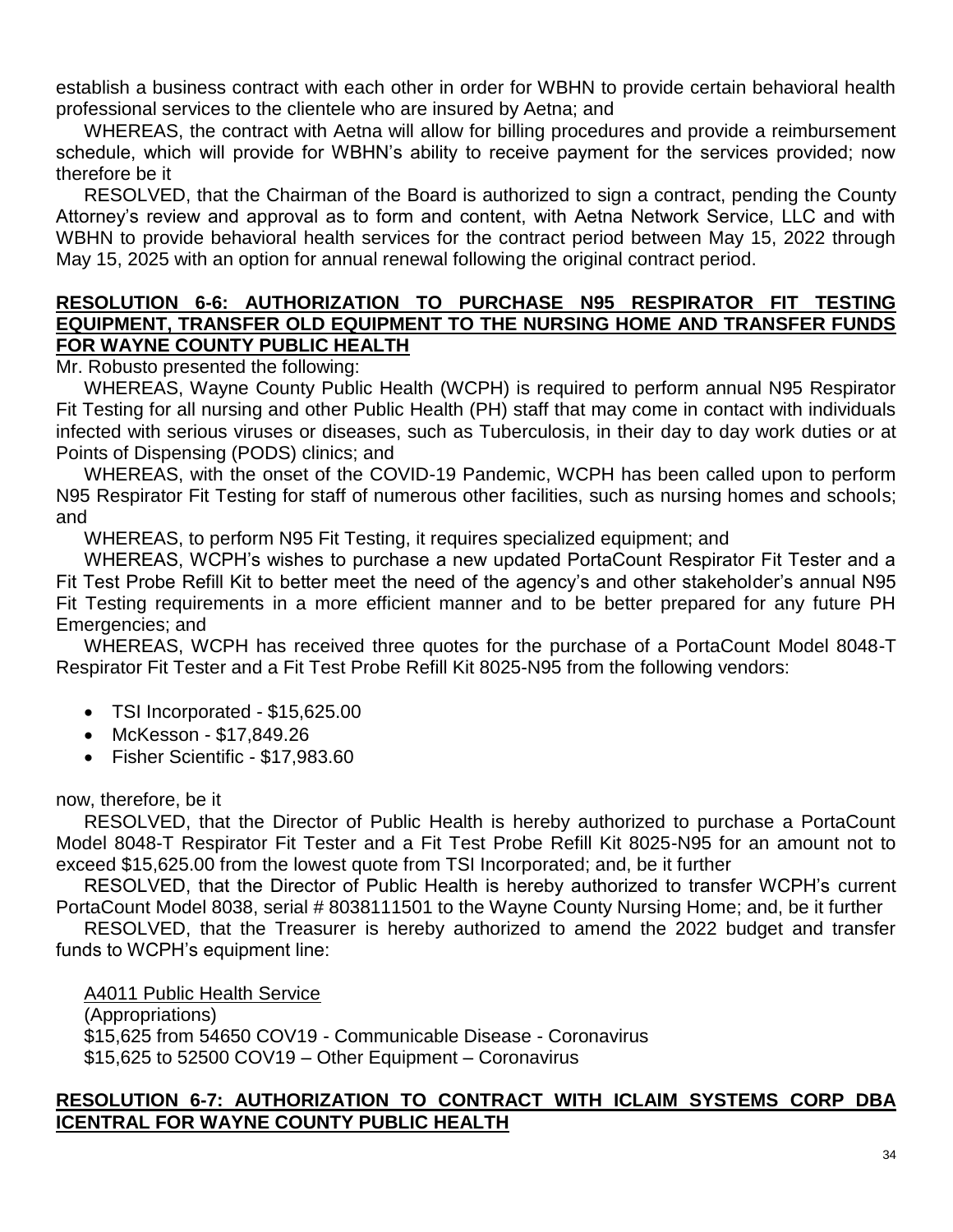establish a business contract with each other in order for WBHN to provide certain behavioral health professional services to the clientele who are insured by Aetna; and

WHEREAS, the contract with Aetna will allow for billing procedures and provide a reimbursement schedule, which will provide for WBHN's ability to receive payment for the services provided; now therefore be it

RESOLVED, that the Chairman of the Board is authorized to sign a contract, pending the County Attorney's review and approval as to form and content, with Aetna Network Service, LLC and with WBHN to provide behavioral health services for the contract period between May 15, 2022 through May 15, 2025 with an option for annual renewal following the original contract period.

**RESOLUTION 6-6: AUTHORIZATION TO PURCHASE N95 RESPIRATOR FIT TESTING EQUIPMENT, TRANSFER OLD EQUIPMENT TO THE NURSING HOME AND TRANSFER FUNDS FOR WAYNE COUNTY PUBLIC HEALTH**

Mr. Robusto presented the following:

WHEREAS, Wayne County Public Health (WCPH) is required to perform annual N95 Respirator Fit Testing for all nursing and other Public Health (PH) staff that may come in contact with individuals infected with serious viruses or diseases, such as Tuberculosis, in their day to day work duties or at Points of Dispensing (PODS) clinics; and

WHEREAS, with the onset of the COVID-19 Pandemic, WCPH has been called upon to perform N95 Respirator Fit Testing for staff of numerous other facilities, such as nursing homes and schools; and

WHEREAS, to perform N95 Fit Testing, it requires specialized equipment; and

WHEREAS, WCPH's wishes to purchase a new updated PortaCount Respirator Fit Tester and a Fit Test Probe Refill Kit to better meet the need of the agency's and other stakeholder's annual N95 Fit Testing requirements in a more efficient manner and to be better prepared for any future PH Emergencies; and

WHEREAS, WCPH has received three quotes for the purchase of a PortaCount Model 8048-T Respirator Fit Tester and a Fit Test Probe Refill Kit 8025-N95 from the following vendors:

- TSI Incorporated - $15,625.00
- McKesson - $17,849.26
- Fisher Scientific - $17,983.60

now, therefore, be it

RESOLVED, that the Director of Public Health is hereby authorized to purchase a PortaCount Model 8048-T Respirator Fit Tester and a Fit Test Probe Refill Kit 8025-N95 for an amount not to exceed $15,625.00 from the lowest quote from TSI Incorporated; and, be it further

RESOLVED, that the Director of Public Health is hereby authorized to transfer WCPH's current PortaCount Model 8038, serial # 8038111501 to the Wayne County Nursing Home; and, be it further

RESOLVED, that the Treasurer is hereby authorized to amend the 2022 budget and transfer funds to WCPH's equipment line:

A4011 Public Health Service
(Appropriations)
$15,625 from 54650 COV19 - Communicable Disease - Coronavirus
$15,625 to 52500 COV19 – Other Equipment – Coronavirus

**RESOLUTION 6-7: AUTHORIZATION TO CONTRACT WITH ICLAIM SYSTEMS CORP DBA ICENTRAL FOR WAYNE COUNTY PUBLIC HEALTH**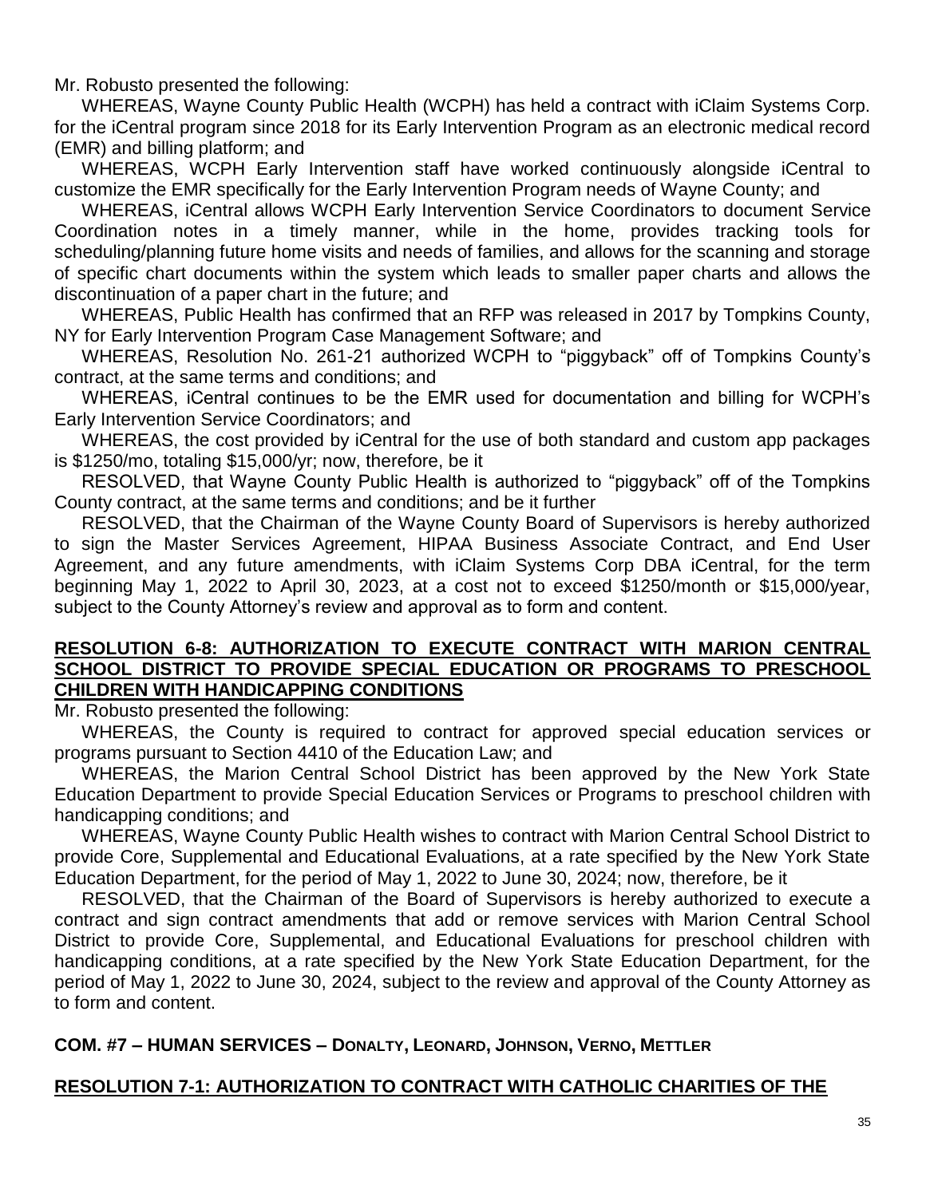Mr. Robusto presented the following:

WHEREAS, Wayne County Public Health (WCPH) has held a contract with iClaim Systems Corp. for the iCentral program since 2018 for its Early Intervention Program as an electronic medical record (EMR) and billing platform; and

WHEREAS, WCPH Early Intervention staff have worked continuously alongside iCentral to customize the EMR specifically for the Early Intervention Program needs of Wayne County; and

WHEREAS, iCentral allows WCPH Early Intervention Service Coordinators to document Service Coordination notes in a timely manner, while in the home, provides tracking tools for scheduling/planning future home visits and needs of families, and allows for the scanning and storage of specific chart documents within the system which leads to smaller paper charts and allows the discontinuation of a paper chart in the future; and

WHEREAS, Public Health has confirmed that an RFP was released in 2017 by Tompkins County, NY for Early Intervention Program Case Management Software; and

WHEREAS, Resolution No. 261-21 authorized WCPH to "piggyback" off of Tompkins County's contract, at the same terms and conditions; and

WHEREAS, iCentral continues to be the EMR used for documentation and billing for WCPH's Early Intervention Service Coordinators; and

WHEREAS, the cost provided by iCentral for the use of both standard and custom app packages is $1250/mo, totaling $15,000/yr; now, therefore, be it

RESOLVED, that Wayne County Public Health is authorized to "piggyback" off of the Tompkins County contract, at the same terms and conditions; and be it further

RESOLVED, that the Chairman of the Wayne County Board of Supervisors is hereby authorized to sign the Master Services Agreement, HIPAA Business Associate Contract, and End User Agreement, and any future amendments, with iClaim Systems Corp DBA iCentral, for the term beginning May 1, 2022 to April 30, 2023, at a cost not to exceed $1250/month or $15,000/year, subject to the County Attorney's review and approval as to form and content.

**RESOLUTION 6-8: AUTHORIZATION TO EXECUTE CONTRACT WITH MARION CENTRAL SCHOOL DISTRICT TO PROVIDE SPECIAL EDUCATION OR PROGRAMS TO PRESCHOOL CHILDREN WITH HANDICAPPING CONDITIONS**

Mr. Robusto presented the following:

WHEREAS, the County is required to contract for approved special education services or programs pursuant to Section 4410 of the Education Law; and

WHEREAS, the Marion Central School District has been approved by the New York State Education Department to provide Special Education Services or Programs to preschool children with handicapping conditions; and

WHEREAS, Wayne County Public Health wishes to contract with Marion Central School District to provide Core, Supplemental and Educational Evaluations, at a rate specified by the New York State Education Department, for the period of May 1, 2022 to June 30, 2024; now, therefore, be it

RESOLVED, that the Chairman of the Board of Supervisors is hereby authorized to execute a contract and sign contract amendments that add or remove services with Marion Central School District to provide Core, Supplemental, and Educational Evaluations for preschool children with handicapping conditions, at a rate specified by the New York State Education Department, for the period of May 1, 2022 to June 30, 2024, subject to the review and approval of the County Attorney as to form and content.

**COM. #7 – HUMAN SERVICES – DONALTY, LEONARD, JOHNSON, VERNO, METTLER**

**RESOLUTION 7-1: AUTHORIZATION TO CONTRACT WITH CATHOLIC CHARITIES OF THE**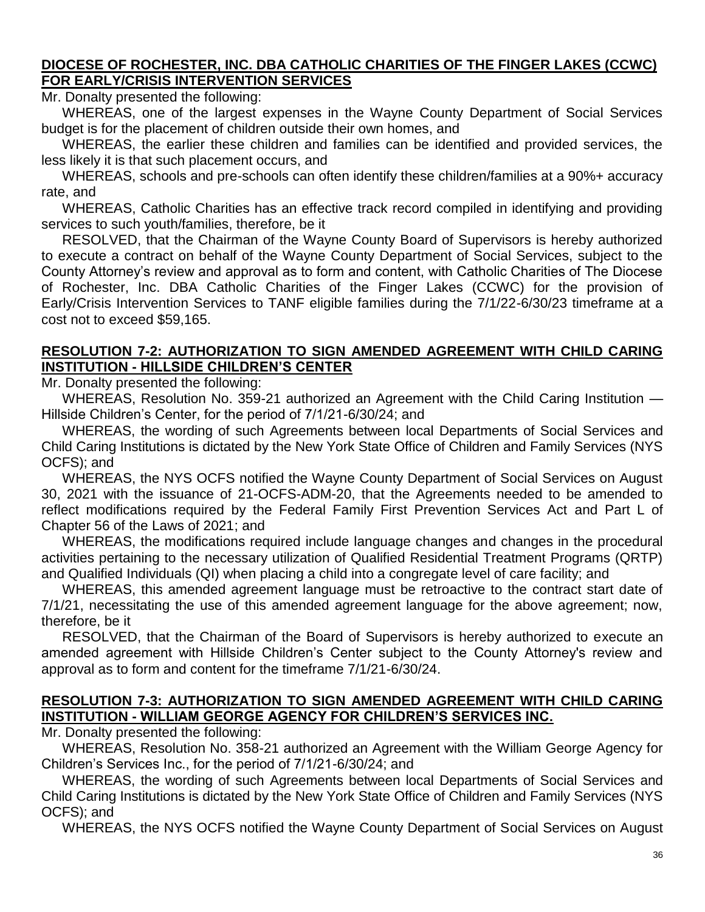**DIOCESE OF ROCHESTER, INC. DBA CATHOLIC CHARITIES OF THE FINGER LAKES (CCWC) FOR EARLY/CRISIS INTERVENTION SERVICES**

Mr. Donalty presented the following:

WHEREAS, one of the largest expenses in the Wayne County Department of Social Services budget is for the placement of children outside their own homes, and

WHEREAS, the earlier these children and families can be identified and provided services, the less likely it is that such placement occurs, and

WHEREAS, schools and pre-schools can often identify these children/families at a 90%+ accuracy rate, and

WHEREAS, Catholic Charities has an effective track record compiled in identifying and providing services to such youth/families, therefore, be it

RESOLVED, that the Chairman of the Wayne County Board of Supervisors is hereby authorized to execute a contract on behalf of the Wayne County Department of Social Services, subject to the County Attorney's review and approval as to form and content, with Catholic Charities of The Diocese of Rochester, Inc. DBA Catholic Charities of the Finger Lakes (CCWC) for the provision of Early/Crisis Intervention Services to TANF eligible families during the 7/1/22-6/30/23 timeframe at a cost not to exceed $59,165.

**RESOLUTION 7-2: AUTHORIZATION TO SIGN AMENDED AGREEMENT WITH CHILD CARING INSTITUTION - HILLSIDE CHILDREN'S CENTER**

Mr. Donalty presented the following:

WHEREAS, Resolution No. 359-21 authorized an Agreement with the Child Caring Institution — Hillside Children's Center, for the period of 7/1/21-6/30/24; and

WHEREAS, the wording of such Agreements between local Departments of Social Services and Child Caring Institutions is dictated by the New York State Office of Children and Family Services (NYS OCFS); and

WHEREAS, the NYS OCFS notified the Wayne County Department of Social Services on August 30, 2021 with the issuance of 21-OCFS-ADM-20, that the Agreements needed to be amended to reflect modifications required by the Federal Family First Prevention Services Act and Part L of Chapter 56 of the Laws of 2021; and

WHEREAS, the modifications required include language changes and changes in the procedural activities pertaining to the necessary utilization of Qualified Residential Treatment Programs (QRTP) and Qualified Individuals (QI) when placing a child into a congregate level of care facility; and

WHEREAS, this amended agreement language must be retroactive to the contract start date of 7/1/21, necessitating the use of this amended agreement language for the above agreement; now, therefore, be it

RESOLVED, that the Chairman of the Board of Supervisors is hereby authorized to execute an amended agreement with Hillside Children's Center subject to the County Attorney's review and approval as to form and content for the timeframe 7/1/21-6/30/24.

**RESOLUTION 7-3: AUTHORIZATION TO SIGN AMENDED AGREEMENT WITH CHILD CARING INSTITUTION - WILLIAM GEORGE AGENCY FOR CHILDREN'S SERVICES INC.**

Mr. Donalty presented the following:

WHEREAS, Resolution No. 358-21 authorized an Agreement with the William George Agency for Children's Services Inc., for the period of 7/1/21-6/30/24; and

WHEREAS, the wording of such Agreements between local Departments of Social Services and Child Caring Institutions is dictated by the New York State Office of Children and Family Services (NYS OCFS); and

WHEREAS, the NYS OCFS notified the Wayne County Department of Social Services on August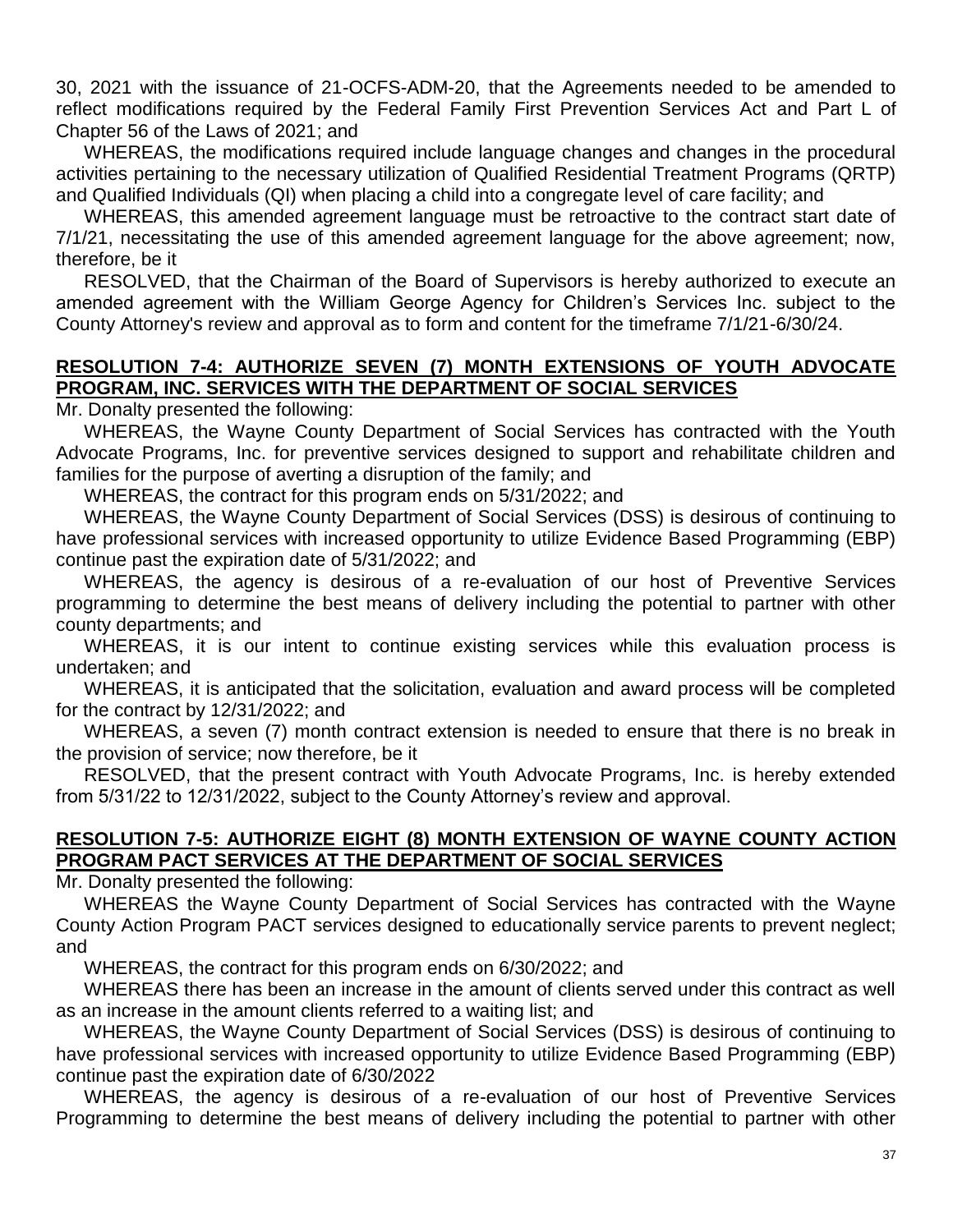30, 2021 with the issuance of 21-OCFS-ADM-20, that the Agreements needed to be amended to reflect modifications required by the Federal Family First Prevention Services Act and Part L of Chapter 56 of the Laws of 2021; and

WHEREAS, the modifications required include language changes and changes in the procedural activities pertaining to the necessary utilization of Qualified Residential Treatment Programs (QRTP) and Qualified Individuals (QI) when placing a child into a congregate level of care facility; and

WHEREAS, this amended agreement language must be retroactive to the contract start date of 7/1/21, necessitating the use of this amended agreement language for the above agreement; now, therefore, be it

RESOLVED, that the Chairman of the Board of Supervisors is hereby authorized to execute an amended agreement with the William George Agency for Children's Services Inc. subject to the County Attorney's review and approval as to form and content for the timeframe 7/1/21-6/30/24.

**RESOLUTION 7-4: AUTHORIZE SEVEN (7) MONTH EXTENSIONS OF YOUTH ADVOCATE PROGRAM, INC. SERVICES WITH THE DEPARTMENT OF SOCIAL SERVICES**

Mr. Donalty presented the following:

WHEREAS, the Wayne County Department of Social Services has contracted with the Youth Advocate Programs, Inc. for preventive services designed to support and rehabilitate children and families for the purpose of averting a disruption of the family; and

WHEREAS, the contract for this program ends on 5/31/2022; and

WHEREAS, the Wayne County Department of Social Services (DSS) is desirous of continuing to have professional services with increased opportunity to utilize Evidence Based Programming (EBP) continue past the expiration date of 5/31/2022; and

WHEREAS, the agency is desirous of a re-evaluation of our host of Preventive Services programming to determine the best means of delivery including the potential to partner with other county departments; and

WHEREAS, it is our intent to continue existing services while this evaluation process is undertaken; and

WHEREAS, it is anticipated that the solicitation, evaluation and award process will be completed for the contract by 12/31/2022; and

WHEREAS, a seven (7) month contract extension is needed to ensure that there is no break in the provision of service; now therefore, be it

RESOLVED, that the present contract with Youth Advocate Programs, Inc. is hereby extended from 5/31/22 to 12/31/2022, subject to the County Attorney's review and approval.

**RESOLUTION 7-5: AUTHORIZE EIGHT (8) MONTH EXTENSION OF WAYNE COUNTY ACTION PROGRAM PACT SERVICES AT THE DEPARTMENT OF SOCIAL SERVICES**

Mr. Donalty presented the following:

WHEREAS the Wayne County Department of Social Services has contracted with the Wayne County Action Program PACT services designed to educationally service parents to prevent neglect; and

WHEREAS, the contract for this program ends on 6/30/2022; and

WHEREAS there has been an increase in the amount of clients served under this contract as well as an increase in the amount clients referred to a waiting list; and

WHEREAS, the Wayne County Department of Social Services (DSS) is desirous of continuing to have professional services with increased opportunity to utilize Evidence Based Programming (EBP) continue past the expiration date of 6/30/2022

WHEREAS, the agency is desirous of a re-evaluation of our host of Preventive Services Programming to determine the best means of delivery including the potential to partner with other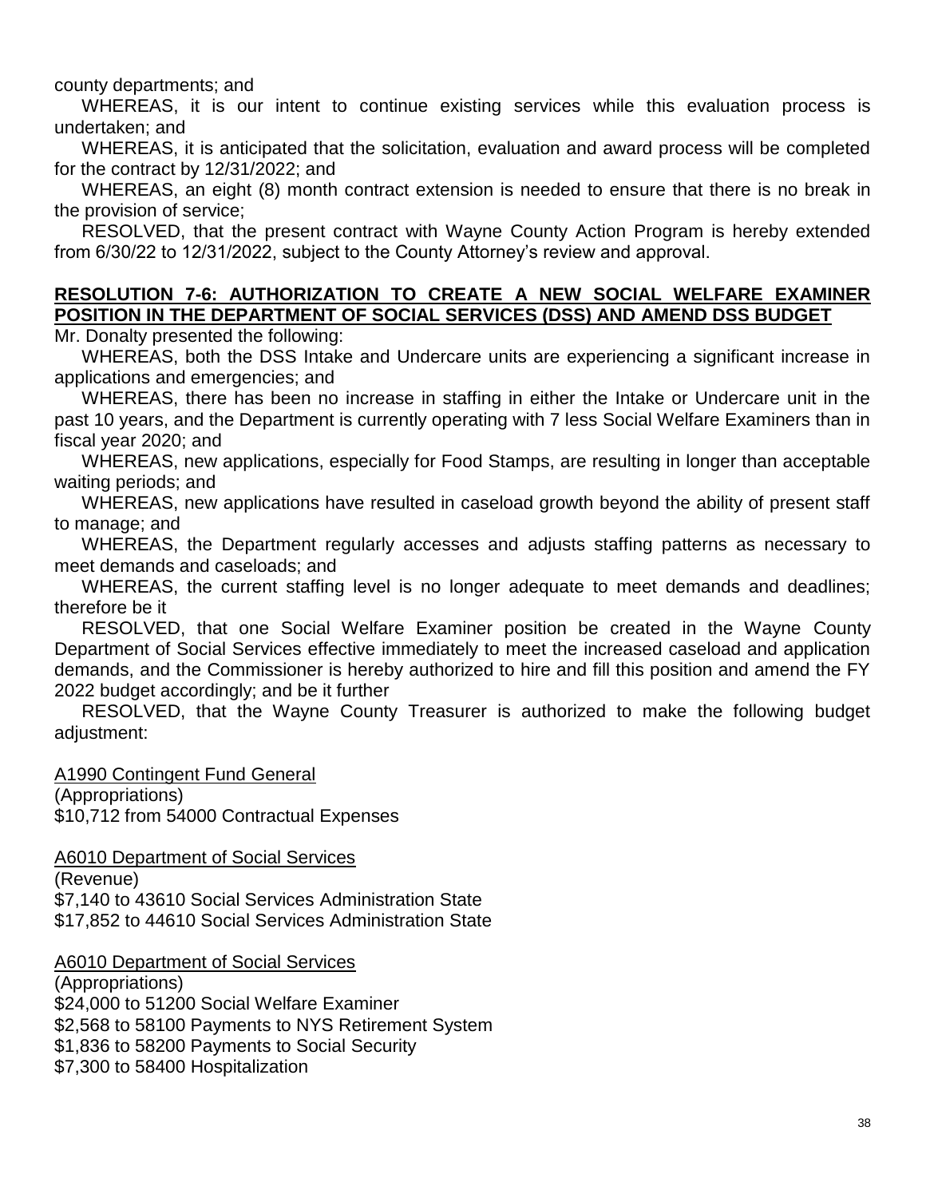county departments; and

WHEREAS, it is our intent to continue existing services while this evaluation process is undertaken; and

WHEREAS, it is anticipated that the solicitation, evaluation and award process will be completed for the contract by 12/31/2022; and

WHEREAS, an eight (8) month contract extension is needed to ensure that there is no break in the provision of service;

RESOLVED, that the present contract with Wayne County Action Program is hereby extended from 6/30/22 to 12/31/2022, subject to the County Attorney's review and approval.

## RESOLUTION 7-6: AUTHORIZATION TO CREATE A NEW SOCIAL WELFARE EXAMINER POSITION IN THE DEPARTMENT OF SOCIAL SERVICES (DSS) AND AMEND DSS BUDGET

Mr. Donalty presented the following:

WHEREAS, both the DSS Intake and Undercare units are experiencing a significant increase in applications and emergencies; and

WHEREAS, there has been no increase in staffing in either the Intake or Undercare unit in the past 10 years, and the Department is currently operating with 7 less Social Welfare Examiners than in fiscal year 2020; and

WHEREAS, new applications, especially for Food Stamps, are resulting in longer than acceptable waiting periods; and

WHEREAS, new applications have resulted in caseload growth beyond the ability of present staff to manage; and

WHEREAS, the Department regularly accesses and adjusts staffing patterns as necessary to meet demands and caseloads; and

WHEREAS, the current staffing level is no longer adequate to meet demands and deadlines; therefore be it

RESOLVED, that one Social Welfare Examiner position be created in the Wayne County Department of Social Services effective immediately to meet the increased caseload and application demands, and the Commissioner is hereby authorized to hire and fill this position and amend the FY 2022 budget accordingly; and be it further

RESOLVED, that the Wayne County Treasurer is authorized to make the following budget adjustment:

A1990 Contingent Fund General
(Appropriations)
$10,712 from 54000 Contractual Expenses

A6010 Department of Social Services
(Revenue)
$7,140 to 43610 Social Services Administration State
$17,852 to 44610 Social Services Administration State

A6010 Department of Social Services
(Appropriations)
$24,000 to 51200 Social Welfare Examiner
$2,568 to 58100 Payments to NYS Retirement System
$1,836 to 58200 Payments to Social Security
$7,300 to 58400 Hospitalization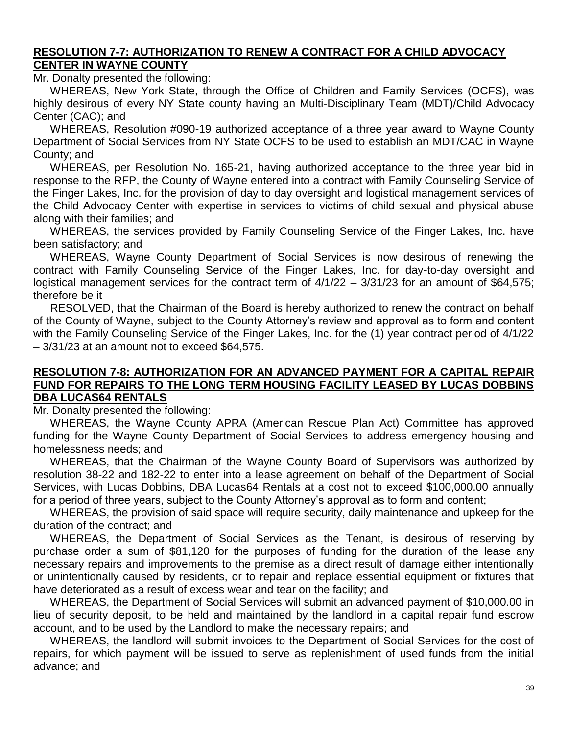## **RESOLUTION 7-7: AUTHORIZATION TO RENEW A CONTRACT FOR A CHILD ADVOCACY CENTER IN WAYNE COUNTY**

Mr. Donalty presented the following:

WHEREAS, New York State, through the Office of Children and Family Services (OCFS), was highly desirous of every NY State county having an Multi-Disciplinary Team (MDT)/Child Advocacy Center (CAC); and

WHEREAS, Resolution #090-19 authorized acceptance of a three year award to Wayne County Department of Social Services from NY State OCFS to be used to establish an MDT/CAC in Wayne County; and

WHEREAS, per Resolution No. 165-21, having authorized acceptance to the three year bid in response to the RFP, the County of Wayne entered into a contract with Family Counseling Service of the Finger Lakes, Inc. for the provision of day to day oversight and logistical management services of the Child Advocacy Center with expertise in services to victims of child sexual and physical abuse along with their families; and

WHEREAS, the services provided by Family Counseling Service of the Finger Lakes, Inc. have been satisfactory; and

WHEREAS, Wayne County Department of Social Services is now desirous of renewing the contract with Family Counseling Service of the Finger Lakes, Inc. for day-to-day oversight and logistical management services for the contract term of 4/1/22 – 3/31/23 for an amount of $64,575; therefore be it

RESOLVED, that the Chairman of the Board is hereby authorized to renew the contract on behalf of the County of Wayne, subject to the County Attorney's review and approval as to form and content with the Family Counseling Service of the Finger Lakes, Inc. for the (1) year contract period of 4/1/22 – 3/31/23 at an amount not to exceed $64,575.

## **RESOLUTION 7-8: AUTHORIZATION FOR AN ADVANCED PAYMENT FOR A CAPITAL REPAIR FUND FOR REPAIRS TO THE LONG TERM HOUSING FACILITY LEASED BY LUCAS DOBBINS DBA LUCAS64 RENTALS**

Mr. Donalty presented the following:

WHEREAS, the Wayne County APRA (American Rescue Plan Act) Committee has approved funding for the Wayne County Department of Social Services to address emergency housing and homelessness needs; and

WHEREAS, that the Chairman of the Wayne County Board of Supervisors was authorized by resolution 38-22 and 182-22 to enter into a lease agreement on behalf of the Department of Social Services, with Lucas Dobbins, DBA Lucas64 Rentals at a cost not to exceed $100,000.00 annually for a period of three years, subject to the County Attorney's approval as to form and content;

WHEREAS, the provision of said space will require security, daily maintenance and upkeep for the duration of the contract; and

WHEREAS, the Department of Social Services as the Tenant, is desirous of reserving by purchase order a sum of $81,120 for the purposes of funding for the duration of the lease any necessary repairs and improvements to the premise as a direct result of damage either intentionally or unintentionally caused by residents, or to repair and replace essential equipment or fixtures that have deteriorated as a result of excess wear and tear on the facility; and

WHEREAS, the Department of Social Services will submit an advanced payment of $10,000.00 in lieu of security deposit, to be held and maintained by the landlord in a capital repair fund escrow account, and to be used by the Landlord to make the necessary repairs; and

WHEREAS, the landlord will submit invoices to the Department of Social Services for the cost of repairs, for which payment will be issued to serve as replenishment of used funds from the initial advance; and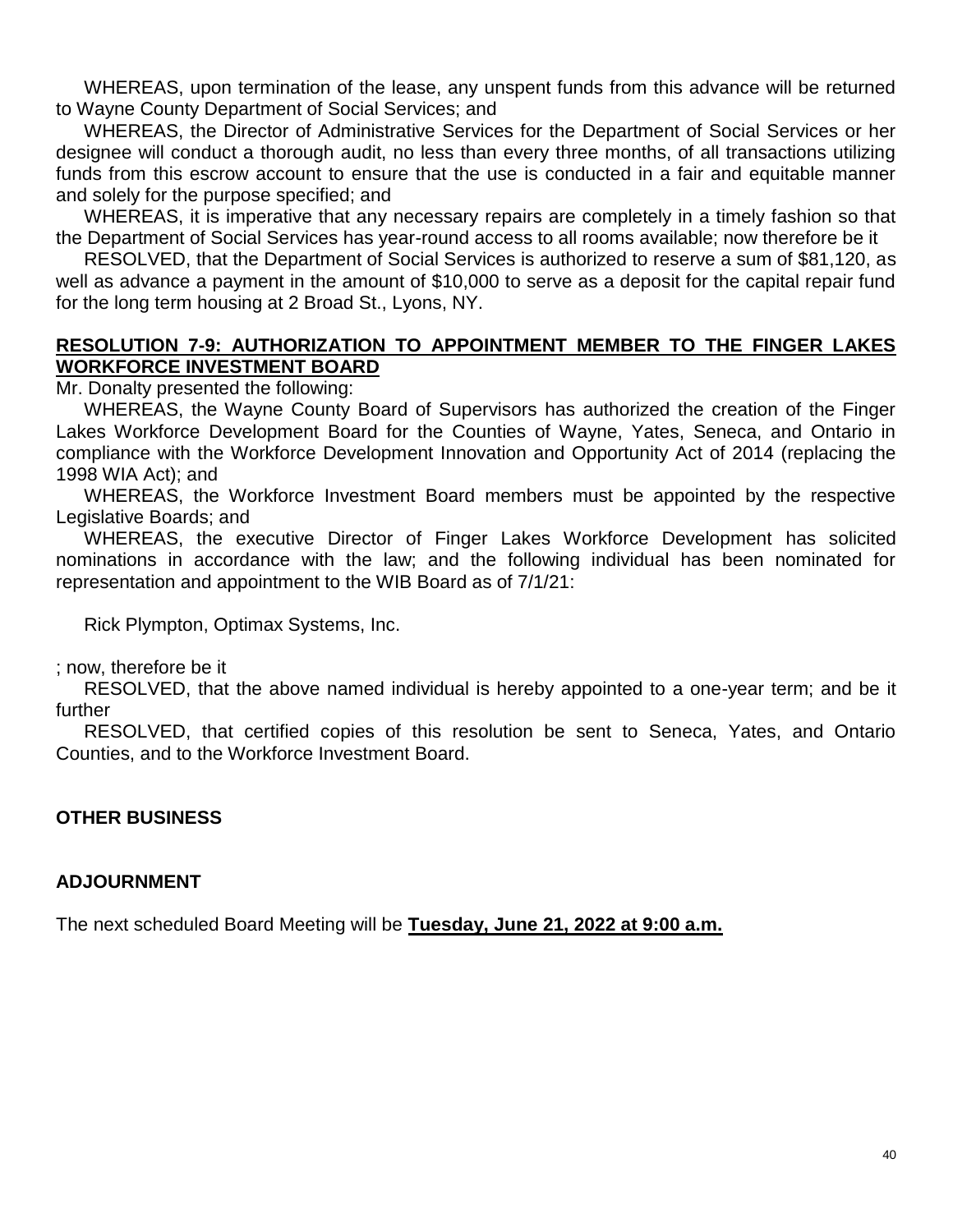WHEREAS, upon termination of the lease, any unspent funds from this advance will be returned to Wayne County Department of Social Services; and

WHEREAS, the Director of Administrative Services for the Department of Social Services or her designee will conduct a thorough audit, no less than every three months, of all transactions utilizing funds from this escrow account to ensure that the use is conducted in a fair and equitable manner and solely for the purpose specified; and

WHEREAS, it is imperative that any necessary repairs are completely in a timely fashion so that the Department of Social Services has year-round access to all rooms available; now therefore be it

RESOLVED, that the Department of Social Services is authorized to reserve a sum of $81,120, as well as advance a payment in the amount of $10,000 to serve as a deposit for the capital repair fund for the long term housing at 2 Broad St., Lyons, NY.

**RESOLUTION 7-9: AUTHORIZATION TO APPOINTMENT MEMBER TO THE FINGER LAKES WORKFORCE INVESTMENT BOARD**

Mr. Donalty presented the following:

WHEREAS, the Wayne County Board of Supervisors has authorized the creation of the Finger Lakes Workforce Development Board for the Counties of Wayne, Yates, Seneca, and Ontario in compliance with the Workforce Development Innovation and Opportunity Act of 2014 (replacing the 1998 WIA Act); and

WHEREAS, the Workforce Investment Board members must be appointed by the respective Legislative Boards; and

WHEREAS, the executive Director of Finger Lakes Workforce Development has solicited nominations in accordance with the law; and the following individual has been nominated for representation and appointment to the WIB Board as of 7/1/21:

Rick Plympton, Optimax Systems, Inc.

; now, therefore be it

RESOLVED, that the above named individual is hereby appointed to a one-year term; and be it further

RESOLVED, that certified copies of this resolution be sent to Seneca, Yates, and Ontario Counties, and to the Workforce Investment Board.

**OTHER BUSINESS**

**ADJOURNMENT**

The next scheduled Board Meeting will be **Tuesday, June 21, 2022 at 9:00 a.m.**